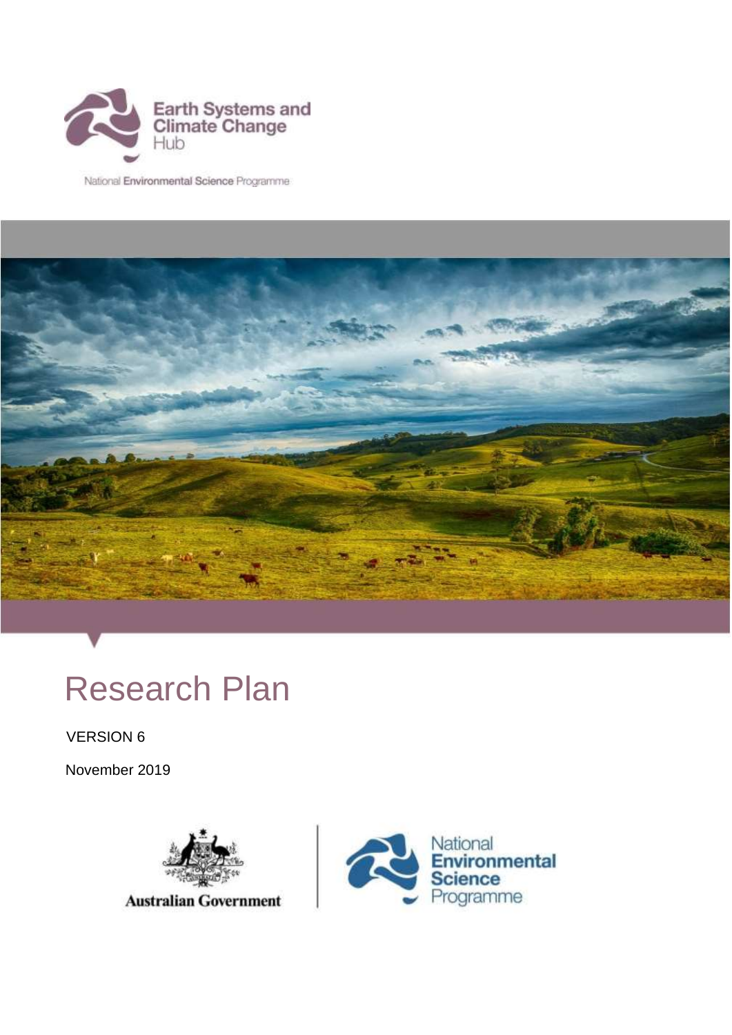Earth Systems and Climate Change Hub

National Environmental Science Programme

# Research Plan

VERSION 6

November 2019

Australian Government

National Environmental Science Programme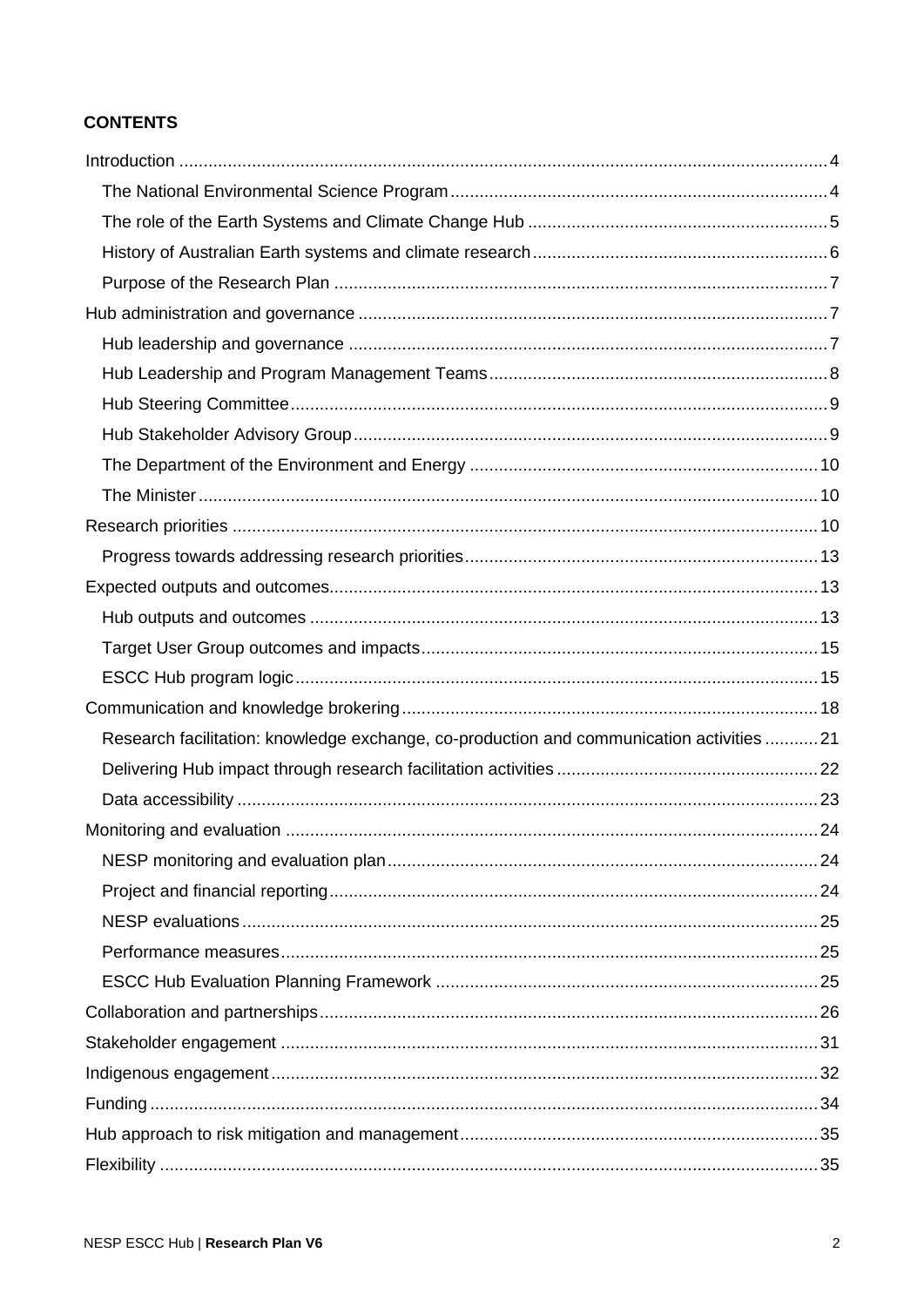**CONTENTS**

- Introduction ..... 4
  - The National Environmental Science Program ..... 4
  - The role of the Earth Systems and Climate Change Hub ..... 5
  - History of Australian Earth systems and climate research ..... 6
  - Purpose of the Research Plan ..... 7
- Hub administration and governance ..... 7
  - Hub leadership and governance ..... 7
  - Hub Leadership and Program Management Teams ..... 8
  - Hub Steering Committee ..... 9
  - Hub Stakeholder Advisory Group ..... 9
  - The Department of the Environment and Energy ..... 10
  - The Minister ..... 10
- Research priorities ..... 10
  - Progress towards addressing research priorities ..... 13
- Expected outputs and outcomes ..... 13
  - Hub outputs and outcomes ..... 13
  - Target User Group outcomes and impacts ..... 15
  - ESCC Hub program logic ..... 15
- Communication and knowledge brokering ..... 18
  - Research facilitation: knowledge exchange, co-production and communication activities ..... 21
  - Delivering Hub impact through research facilitation activities ..... 22
  - Data accessibility ..... 23
- Monitoring and evaluation ..... 24
  - NESP monitoring and evaluation plan ..... 24
  - Project and financial reporting ..... 24
  - NESP evaluations ..... 25
  - Performance measures ..... 25
  - ESCC Hub Evaluation Planning Framework ..... 25
- Collaboration and partnerships ..... 26
- Stakeholder engagement ..... 31
- Indigenous engagement ..... 32
- Funding ..... 34
- Hub approach to risk mitigation and management ..... 35
- Flexibility ..... 35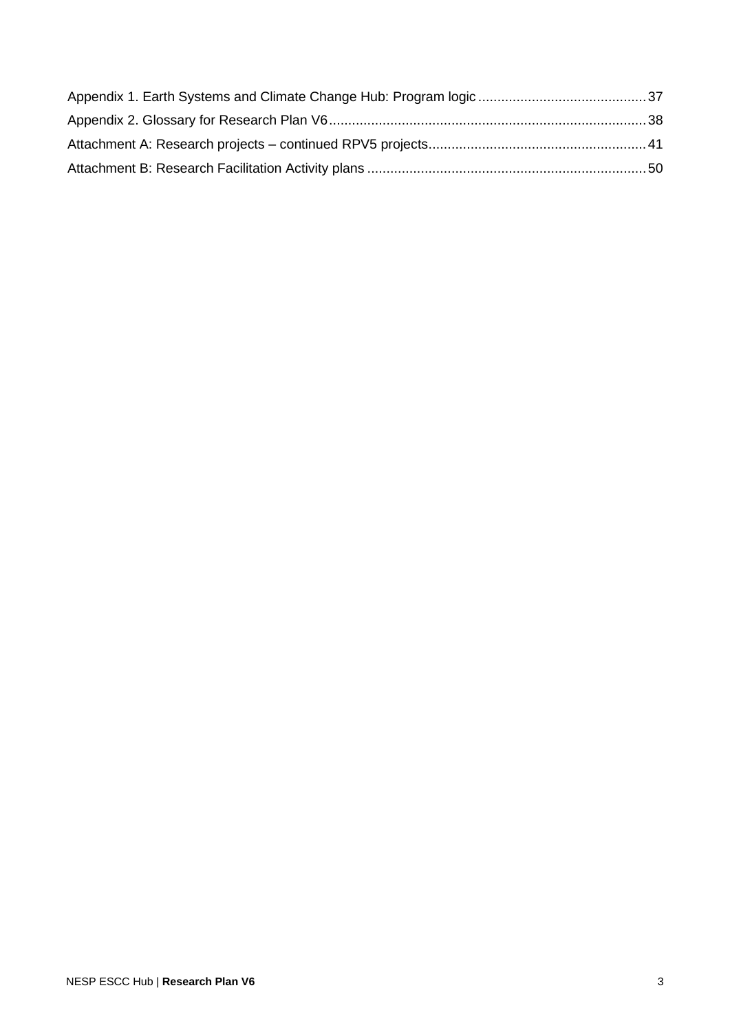Appendix 1. Earth Systems and Climate Change Hub: Program logic ........................................... 37

Appendix 2. Glossary for Research Plan V6 .................................................................................. 38

Attachment A: Research projects – continued RPV5 projects ........................................................ 41

Attachment B: Research Facilitation Activity plans ........................................................................ 50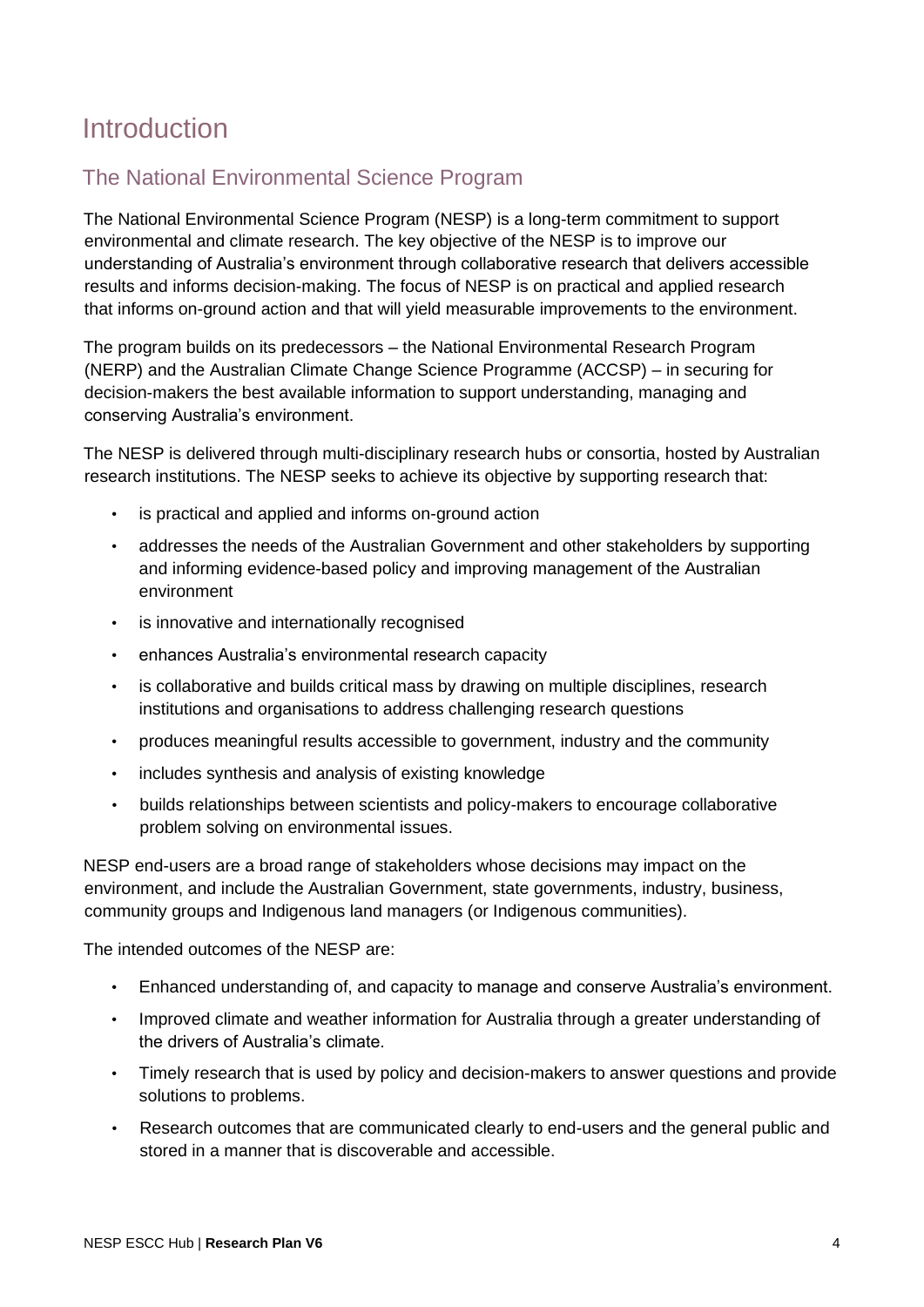# Introduction

## The National Environmental Science Program

The National Environmental Science Program (NESP) is a long-term commitment to support environmental and climate research. The key objective of the NESP is to improve our understanding of Australia's environment through collaborative research that delivers accessible results and informs decision-making. The focus of NESP is on practical and applied research that informs on-ground action and that will yield measurable improvements to the environment.

The program builds on its predecessors – the National Environmental Research Program (NERP) and the Australian Climate Change Science Programme (ACCSP) – in securing for decision-makers the best available information to support understanding, managing and conserving Australia's environment.

The NESP is delivered through multi-disciplinary research hubs or consortia, hosted by Australian research institutions. The NESP seeks to achieve its objective by supporting research that:

- is practical and applied and informs on-ground action
- addresses the needs of the Australian Government and other stakeholders by supporting and informing evidence-based policy and improving management of the Australian environment
- is innovative and internationally recognised
- enhances Australia's environmental research capacity
- is collaborative and builds critical mass by drawing on multiple disciplines, research institutions and organisations to address challenging research questions
- produces meaningful results accessible to government, industry and the community
- includes synthesis and analysis of existing knowledge
- builds relationships between scientists and policy-makers to encourage collaborative problem solving on environmental issues.

NESP end-users are a broad range of stakeholders whose decisions may impact on the environment, and include the Australian Government, state governments, industry, business, community groups and Indigenous land managers (or Indigenous communities).

The intended outcomes of the NESP are:

- Enhanced understanding of, and capacity to manage and conserve Australia's environment.
- Improved climate and weather information for Australia through a greater understanding of the drivers of Australia's climate.
- Timely research that is used by policy and decision-makers to answer questions and provide solutions to problems.
- Research outcomes that are communicated clearly to end-users and the general public and stored in a manner that is discoverable and accessible.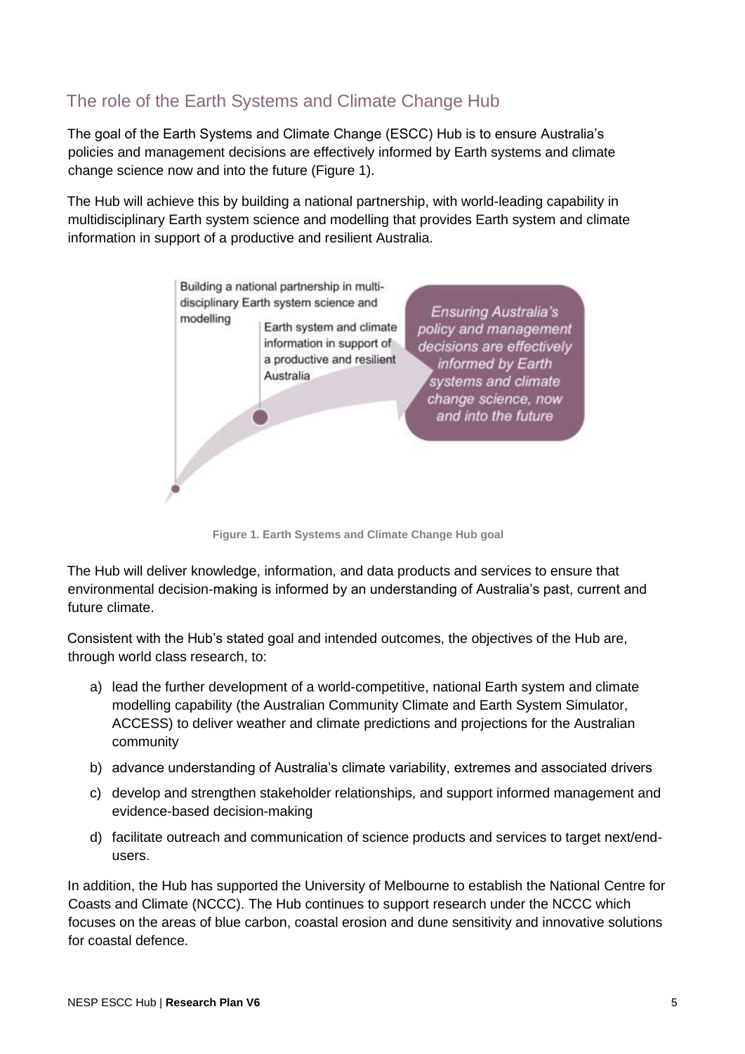## The role of the Earth Systems and Climate Change Hub

The goal of the Earth Systems and Climate Change (ESCC) Hub is to ensure Australia's policies and management decisions are effectively informed by Earth systems and climate change science now and into the future (Figure 1).

The Hub will achieve this by building a national partnership, with world-leading capability in multidisciplinary Earth system science and modelling that provides Earth system and climate information in support of a productive and resilient Australia.

Building a national partnership in multi-disciplinary Earth system science and modelling

Earth system and climate information in support of a productive and resilient Australia

*Ensuring Australia's policy and management decisions are effectively informed by Earth systems and climate change science, now and into the future*

**Figure 1. Earth Systems and Climate Change Hub goal**

The Hub will deliver knowledge, information, and data products and services to ensure that environmental decision-making is informed by an understanding of Australia's past, current and future climate.

Consistent with the Hub's stated goal and intended outcomes, the objectives of the Hub are, through world class research, to:

a) lead the further development of a world-competitive, national Earth system and climate modelling capability (the Australian Community Climate and Earth System Simulator, ACCESS) to deliver weather and climate predictions and projections for the Australian community

b) advance understanding of Australia's climate variability, extremes and associated drivers

c) develop and strengthen stakeholder relationships, and support informed management and evidence-based decision-making

d) facilitate outreach and communication of science products and services to target next/end-users.

In addition, the Hub has supported the University of Melbourne to establish the National Centre for Coasts and Climate (NCCC). The Hub continues to support research under the NCCC which focuses on the areas of blue carbon, coastal erosion and dune sensitivity and innovative solutions for coastal defence.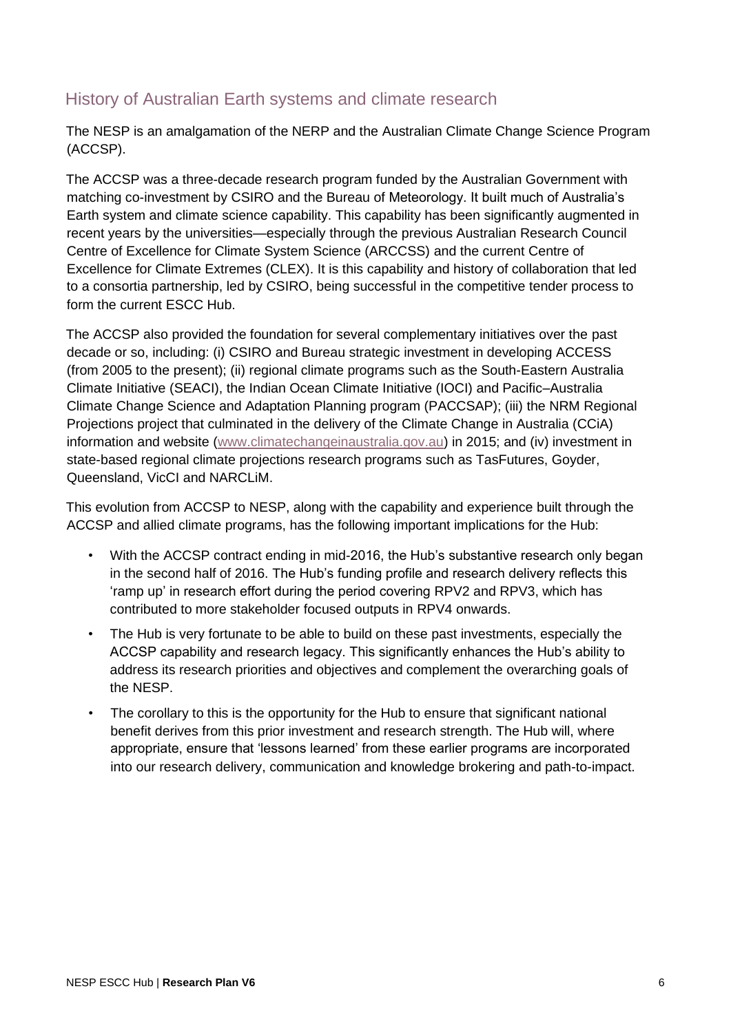## History of Australian Earth systems and climate research

The NESP is an amalgamation of the NERP and the Australian Climate Change Science Program (ACCSP).

The ACCSP was a three-decade research program funded by the Australian Government with matching co-investment by CSIRO and the Bureau of Meteorology. It built much of Australia's Earth system and climate science capability. This capability has been significantly augmented in recent years by the universities—especially through the previous Australian Research Council Centre of Excellence for Climate System Science (ARCCSS) and the current Centre of Excellence for Climate Extremes (CLEX). It is this capability and history of collaboration that led to a consortia partnership, led by CSIRO, being successful in the competitive tender process to form the current ESCC Hub.

The ACCSP also provided the foundation for several complementary initiatives over the past decade or so, including: (i) CSIRO and Bureau strategic investment in developing ACCESS (from 2005 to the present); (ii) regional climate programs such as the South-Eastern Australia Climate Initiative (SEACI), the Indian Ocean Climate Initiative (IOCI) and Pacific–Australia Climate Change Science and Adaptation Planning program (PACCSAP); (iii) the NRM Regional Projections project that culminated in the delivery of the Climate Change in Australia (CCiA) information and website (www.climatechangeinaustralia.gov.au) in 2015; and (iv) investment in state-based regional climate projections research programs such as TasFutures, Goyder, Queensland, VicCI and NARCLiM.

This evolution from ACCSP to NESP, along with the capability and experience built through the ACCSP and allied climate programs, has the following important implications for the Hub:

- With the ACCSP contract ending in mid-2016, the Hub's substantive research only began in the second half of 2016. The Hub's funding profile and research delivery reflects this 'ramp up' in research effort during the period covering RPV2 and RPV3, which has contributed to more stakeholder focused outputs in RPV4 onwards.
- The Hub is very fortunate to be able to build on these past investments, especially the ACCSP capability and research legacy. This significantly enhances the Hub's ability to address its research priorities and objectives and complement the overarching goals of the NESP.
- The corollary to this is the opportunity for the Hub to ensure that significant national benefit derives from this prior investment and research strength. The Hub will, where appropriate, ensure that 'lessons learned' from these earlier programs are incorporated into our research delivery, communication and knowledge brokering and path-to-impact.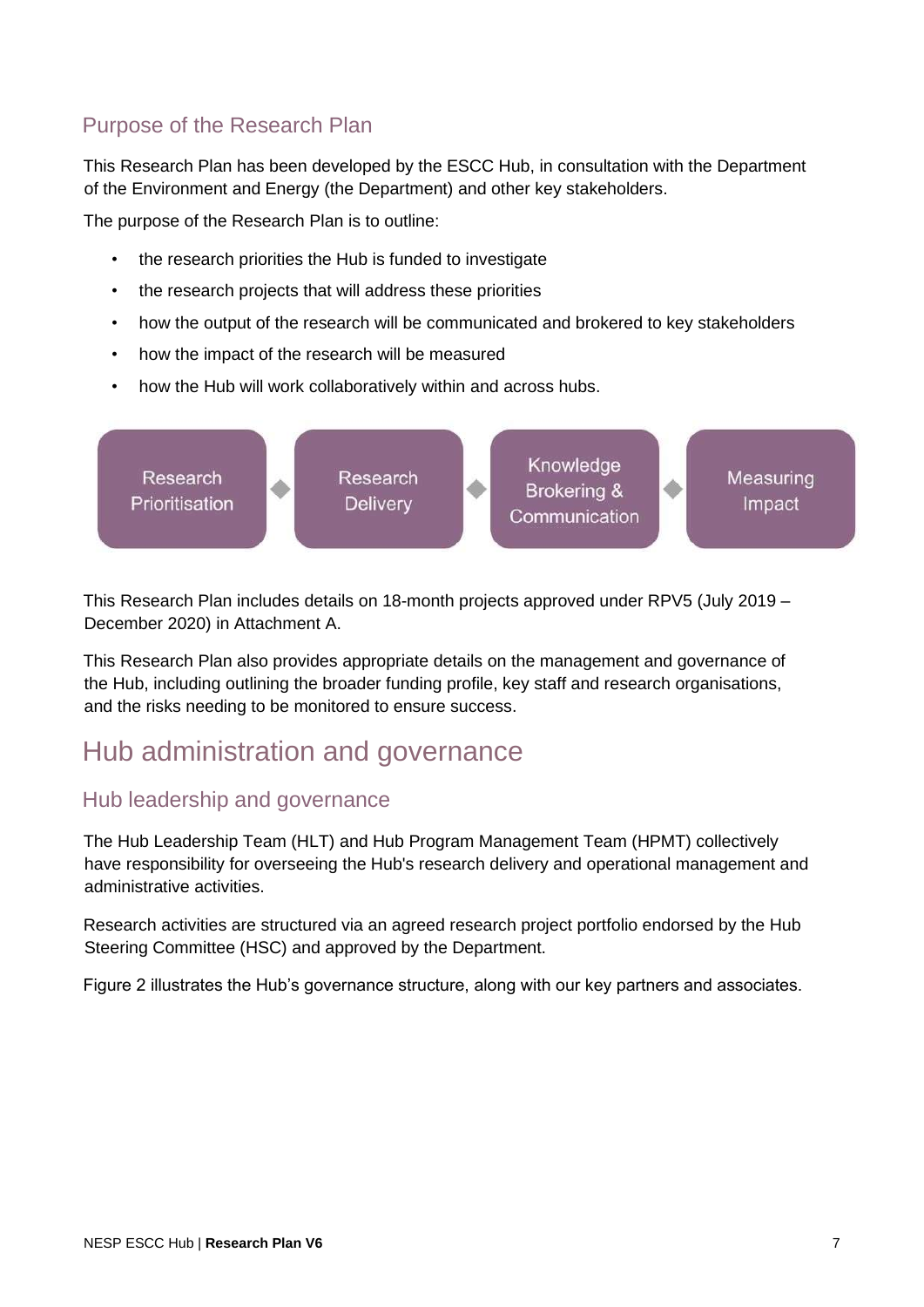## Purpose of the Research Plan

This Research Plan has been developed by the ESCC Hub, in consultation with the Department of the Environment and Energy (the Department) and other key stakeholders.

The purpose of the Research Plan is to outline:

- the research priorities the Hub is funded to investigate
- the research projects that will address these priorities
- how the output of the research will be communicated and brokered to key stakeholders
- how the impact of the research will be measured
- how the Hub will work collaboratively within and across hubs.

Research Prioritisation → Research Delivery → Knowledge Brokering & Communication → Measuring Impact

This Research Plan includes details on 18-month projects approved under RPV5 (July 2019 – December 2020) in Attachment A.

This Research Plan also provides appropriate details on the management and governance of the Hub, including outlining the broader funding profile, key staff and research organisations, and the risks needing to be monitored to ensure success.

# Hub administration and governance

## Hub leadership and governance

The Hub Leadership Team (HLT) and Hub Program Management Team (HPMT) collectively have responsibility for overseeing the Hub's research delivery and operational management and administrative activities.

Research activities are structured via an agreed research project portfolio endorsed by the Hub Steering Committee (HSC) and approved by the Department.

Figure 2 illustrates the Hub's governance structure, along with our key partners and associates.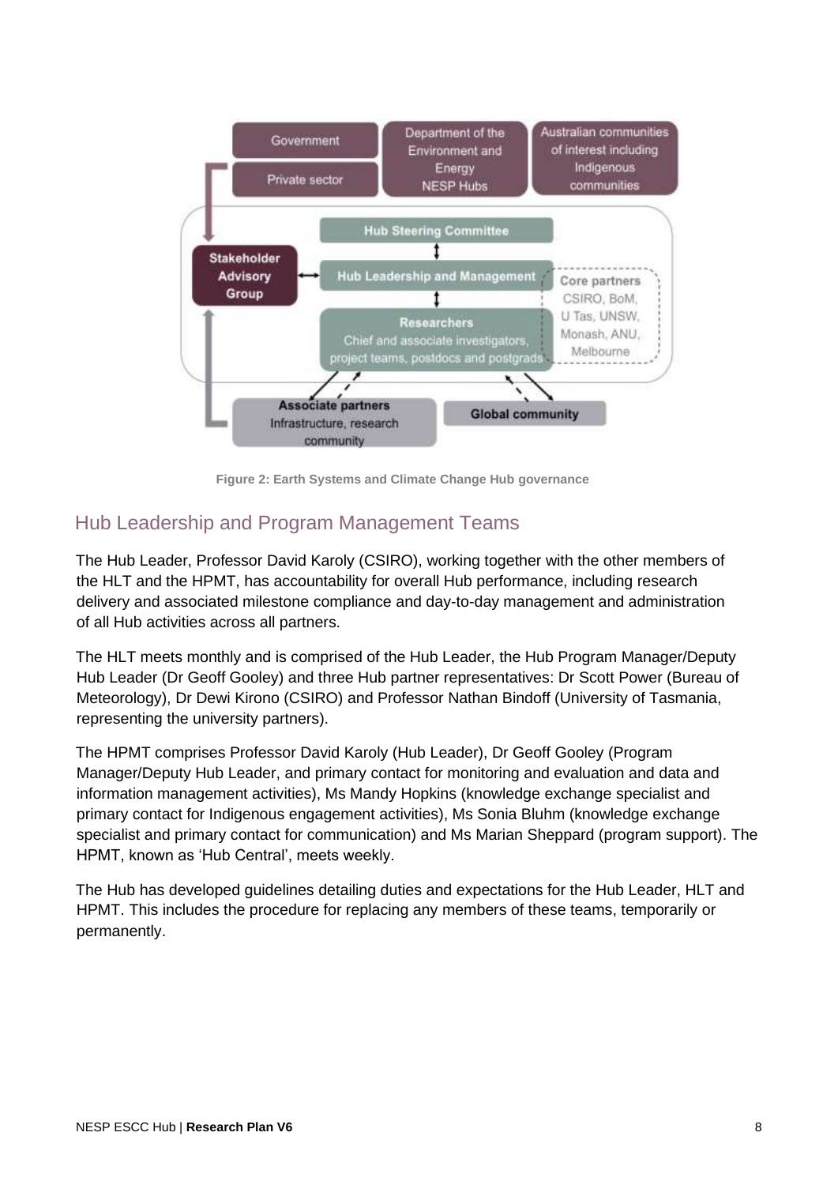Figure 2: Earth Systems and Climate Change Hub governance

## Hub Leadership and Program Management Teams

The Hub Leader, Professor David Karoly (CSIRO), working together with the other members of the HLT and the HPMT, has accountability for overall Hub performance, including research delivery and associated milestone compliance and day-to-day management and administration of all Hub activities across all partners.

The HLT meets monthly and is comprised of the Hub Leader, the Hub Program Manager/Deputy Hub Leader (Dr Geoff Gooley) and three Hub partner representatives: Dr Scott Power (Bureau of Meteorology), Dr Dewi Kirono (CSIRO) and Professor Nathan Bindoff (University of Tasmania, representing the university partners).

The HPMT comprises Professor David Karoly (Hub Leader), Dr Geoff Gooley (Program Manager/Deputy Hub Leader, and primary contact for monitoring and evaluation and data and information management activities), Ms Mandy Hopkins (knowledge exchange specialist and primary contact for Indigenous engagement activities), Ms Sonia Bluhm (knowledge exchange specialist and primary contact for communication) and Ms Marian Sheppard (program support). The HPMT, known as 'Hub Central', meets weekly.

The Hub has developed guidelines detailing duties and expectations for the Hub Leader, HLT and HPMT. This includes the procedure for replacing any members of these teams, temporarily or permanently.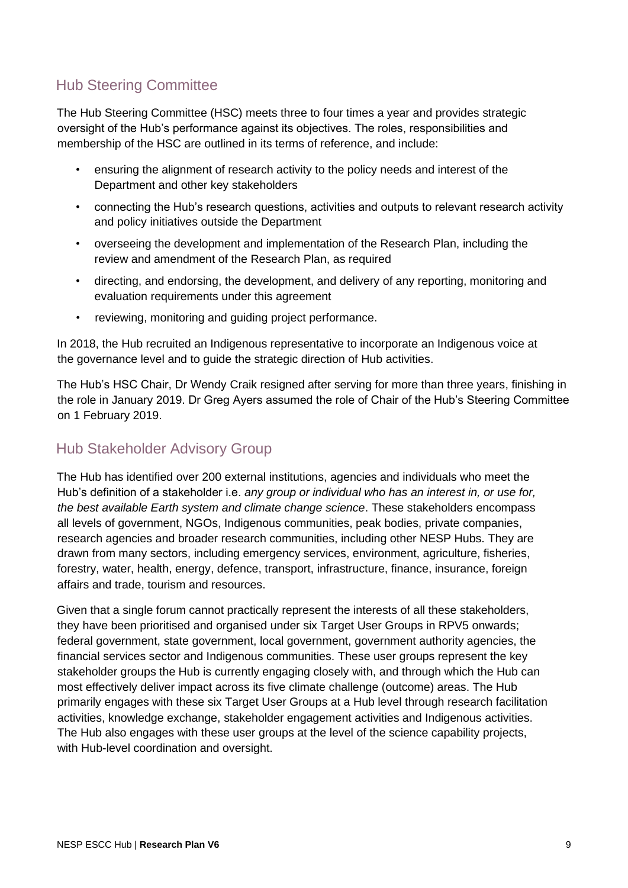## Hub Steering Committee

The Hub Steering Committee (HSC) meets three to four times a year and provides strategic oversight of the Hub's performance against its objectives. The roles, responsibilities and membership of the HSC are outlined in its terms of reference, and include:

- ensuring the alignment of research activity to the policy needs and interest of the Department and other key stakeholders
- connecting the Hub's research questions, activities and outputs to relevant research activity and policy initiatives outside the Department
- overseeing the development and implementation of the Research Plan, including the review and amendment of the Research Plan, as required
- directing, and endorsing, the development, and delivery of any reporting, monitoring and evaluation requirements under this agreement
- reviewing, monitoring and guiding project performance.

In 2018, the Hub recruited an Indigenous representative to incorporate an Indigenous voice at the governance level and to guide the strategic direction of Hub activities.

The Hub's HSC Chair, Dr Wendy Craik resigned after serving for more than three years, finishing in the role in January 2019. Dr Greg Ayers assumed the role of Chair of the Hub's Steering Committee on 1 February 2019.

## Hub Stakeholder Advisory Group

The Hub has identified over 200 external institutions, agencies and individuals who meet the Hub's definition of a stakeholder i.e. *any group or individual who has an interest in, or use for, the best available Earth system and climate change science*. These stakeholders encompass all levels of government, NGOs, Indigenous communities, peak bodies, private companies, research agencies and broader research communities, including other NESP Hubs. They are drawn from many sectors, including emergency services, environment, agriculture, fisheries, forestry, water, health, energy, defence, transport, infrastructure, finance, insurance, foreign affairs and trade, tourism and resources.

Given that a single forum cannot practically represent the interests of all these stakeholders, they have been prioritised and organised under six Target User Groups in RPV5 onwards; federal government, state government, local government, government authority agencies, the financial services sector and Indigenous communities. These user groups represent the key stakeholder groups the Hub is currently engaging closely with, and through which the Hub can most effectively deliver impact across its five climate challenge (outcome) areas. The Hub primarily engages with these six Target User Groups at a Hub level through research facilitation activities, knowledge exchange, stakeholder engagement activities and Indigenous activities. The Hub also engages with these user groups at the level of the science capability projects, with Hub-level coordination and oversight.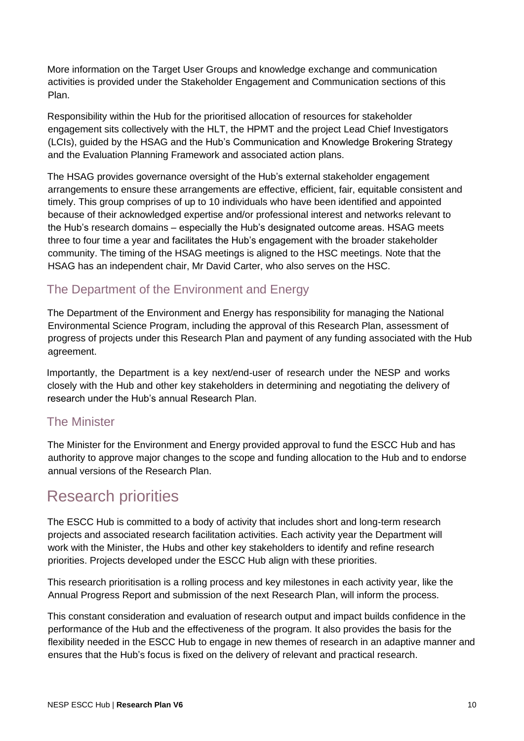More information on the Target User Groups and knowledge exchange and communication activities is provided under the Stakeholder Engagement and Communication sections of this Plan.

Responsibility within the Hub for the prioritised allocation of resources for stakeholder engagement sits collectively with the HLT, the HPMT and the project Lead Chief Investigators (LCIs), guided by the HSAG and the Hub's Communication and Knowledge Brokering Strategy and the Evaluation Planning Framework and associated action plans.

The HSAG provides governance oversight of the Hub's external stakeholder engagement arrangements to ensure these arrangements are effective, efficient, fair, equitable consistent and timely. This group comprises of up to 10 individuals who have been identified and appointed because of their acknowledged expertise and/or professional interest and networks relevant to the Hub's research domains – especially the Hub's designated outcome areas. HSAG meets three to four time a year and facilitates the Hub's engagement with the broader stakeholder community. The timing of the HSAG meetings is aligned to the HSC meetings. Note that the HSAG has an independent chair, Mr David Carter, who also serves on the HSC.

### The Department of the Environment and Energy

The Department of the Environment and Energy has responsibility for managing the National Environmental Science Program, including the approval of this Research Plan, assessment of progress of projects under this Research Plan and payment of any funding associated with the Hub agreement.

Importantly, the Department is a key next/end-user of research under the NESP and works closely with the Hub and other key stakeholders in determining and negotiating the delivery of research under the Hub's annual Research Plan.

### The Minister

The Minister for the Environment and Energy provided approval to fund the ESCC Hub and has authority to approve major changes to the scope and funding allocation to the Hub and to endorse annual versions of the Research Plan.

## Research priorities

The ESCC Hub is committed to a body of activity that includes short and long-term research projects and associated research facilitation activities. Each activity year the Department will work with the Minister, the Hubs and other key stakeholders to identify and refine research priorities. Projects developed under the ESCC Hub align with these priorities.

This research prioritisation is a rolling process and key milestones in each activity year, like the Annual Progress Report and submission of the next Research Plan, will inform the process.

This constant consideration and evaluation of research output and impact builds confidence in the performance of the Hub and the effectiveness of the program. It also provides the basis for the flexibility needed in the ESCC Hub to engage in new themes of research in an adaptive manner and ensures that the Hub's focus is fixed on the delivery of relevant and practical research.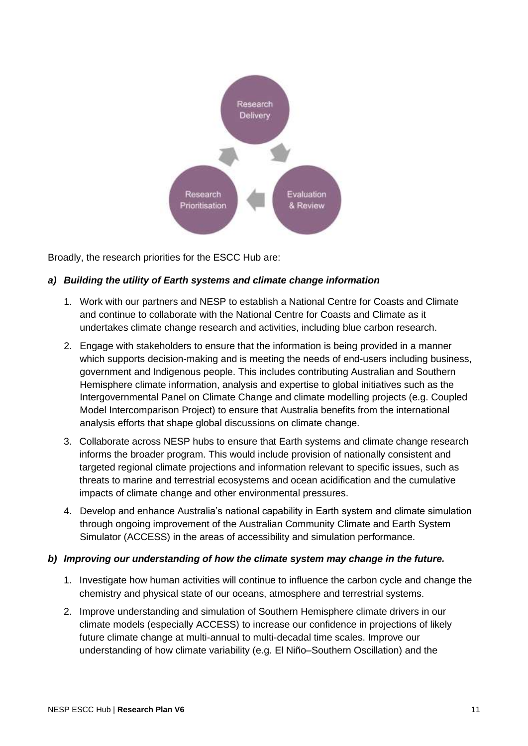Broadly, the research priorities for the ESCC Hub are:

***a) Building the utility of Earth systems and climate change information***

1. Work with our partners and NESP to establish a National Centre for Coasts and Climate and continue to collaborate with the National Centre for Coasts and Climate as it undertakes climate change research and activities, including blue carbon research.
2. Engage with stakeholders to ensure that the information is being provided in a manner which supports decision-making and is meeting the needs of end-users including business, government and Indigenous people. This includes contributing Australian and Southern Hemisphere climate information, analysis and expertise to global initiatives such as the Intergovernmental Panel on Climate Change and climate modelling projects (e.g. Coupled Model Intercomparison Project) to ensure that Australia benefits from the international analysis efforts that shape global discussions on climate change.
3. Collaborate across NESP hubs to ensure that Earth systems and climate change research informs the broader program. This would include provision of nationally consistent and targeted regional climate projections and information relevant to specific issues, such as threats to marine and terrestrial ecosystems and ocean acidification and the cumulative impacts of climate change and other environmental pressures.
4. Develop and enhance Australia's national capability in Earth system and climate simulation through ongoing improvement of the Australian Community Climate and Earth System Simulator (ACCESS) in the areas of accessibility and simulation performance.

***b) Improving our understanding of how the climate system may change in the future.***

1. Investigate how human activities will continue to influence the carbon cycle and change the chemistry and physical state of our oceans, atmosphere and terrestrial systems.
2. Improve understanding and simulation of Southern Hemisphere climate drivers in our climate models (especially ACCESS) to increase our confidence in projections of likely future climate change at multi-annual to multi-decadal time scales. Improve our understanding of how climate variability (e.g. El Niño–Southern Oscillation) and the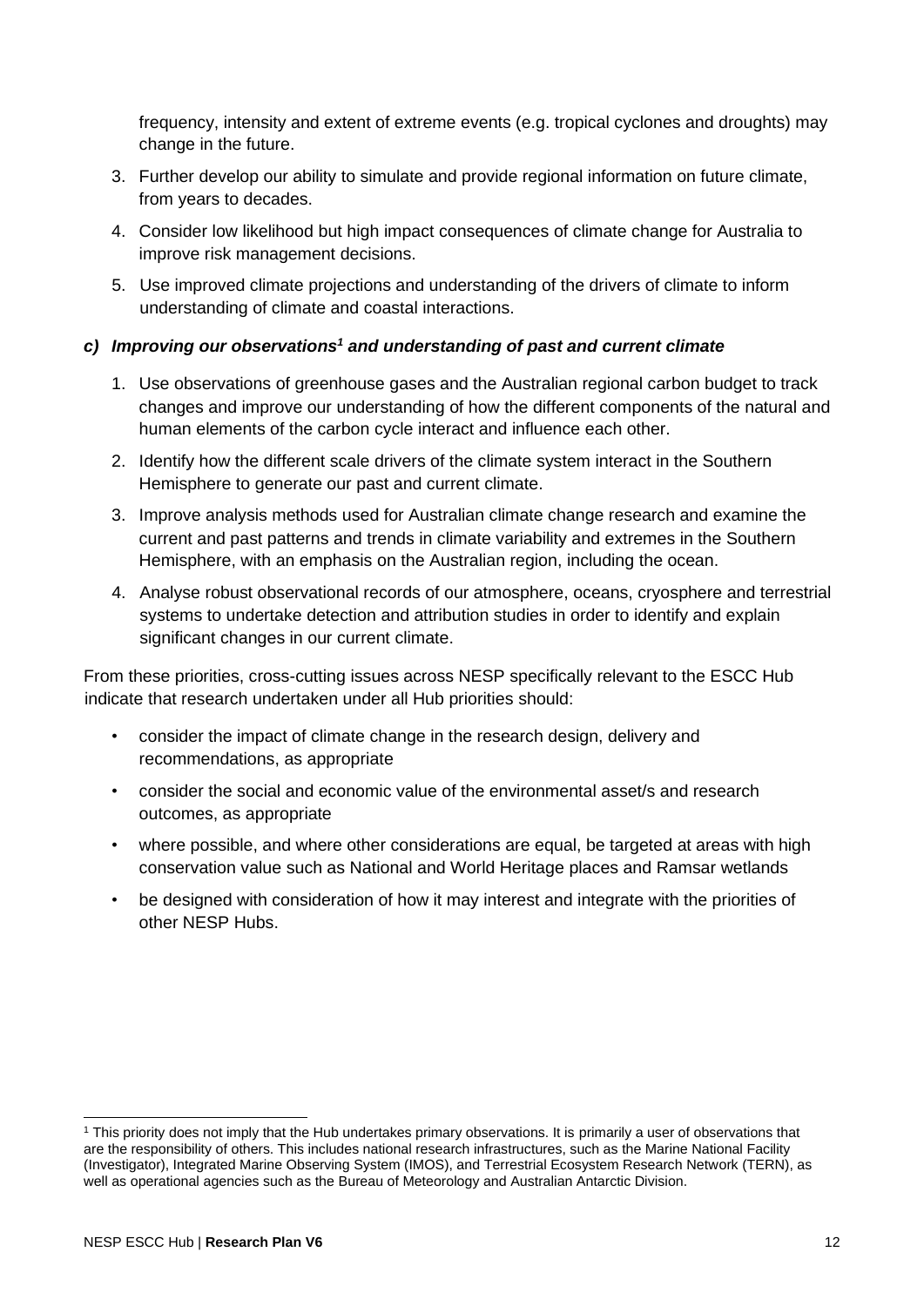frequency, intensity and extent of extreme events (e.g. tropical cyclones and droughts) may change in the future.

3. Further develop our ability to simulate and provide regional information on future climate, from years to decades.
4. Consider low likelihood but high impact consequences of climate change for Australia to improve risk management decisions.
5. Use improved climate projections and understanding of the drivers of climate to inform understanding of climate and coastal interactions.

### *c) Improving our observations[1] and understanding of past and current climate*

1. Use observations of greenhouse gases and the Australian regional carbon budget to track changes and improve our understanding of how the different components of the natural and human elements of the carbon cycle interact and influence each other.
2. Identify how the different scale drivers of the climate system interact in the Southern Hemisphere to generate our past and current climate.
3. Improve analysis methods used for Australian climate change research and examine the current and past patterns and trends in climate variability and extremes in the Southern Hemisphere, with an emphasis on the Australian region, including the ocean.
4. Analyse robust observational records of our atmosphere, oceans, cryosphere and terrestrial systems to undertake detection and attribution studies in order to identify and explain significant changes in our current climate.

From these priorities, cross-cutting issues across NESP specifically relevant to the ESCC Hub indicate that research undertaken under all Hub priorities should:

- consider the impact of climate change in the research design, delivery and recommendations, as appropriate
- consider the social and economic value of the environmental asset/s and research outcomes, as appropriate
- where possible, and where other considerations are equal, be targeted at areas with high conservation value such as National and World Heritage places and Ramsar wetlands
- be designed with consideration of how it may interest and integrate with the priorities of other NESP Hubs.

---

[1] This priority does not imply that the Hub undertakes primary observations. It is primarily a user of observations that are the responsibility of others. This includes national research infrastructures, such as the Marine National Facility (Investigator), Integrated Marine Observing System (IMOS), and Terrestrial Ecosystem Research Network (TERN), as well as operational agencies such as the Bureau of Meteorology and Australian Antarctic Division.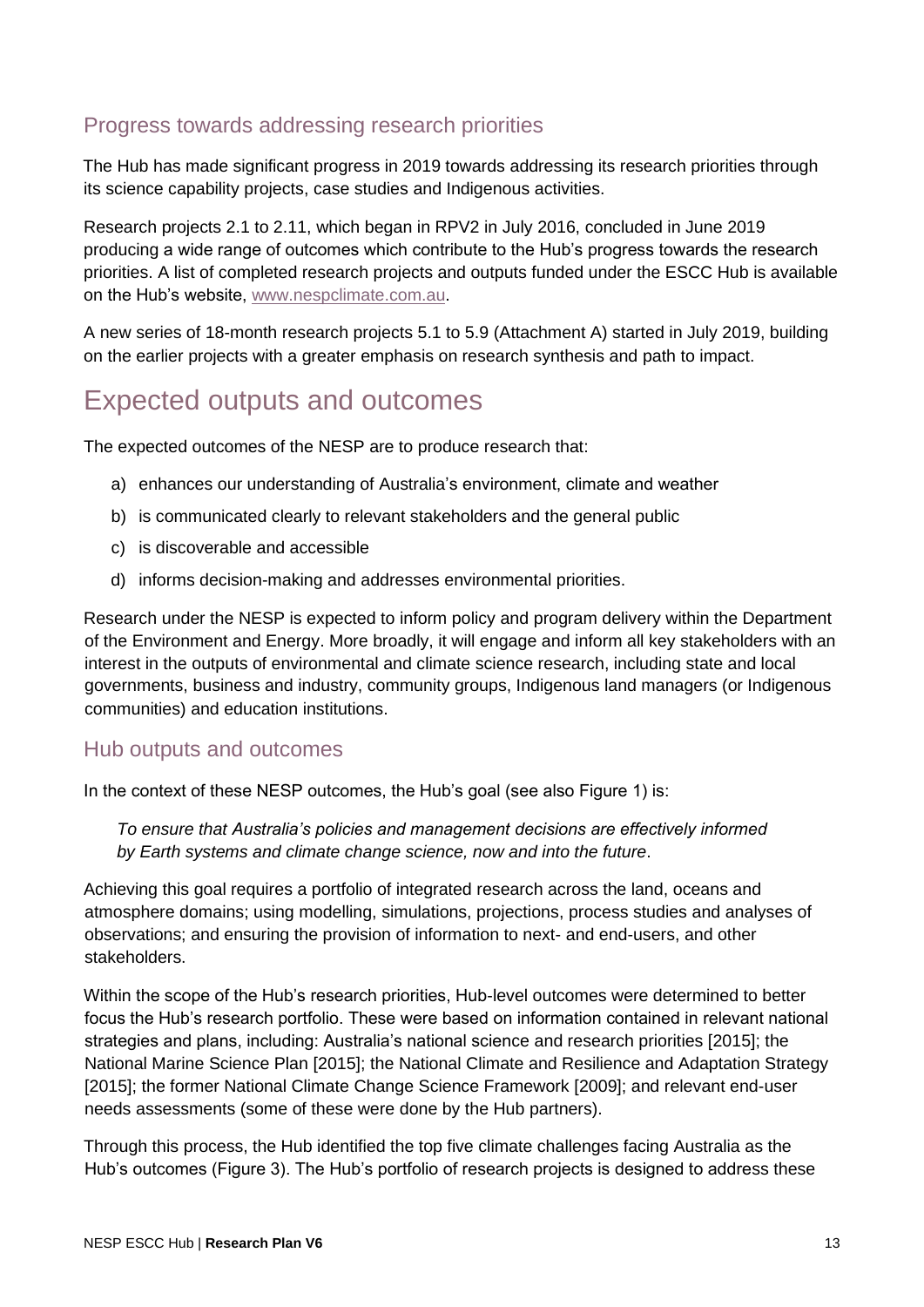## Progress towards addressing research priorities

The Hub has made significant progress in 2019 towards addressing its research priorities through its science capability projects, case studies and Indigenous activities.

Research projects 2.1 to 2.11, which began in RPV2 in July 2016, concluded in June 2019 producing a wide range of outcomes which contribute to the Hub's progress towards the research priorities. A list of completed research projects and outputs funded under the ESCC Hub is available on the Hub's website, www.nespclimate.com.au.

A new series of 18-month research projects 5.1 to 5.9 (Attachment A) started in July 2019, building on the earlier projects with a greater emphasis on research synthesis and path to impact.

# Expected outputs and outcomes

The expected outcomes of the NESP are to produce research that:

a) enhances our understanding of Australia's environment, climate and weather
b) is communicated clearly to relevant stakeholders and the general public
c) is discoverable and accessible
d) informs decision-making and addresses environmental priorities.

Research under the NESP is expected to inform policy and program delivery within the Department of the Environment and Energy. More broadly, it will engage and inform all key stakeholders with an interest in the outputs of environmental and climate science research, including state and local governments, business and industry, community groups, Indigenous land managers (or Indigenous communities) and education institutions.

## Hub outputs and outcomes

In the context of these NESP outcomes, the Hub's goal (see also Figure 1) is:

*To ensure that Australia's policies and management decisions are effectively informed by Earth systems and climate change science, now and into the future*.

Achieving this goal requires a portfolio of integrated research across the land, oceans and atmosphere domains; using modelling, simulations, projections, process studies and analyses of observations; and ensuring the provision of information to next- and end-users, and other stakeholders.

Within the scope of the Hub's research priorities, Hub-level outcomes were determined to better focus the Hub's research portfolio. These were based on information contained in relevant national strategies and plans, including: Australia's national science and research priorities [2015]; the National Marine Science Plan [2015]; the National Climate and Resilience and Adaptation Strategy [2015]; the former National Climate Change Science Framework [2009]; and relevant end-user needs assessments (some of these were done by the Hub partners).

Through this process, the Hub identified the top five climate challenges facing Australia as the Hub's outcomes (Figure 3). The Hub's portfolio of research projects is designed to address these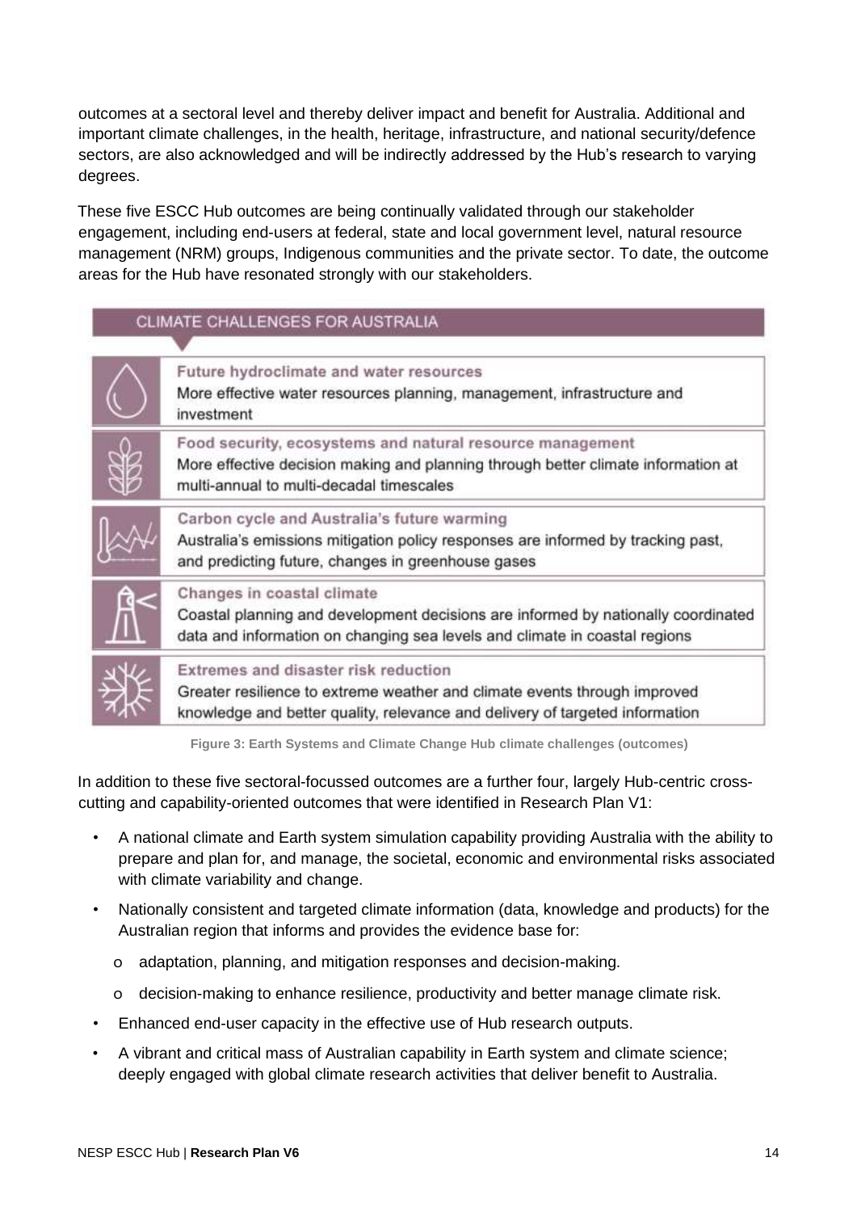outcomes at a sectoral level and thereby deliver impact and benefit for Australia. Additional and important climate challenges, in the health, heritage, infrastructure, and national security/defence sectors, are also acknowledged and will be indirectly addressed by the Hub's research to varying degrees.

These five ESCC Hub outcomes are being continually validated through our stakeholder engagement, including end-users at federal, state and local government level, natural resource management (NRM) groups, Indigenous communities and the private sector. To date, the outcome areas for the Hub have resonated strongly with our stakeholders.

**CLIMATE CHALLENGES FOR AUSTRALIA**

**Future hydroclimate and water resources**
More effective water resources planning, management, infrastructure and investment

**Food security, ecosystems and natural resource management**
More effective decision making and planning through better climate information at multi-annual to multi-decadal timescales

**Carbon cycle and Australia's future warming**
Australia's emissions mitigation policy responses are informed by tracking past, and predicting future, changes in greenhouse gases

**Changes in coastal climate**
Coastal planning and development decisions are informed by nationally coordinated data and information on changing sea levels and climate in coastal regions

**Extremes and disaster risk reduction**
Greater resilience to extreme weather and climate events through improved knowledge and better quality, relevance and delivery of targeted information

**Figure 3: Earth Systems and Climate Change Hub climate challenges (outcomes)**

In addition to these five sectoral-focussed outcomes are a further four, largely Hub-centric cross-cutting and capability-oriented outcomes that were identified in Research Plan V1:

- A national climate and Earth system simulation capability providing Australia with the ability to prepare and plan for, and manage, the societal, economic and environmental risks associated with climate variability and change.
- Nationally consistent and targeted climate information (data, knowledge and products) for the Australian region that informs and provides the evidence base for:
  - adaptation, planning, and mitigation responses and decision-making.
  - decision-making to enhance resilience, productivity and better manage climate risk.
- Enhanced end-user capacity in the effective use of Hub research outputs.
- A vibrant and critical mass of Australian capability in Earth system and climate science; deeply engaged with global climate research activities that deliver benefit to Australia.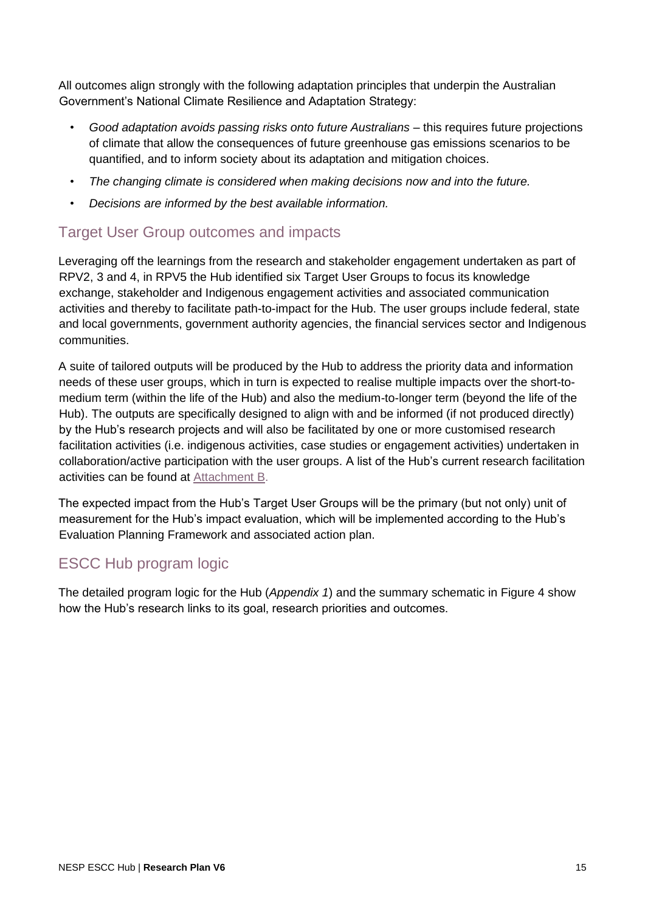All outcomes align strongly with the following adaptation principles that underpin the Australian Government's National Climate Resilience and Adaptation Strategy:

- *Good adaptation avoids passing risks onto future Australians* – this requires future projections of climate that allow the consequences of future greenhouse gas emissions scenarios to be quantified, and to inform society about its adaptation and mitigation choices.
- *The changing climate is considered when making decisions now and into the future.*
- *Decisions are informed by the best available information.*

## Target User Group outcomes and impacts

Leveraging off the learnings from the research and stakeholder engagement undertaken as part of RPV2, 3 and 4, in RPV5 the Hub identified six Target User Groups to focus its knowledge exchange, stakeholder and Indigenous engagement activities and associated communication activities and thereby to facilitate path-to-impact for the Hub. The user groups include federal, state and local governments, government authority agencies, the financial services sector and Indigenous communities.

A suite of tailored outputs will be produced by the Hub to address the priority data and information needs of these user groups, which in turn is expected to realise multiple impacts over the short-to-medium term (within the life of the Hub) and also the medium-to-longer term (beyond the life of the Hub). The outputs are specifically designed to align with and be informed (if not produced directly) by the Hub's research projects and will also be facilitated by one or more customised research facilitation activities (i.e. indigenous activities, case studies or engagement activities) undertaken in collaboration/active participation with the user groups. A list of the Hub's current research facilitation activities can be found at Attachment B.

The expected impact from the Hub's Target User Groups will be the primary (but not only) unit of measurement for the Hub's impact evaluation, which will be implemented according to the Hub's Evaluation Planning Framework and associated action plan.

## ESCC Hub program logic

The detailed program logic for the Hub (*Appendix 1*) and the summary schematic in Figure 4 show how the Hub's research links to its goal, research priorities and outcomes.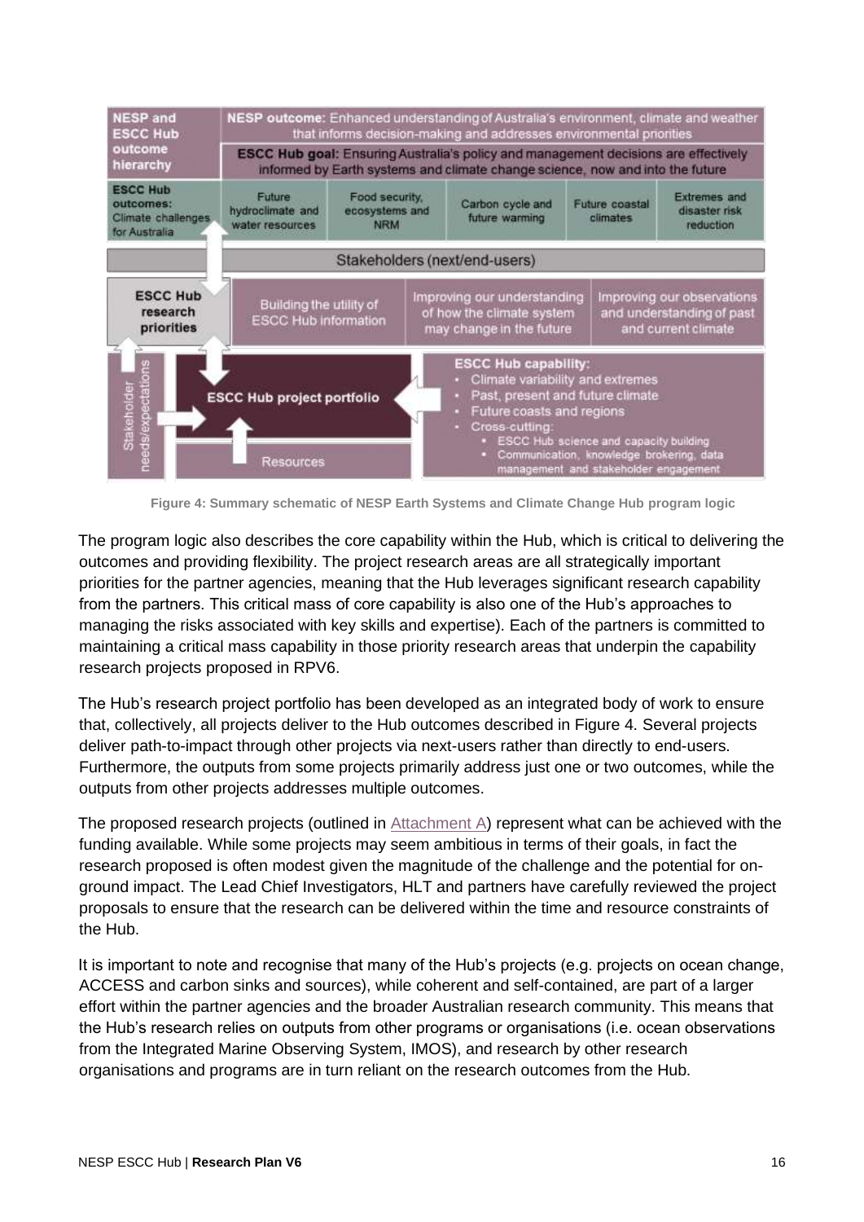**NESP and ESCC Hub outcome hierarchy**

**NESP outcome:** Enhanced understanding of Australia's environment, climate and weather that informs decision-making and addresses environmental priorities

**ESCC Hub goal:** Ensuring Australia's policy and management decisions are effectively informed by Earth systems and climate change science, now and into the future

**ESCC Hub outcomes:** Climate challenges for Australia

| Future hydroclimate and water resources | Food security, ecosystems and NRM | Carbon cycle and future warming | Future coastal climates | Extremes and disaster risk reduction |
|---|---|---|---|---|

Stakeholders (next/end-users)

**ESCC Hub research priorities**

| Building the utility of ESCC Hub information | Improving our understanding of how the climate system may change in the future | Improving our observations and understanding of past and current climate |
|---|---|---|

Stakeholder needs/expectations

**ESCC Hub project portfolio**

Resources

**ESCC Hub capability:**
- Climate variability and extremes
- Past, present and future climate
- Future coasts and regions
- Cross-cutting:
  - ESCC Hub science and capacity building
  - Communication, knowledge brokering, data management and stakeholder engagement

**Figure 4: Summary schematic of NESP Earth Systems and Climate Change Hub program logic**

The program logic also describes the core capability within the Hub, which is critical to delivering the outcomes and providing flexibility. The project research areas are all strategically important priorities for the partner agencies, meaning that the Hub leverages significant research capability from the partners. This critical mass of core capability is also one of the Hub's approaches to managing the risks associated with key skills and expertise). Each of the partners is committed to maintaining a critical mass capability in those priority research areas that underpin the capability research projects proposed in RPV6.

The Hub's research project portfolio has been developed as an integrated body of work to ensure that, collectively, all projects deliver to the Hub outcomes described in Figure 4. Several projects deliver path-to-impact through other projects via next-users rather than directly to end-users. Furthermore, the outputs from some projects primarily address just one or two outcomes, while the outputs from other projects addresses multiple outcomes.

The proposed research projects (outlined in Attachment A) represent what can be achieved with the funding available. While some projects may seem ambitious in terms of their goals, in fact the research proposed is often modest given the magnitude of the challenge and the potential for on-ground impact. The Lead Chief Investigators, HLT and partners have carefully reviewed the project proposals to ensure that the research can be delivered within the time and resource constraints of the Hub.

It is important to note and recognise that many of the Hub's projects (e.g. projects on ocean change, ACCESS and carbon sinks and sources), while coherent and self-contained, are part of a larger effort within the partner agencies and the broader Australian research community. This means that the Hub's research relies on outputs from other programs or organisations (i.e. ocean observations from the Integrated Marine Observing System, IMOS), and research by other research organisations and programs are in turn reliant on the research outcomes from the Hub.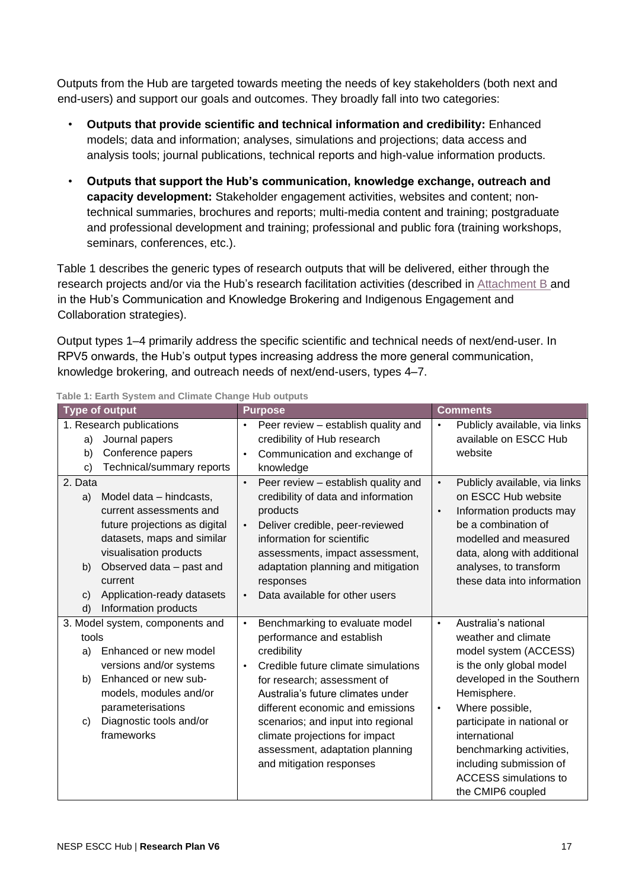Outputs from the Hub are targeted towards meeting the needs of key stakeholders (both next and end-users) and support our goals and outcomes. They broadly fall into two categories:

- **Outputs that provide scientific and technical information and credibility:** Enhanced models; data and information; analyses, simulations and projections; data access and analysis tools; journal publications, technical reports and high-value information products.
- **Outputs that support the Hub's communication, knowledge exchange, outreach and capacity development:** Stakeholder engagement activities, websites and content; non-technical summaries, brochures and reports; multi-media content and training; postgraduate and professional development and training; professional and public fora (training workshops, seminars, conferences, etc.).

Table 1 describes the generic types of research outputs that will be delivered, either through the research projects and/or via the Hub's research facilitation activities (described in Attachment B and in the Hub's Communication and Knowledge Brokering and Indigenous Engagement and Collaboration strategies).

Output types 1–4 primarily address the specific scientific and technical needs of next/end-user. In RPV5 onwards, the Hub's output types increasing address the more general communication, knowledge brokering, and outreach needs of next/end-users, types 4–7.

**Table 1: Earth System and Climate Change Hub outputs**

| Type of output | Purpose | Comments |
|---|---|---|
| 1. Research publications<br>a) Journal papers<br>b) Conference papers<br>c) Technical/summary reports | • Peer review – establish quality and credibility of Hub research<br>• Communication and exchange of knowledge | • Publicly available, via links available on ESCC Hub website |
| 2. Data<br>a) Model data – hindcasts, current assessments and future projections as digital datasets, maps and similar visualisation products<br>b) Observed data – past and current<br>c) Application-ready datasets<br>d) Information products | • Peer review – establish quality and credibility of data and information products<br>• Deliver credible, peer-reviewed information for scientific assessments, impact assessment, adaptation planning and mitigation responses<br>• Data available for other users | • Publicly available, via links on ESCC Hub website<br>• Information products may be a combination of modelled and measured data, along with additional analyses, to transform these data into information |
| 3. Model system, components and tools<br>a) Enhanced or new model versions and/or systems<br>b) Enhanced or new sub-models, modules and/or parameterisations<br>c) Diagnostic tools and/or frameworks | • Benchmarking to evaluate model performance and establish credibility<br>• Credible future climate simulations for research; assessment of Australia's future climates under different economic and emissions scenarios; and input into regional climate projections for impact assessment, adaptation planning and mitigation responses | • Australia's national weather and climate model system (ACCESS) is the only global model developed in the Southern Hemisphere.<br>• Where possible, participate in national or international benchmarking activities, including submission of ACCESS simulations to the CMIP6 coupled |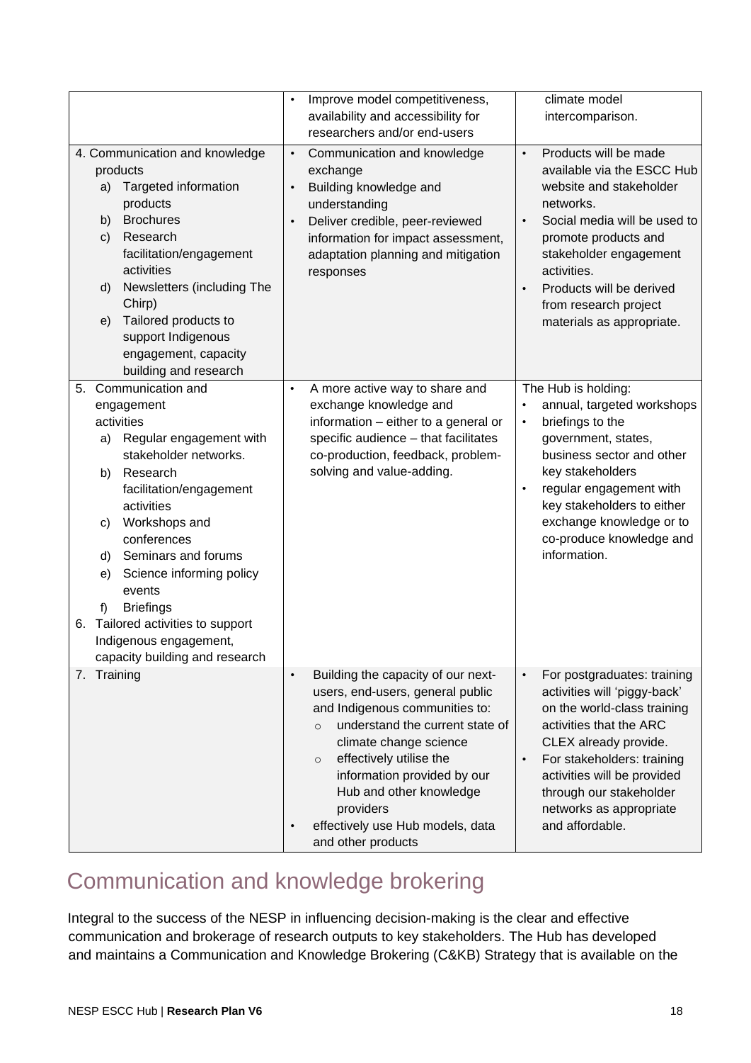| | | |
|---|---|---|
| | • Improve model competitiveness, availability and accessibility for researchers and/or end-users | climate model intercomparison. |
| 4. Communication and knowledge products<br>a) Targeted information products<br>b) Brochures<br>c) Research facilitation/engagement activities<br>d) Newsletters (including The Chirp)<br>e) Tailored products to support Indigenous engagement, capacity building and research | • Communication and knowledge exchange<br>• Building knowledge and understanding<br>• Deliver credible, peer-reviewed information for impact assessment, adaptation planning and mitigation responses | • Products will be made available via the ESCC Hub website and stakeholder networks.<br>• Social media will be used to promote products and stakeholder engagement activities.<br>• Products will be derived from research project materials as appropriate. |
| 5. Communication and engagement activities<br>a) Regular engagement with stakeholder networks.<br>b) Research facilitation/engagement activities<br>c) Workshops and conferences<br>d) Seminars and forums<br>e) Science informing policy events<br>f) Briefings<br>6. Tailored activities to support Indigenous engagement, capacity building and research | • A more active way to share and exchange knowledge and information – either to a general or specific audience – that facilitates co-production, feedback, problem-solving and value-adding. | The Hub is holding:<br>• annual, targeted workshops<br>• briefings to the government, states, business sector and other key stakeholders<br>• regular engagement with key stakeholders to either exchange knowledge or to co-produce knowledge and information. |
| 7. Training | • Building the capacity of our next-users, end-users, general public and Indigenous communities to:<br>  ○ understand the current state of climate change science<br>  ○ effectively utilise the information provided by our Hub and other knowledge providers<br>• effectively use Hub models, data and other products | • For postgraduates: training activities will 'piggy-back' on the world-class training activities that the ARC CLEX already provide.<br>• For stakeholders: training activities will be provided through our stakeholder networks as appropriate and affordable. |

## Communication and knowledge brokering

Integral to the success of the NESP in influencing decision-making is the clear and effective communication and brokerage of research outputs to key stakeholders. The Hub has developed and maintains a Communication and Knowledge Brokering (C&KB) Strategy that is available on the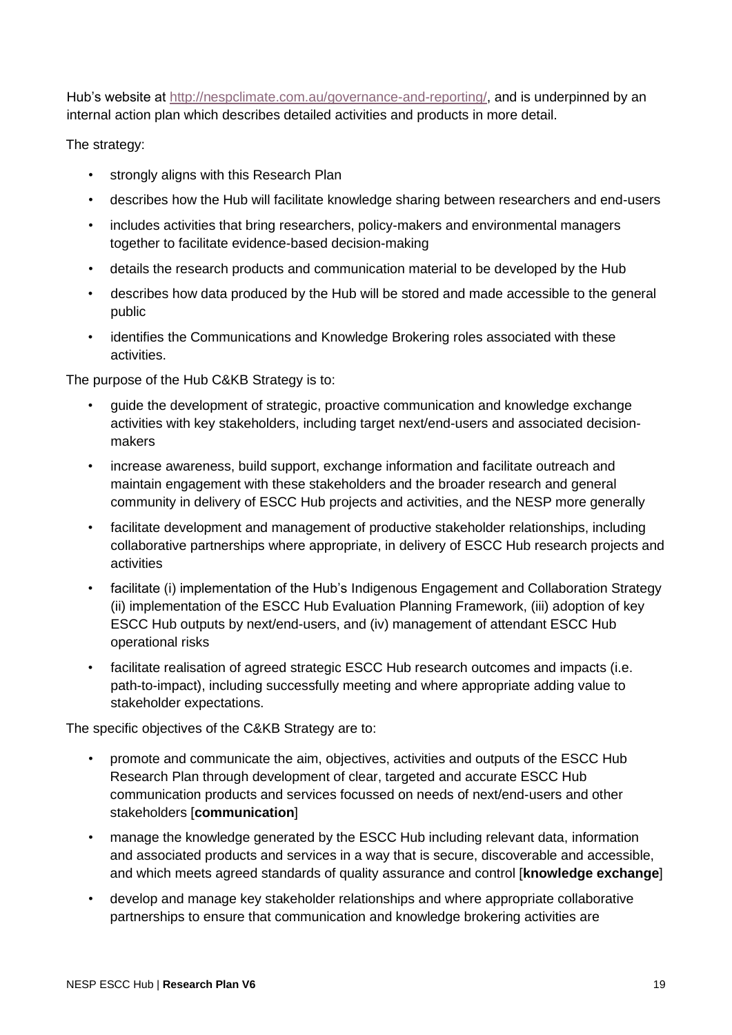Hub's website at http://nespclimate.com.au/governance-and-reporting/, and is underpinned by an internal action plan which describes detailed activities and products in more detail.

The strategy:

- strongly aligns with this Research Plan
- describes how the Hub will facilitate knowledge sharing between researchers and end-users
- includes activities that bring researchers, policy-makers and environmental managers together to facilitate evidence-based decision-making
- details the research products and communication material to be developed by the Hub
- describes how data produced by the Hub will be stored and made accessible to the general public
- identifies the Communications and Knowledge Brokering roles associated with these activities.

The purpose of the Hub C&KB Strategy is to:

- guide the development of strategic, proactive communication and knowledge exchange activities with key stakeholders, including target next/end-users and associated decision-makers
- increase awareness, build support, exchange information and facilitate outreach and maintain engagement with these stakeholders and the broader research and general community in delivery of ESCC Hub projects and activities, and the NESP more generally
- facilitate development and management of productive stakeholder relationships, including collaborative partnerships where appropriate, in delivery of ESCC Hub research projects and activities
- facilitate (i) implementation of the Hub's Indigenous Engagement and Collaboration Strategy (ii) implementation of the ESCC Hub Evaluation Planning Framework, (iii) adoption of key ESCC Hub outputs by next/end-users, and (iv) management of attendant ESCC Hub operational risks
- facilitate realisation of agreed strategic ESCC Hub research outcomes and impacts (i.e. path-to-impact), including successfully meeting and where appropriate adding value to stakeholder expectations.

The specific objectives of the C&KB Strategy are to:

- promote and communicate the aim, objectives, activities and outputs of the ESCC Hub Research Plan through development of clear, targeted and accurate ESCC Hub communication products and services focussed on needs of next/end-users and other stakeholders [**communication**]
- manage the knowledge generated by the ESCC Hub including relevant data, information and associated products and services in a way that is secure, discoverable and accessible, and which meets agreed standards of quality assurance and control [**knowledge exchange**]
- develop and manage key stakeholder relationships and where appropriate collaborative partnerships to ensure that communication and knowledge brokering activities are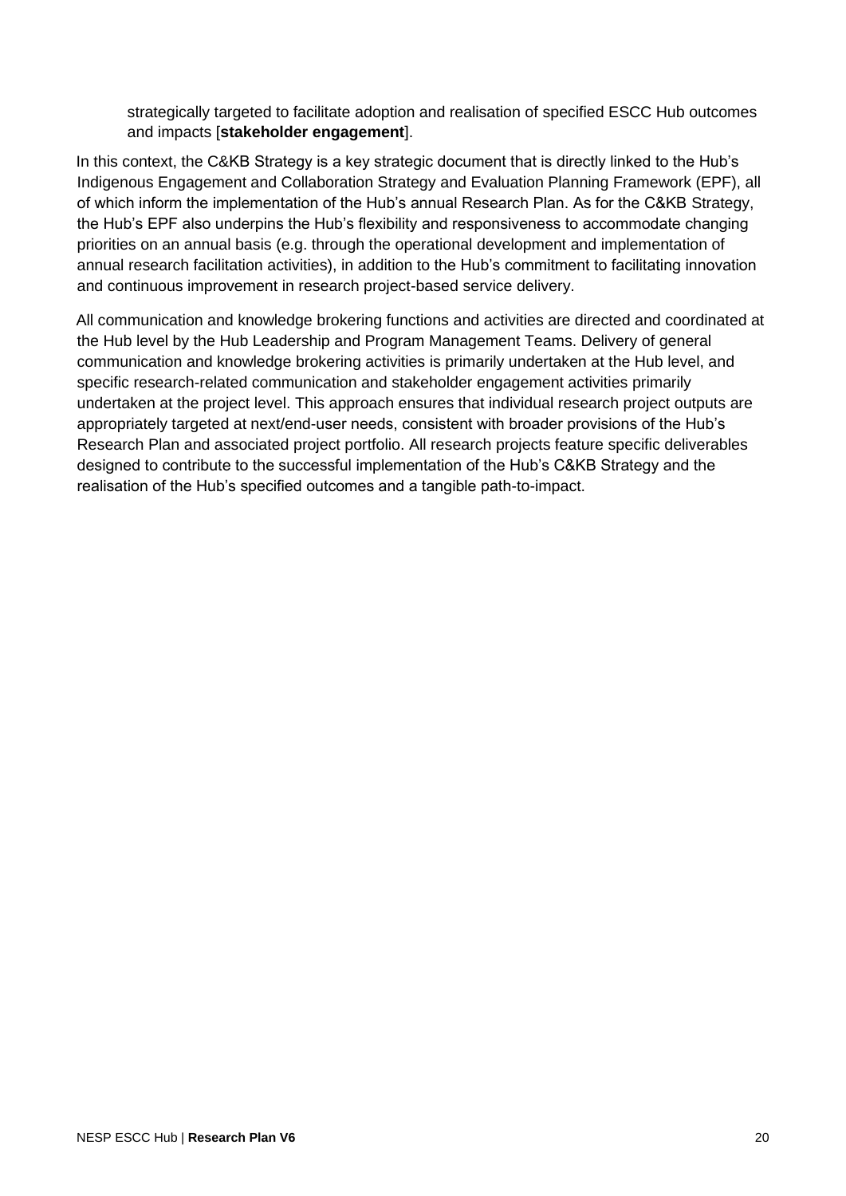strategically targeted to facilitate adoption and realisation of specified ESCC Hub outcomes and impacts [**stakeholder engagement**].

In this context, the C&KB Strategy is a key strategic document that is directly linked to the Hub's Indigenous Engagement and Collaboration Strategy and Evaluation Planning Framework (EPF), all of which inform the implementation of the Hub's annual Research Plan. As for the C&KB Strategy, the Hub's EPF also underpins the Hub's flexibility and responsiveness to accommodate changing priorities on an annual basis (e.g. through the operational development and implementation of annual research facilitation activities), in addition to the Hub's commitment to facilitating innovation and continuous improvement in research project-based service delivery.

All communication and knowledge brokering functions and activities are directed and coordinated at the Hub level by the Hub Leadership and Program Management Teams. Delivery of general communication and knowledge brokering activities is primarily undertaken at the Hub level, and specific research-related communication and stakeholder engagement activities primarily undertaken at the project level. This approach ensures that individual research project outputs are appropriately targeted at next/end-user needs, consistent with broader provisions of the Hub's Research Plan and associated project portfolio. All research projects feature specific deliverables designed to contribute to the successful implementation of the Hub's C&KB Strategy and the realisation of the Hub's specified outcomes and a tangible path-to-impact.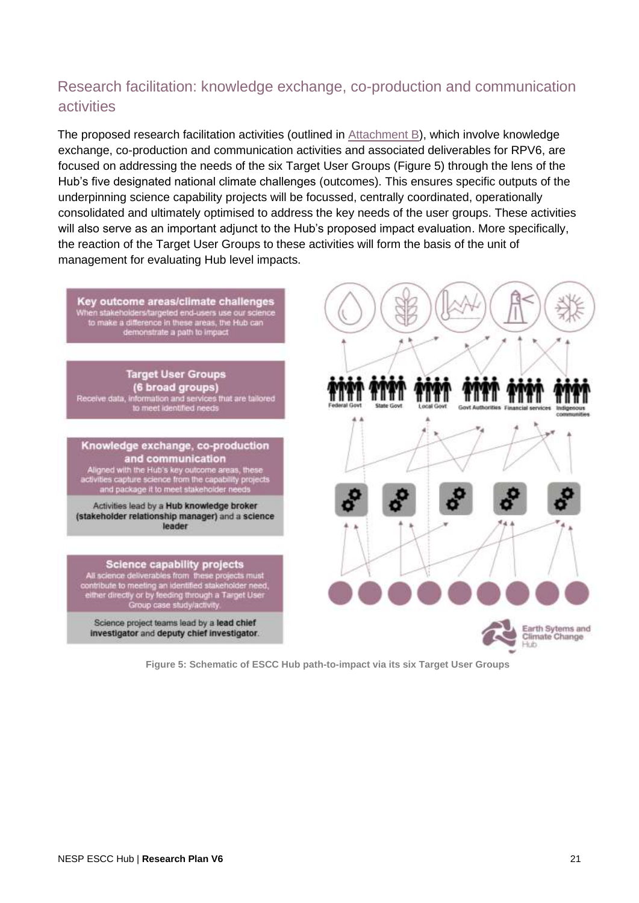## Research facilitation: knowledge exchange, co-production and communication activities

The proposed research facilitation activities (outlined in Attachment B), which involve knowledge exchange, co-production and communication activities and associated deliverables for RPV6, are focused on addressing the needs of the six Target User Groups (Figure 5) through the lens of the Hub's five designated national climate challenges (outcomes). This ensures specific outputs of the underpinning science capability projects will be focussed, centrally coordinated, operationally consolidated and ultimately optimised to address the key needs of the user groups. These activities will also serve as an important adjunct to the Hub's proposed impact evaluation. More specifically, the reaction of the Target User Groups to these activities will form the basis of the unit of management for evaluating Hub level impacts.

**Key outcome areas/climate challenges**
When stakeholders/targeted end-users use our science to make a difference in these areas, the Hub can demonstrate a path to impact

**Target User Groups (6 broad groups)**
Receive data, information and services that are tailored to meet identified needs

Federal Govt | State Govt | Local Govt | Govt Authorities | Financial services | Indigenous communities

**Knowledge exchange, co-production and communication**
Aligned with the Hub's key outcome areas, these activities capture science from the capability projects and package it to meet stakeholder needs

Activities lead by a **Hub knowledge broker (stakeholder relationship manager)** and a **science leader**

**Science capability projects**
All science deliverables from these projects must contribute to meeting an identified stakeholder need, either directly or by feeding through a Target User Group case study/activity.

Science project teams lead by a **lead chief investigator** and **deputy chief investigator**.

Earth Sytems and Climate Change Hub

**Figure 5: Schematic of ESCC Hub path-to-impact via its six Target User Groups**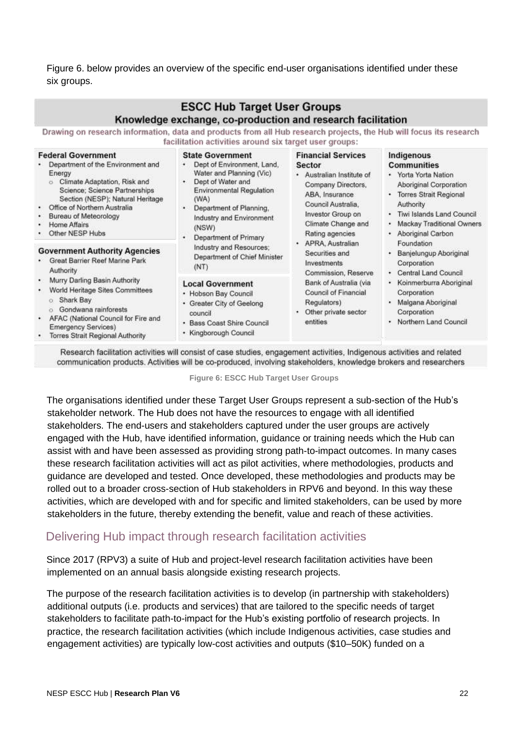Figure 6. below provides an overview of the specific end-user organisations identified under these six groups.

**ESCC Hub Target User Groups**

**Knowledge exchange, co-production and research facilitation**

Drawing on research information, data and products from all Hub research projects, the Hub will focus its research facilitation activities around six target user groups:

**Federal Government**

- Department of the Environment and Energy
  - Climate Adaptation, Risk and Science; Science Partnerships Section (NESP); Natural Heritage
- Office of Northern Australia
- Bureau of Meteorology
- Home Affairs
- Other NESP Hubs

**Government Authority Agencies**

- Great Barrier Reef Marine Park Authority
- Murry Darling Basin Authority
- World Heritage Sites Committees
  - Shark Bay
  - Gondwana rainforests
- AFAC (National Council for Fire and Emergency Services)
- Torres Strait Regional Authority

**State Government**

- Dept of Environment, Land, Water and Planning (Vic)
- Dept of Water and Environmental Regulation (WA)
- Department of Planning, Industry and Environment (NSW)
- Department of Primary Industry and Resources; Department of Chief Minister (NT)

**Local Government**

- Hobson Bay Council
- Greater City of Geelong council
- Bass Coast Shire Council
- Kingborough Council

**Financial Services Sector**

- Australian Institute of Company Directors, ABA, Insurance Council Australia, Investor Group on Climate Change and Rating agencies
- APRA, Australian Securities and Investments Commission, Reserve Bank of Australia (via Council of Financial Regulators)
- Other private sector entities

**Indigenous Communities**

- Yorta Yorta Nation Aboriginal Corporation
- Torres Strait Regional Authority
- Tiwi Islands Land Council
- Mackay Traditional Owners
- Aboriginal Carbon Foundation
- Banjelungup Aboriginal Corporation
- Central Land Council
- Koinmerburra Aboriginal Corporation
- Malgana Aboriginal Corporation
- Northern Land Council

Research facilitation activities will consist of case studies, engagement activities, Indigenous activities and related communication products. Activities will be co-produced, involving stakeholders, knowledge brokers and researchers

**Figure 6: ESCC Hub Target User Groups**

The organisations identified under these Target User Groups represent a sub-section of the Hub's stakeholder network. The Hub does not have the resources to engage with all identified stakeholders. The end-users and stakeholders captured under the user groups are actively engaged with the Hub, have identified information, guidance or training needs which the Hub can assist with and have been assessed as providing strong path-to-impact outcomes. In many cases these research facilitation activities will act as pilot activities, where methodologies, products and guidance are developed and tested. Once developed, these methodologies and products may be rolled out to a broader cross-section of Hub stakeholders in RPV6 and beyond. In this way these activities, which are developed with and for specific and limited stakeholders, can be used by more stakeholders in the future, thereby extending the benefit, value and reach of these activities.

## Delivering Hub impact through research facilitation activities

Since 2017 (RPV3) a suite of Hub and project-level research facilitation activities have been implemented on an annual basis alongside existing research projects.

The purpose of the research facilitation activities is to develop (in partnership with stakeholders) additional outputs (i.e. products and services) that are tailored to the specific needs of target stakeholders to facilitate path-to-impact for the Hub's existing portfolio of research projects. In practice, the research facilitation activities (which include Indigenous activities, case studies and engagement activities) are typically low-cost activities and outputs ($10–50K) funded on a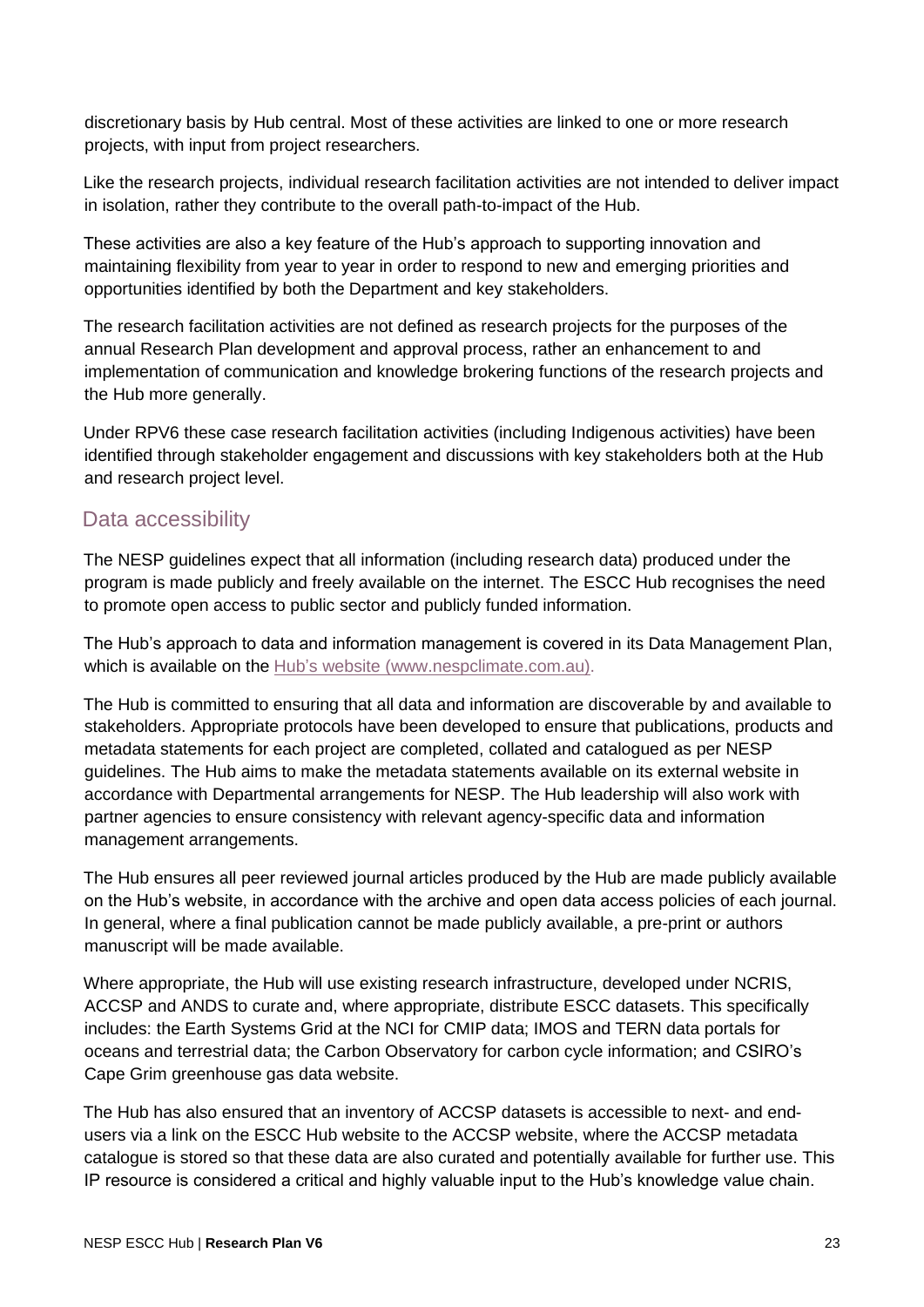discretionary basis by Hub central. Most of these activities are linked to one or more research projects, with input from project researchers.

Like the research projects, individual research facilitation activities are not intended to deliver impact in isolation, rather they contribute to the overall path-to-impact of the Hub.

These activities are also a key feature of the Hub's approach to supporting innovation and maintaining flexibility from year to year in order to respond to new and emerging priorities and opportunities identified by both the Department and key stakeholders.

The research facilitation activities are not defined as research projects for the purposes of the annual Research Plan development and approval process, rather an enhancement to and implementation of communication and knowledge brokering functions of the research projects and the Hub more generally.

Under RPV6 these case research facilitation activities (including Indigenous activities) have been identified through stakeholder engagement and discussions with key stakeholders both at the Hub and research project level.

## Data accessibility

The NESP guidelines expect that all information (including research data) produced under the program is made publicly and freely available on the internet. The ESCC Hub recognises the need to promote open access to public sector and publicly funded information.

The Hub's approach to data and information management is covered in its Data Management Plan, which is available on the [Hub's website (www.nespclimate.com.au)](www.nespclimate.com.au).

The Hub is committed to ensuring that all data and information are discoverable by and available to stakeholders. Appropriate protocols have been developed to ensure that publications, products and metadata statements for each project are completed, collated and catalogued as per NESP guidelines. The Hub aims to make the metadata statements available on its external website in accordance with Departmental arrangements for NESP. The Hub leadership will also work with partner agencies to ensure consistency with relevant agency-specific data and information management arrangements.

The Hub ensures all peer reviewed journal articles produced by the Hub are made publicly available on the Hub's website, in accordance with the archive and open data access policies of each journal. In general, where a final publication cannot be made publicly available, a pre-print or authors manuscript will be made available.

Where appropriate, the Hub will use existing research infrastructure, developed under NCRIS, ACCSP and ANDS to curate and, where appropriate, distribute ESCC datasets. This specifically includes: the Earth Systems Grid at the NCI for CMIP data; IMOS and TERN data portals for oceans and terrestrial data; the Carbon Observatory for carbon cycle information; and CSIRO's Cape Grim greenhouse gas data website.

The Hub has also ensured that an inventory of ACCSP datasets is accessible to next- and end-users via a link on the ESCC Hub website to the ACCSP website, where the ACCSP metadata catalogue is stored so that these data are also curated and potentially available for further use. This IP resource is considered a critical and highly valuable input to the Hub's knowledge value chain.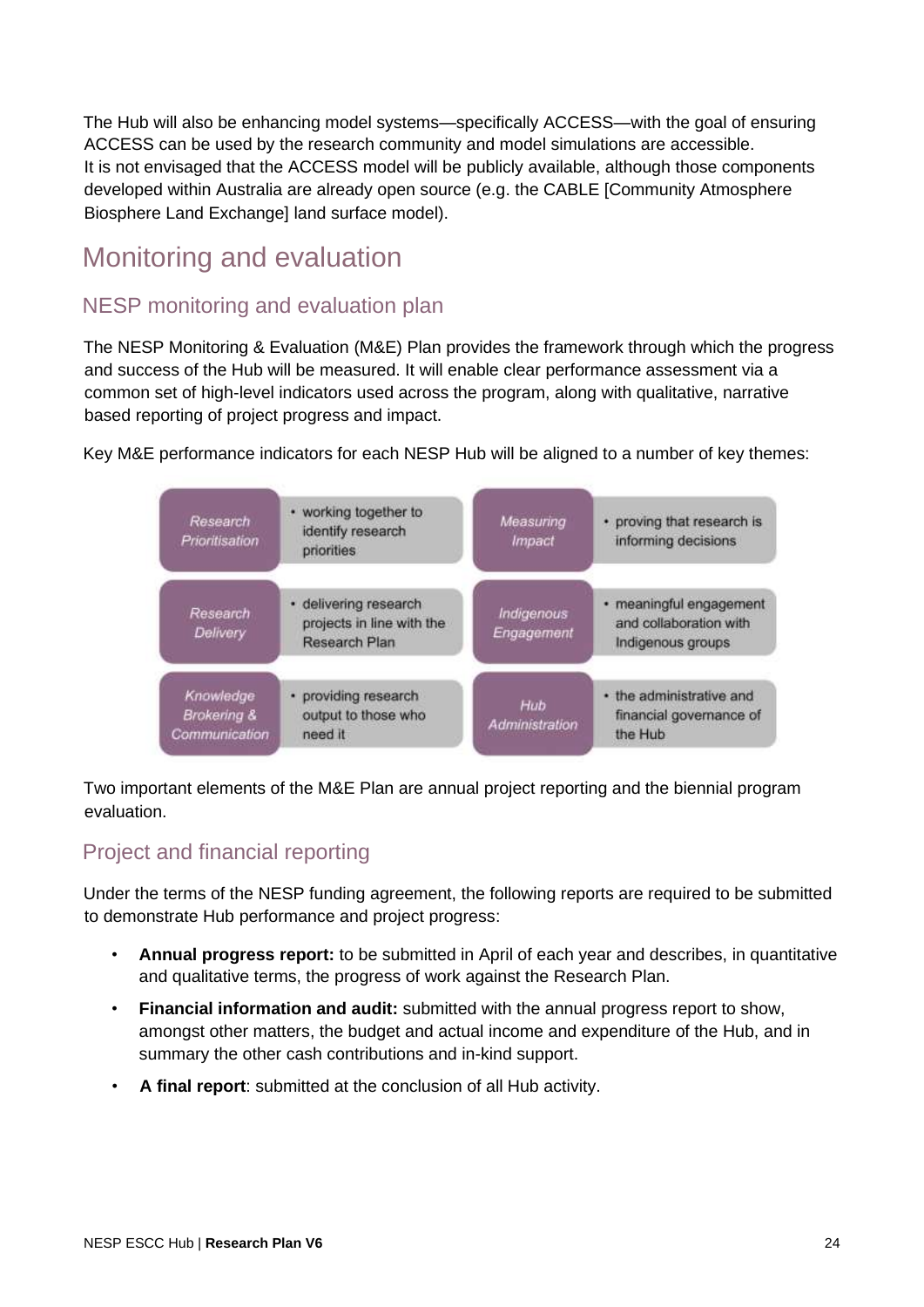The Hub will also be enhancing model systems—specifically ACCESS—with the goal of ensuring ACCESS can be used by the research community and model simulations are accessible.
It is not envisaged that the ACCESS model will be publicly available, although those components developed within Australia are already open source (e.g. the CABLE [Community Atmosphere Biosphere Land Exchange] land surface model).

# Monitoring and evaluation

## NESP monitoring and evaluation plan

The NESP Monitoring & Evaluation (M&E) Plan provides the framework through which the progress and success of the Hub will be measured. It will enable clear performance assessment via a common set of high-level indicators used across the program, along with qualitative, narrative based reporting of project progress and impact.

Key M&E performance indicators for each NESP Hub will be aligned to a number of key themes:

| Theme | Description | Theme | Description |
|---|---|---|---|
| *Research Prioritisation* | • working together to identify research priorities | *Measuring Impact* | • proving that research is informing decisions |
| *Research Delivery* | • delivering research projects in line with the Research Plan | *Indigenous Engagement* | • meaningful engagement and collaboration with Indigenous groups |
| *Knowledge Brokering & Communication* | • providing research output to those who need it | *Hub Administration* | • the administrative and financial governance of the Hub |

Two important elements of the M&E Plan are annual project reporting and the biennial program evaluation.

## Project and financial reporting

Under the terms of the NESP funding agreement, the following reports are required to be submitted to demonstrate Hub performance and project progress:

- **Annual progress report:** to be submitted in April of each year and describes, in quantitative and qualitative terms, the progress of work against the Research Plan.
- **Financial information and audit:** submitted with the annual progress report to show, amongst other matters, the budget and actual income and expenditure of the Hub, and in summary the other cash contributions and in-kind support.
- **A final report**: submitted at the conclusion of all Hub activity.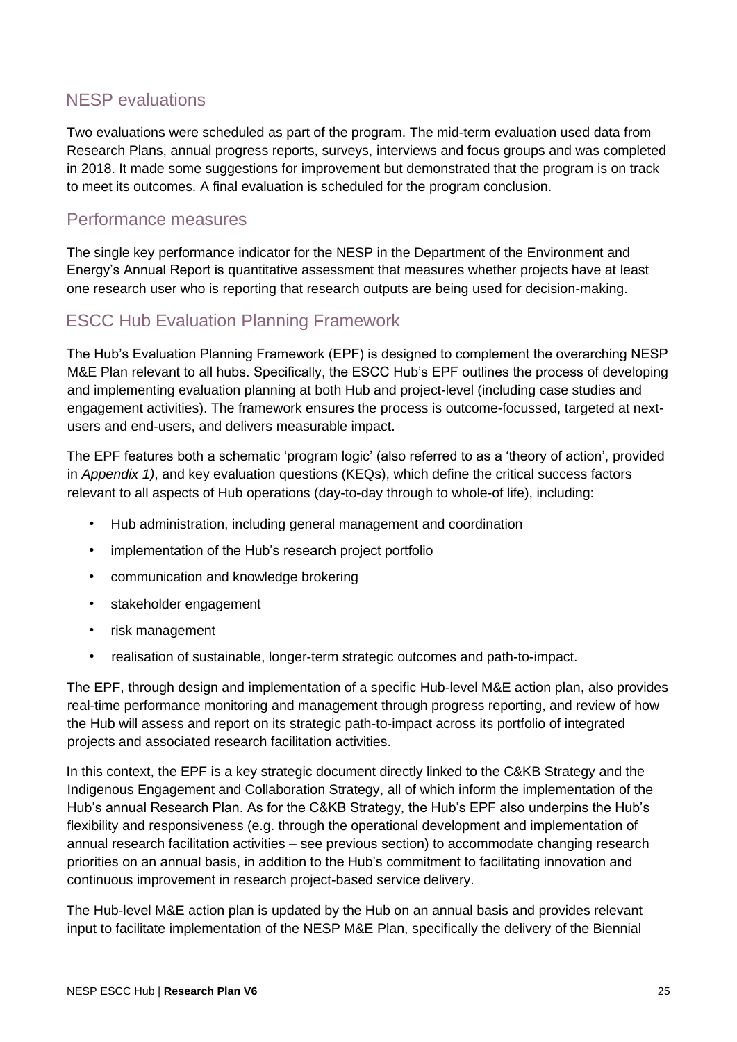## NESP evaluations

Two evaluations were scheduled as part of the program. The mid-term evaluation used data from Research Plans, annual progress reports, surveys, interviews and focus groups and was completed in 2018. It made some suggestions for improvement but demonstrated that the program is on track to meet its outcomes. A final evaluation is scheduled for the program conclusion.

## Performance measures

The single key performance indicator for the NESP in the Department of the Environment and Energy's Annual Report is quantitative assessment that measures whether projects have at least one research user who is reporting that research outputs are being used for decision-making.

## ESCC Hub Evaluation Planning Framework

The Hub's Evaluation Planning Framework (EPF) is designed to complement the overarching NESP M&E Plan relevant to all hubs. Specifically, the ESCC Hub's EPF outlines the process of developing and implementing evaluation planning at both Hub and project-level (including case studies and engagement activities). The framework ensures the process is outcome-focussed, targeted at next-users and end-users, and delivers measurable impact.

The EPF features both a schematic 'program logic' (also referred to as a 'theory of action', provided in *Appendix 1)*, and key evaluation questions (KEQs), which define the critical success factors relevant to all aspects of Hub operations (day-to-day through to whole-of life), including:

- Hub administration, including general management and coordination
- implementation of the Hub's research project portfolio
- communication and knowledge brokering
- stakeholder engagement
- risk management
- realisation of sustainable, longer-term strategic outcomes and path-to-impact.

The EPF, through design and implementation of a specific Hub-level M&E action plan, also provides real-time performance monitoring and management through progress reporting, and review of how the Hub will assess and report on its strategic path-to-impact across its portfolio of integrated projects and associated research facilitation activities.

In this context, the EPF is a key strategic document directly linked to the C&KB Strategy and the Indigenous Engagement and Collaboration Strategy, all of which inform the implementation of the Hub's annual Research Plan. As for the C&KB Strategy, the Hub's EPF also underpins the Hub's flexibility and responsiveness (e.g. through the operational development and implementation of annual research facilitation activities – see previous section) to accommodate changing research priorities on an annual basis, in addition to the Hub's commitment to facilitating innovation and continuous improvement in research project-based service delivery.

The Hub-level M&E action plan is updated by the Hub on an annual basis and provides relevant input to facilitate implementation of the NESP M&E Plan, specifically the delivery of the Biennial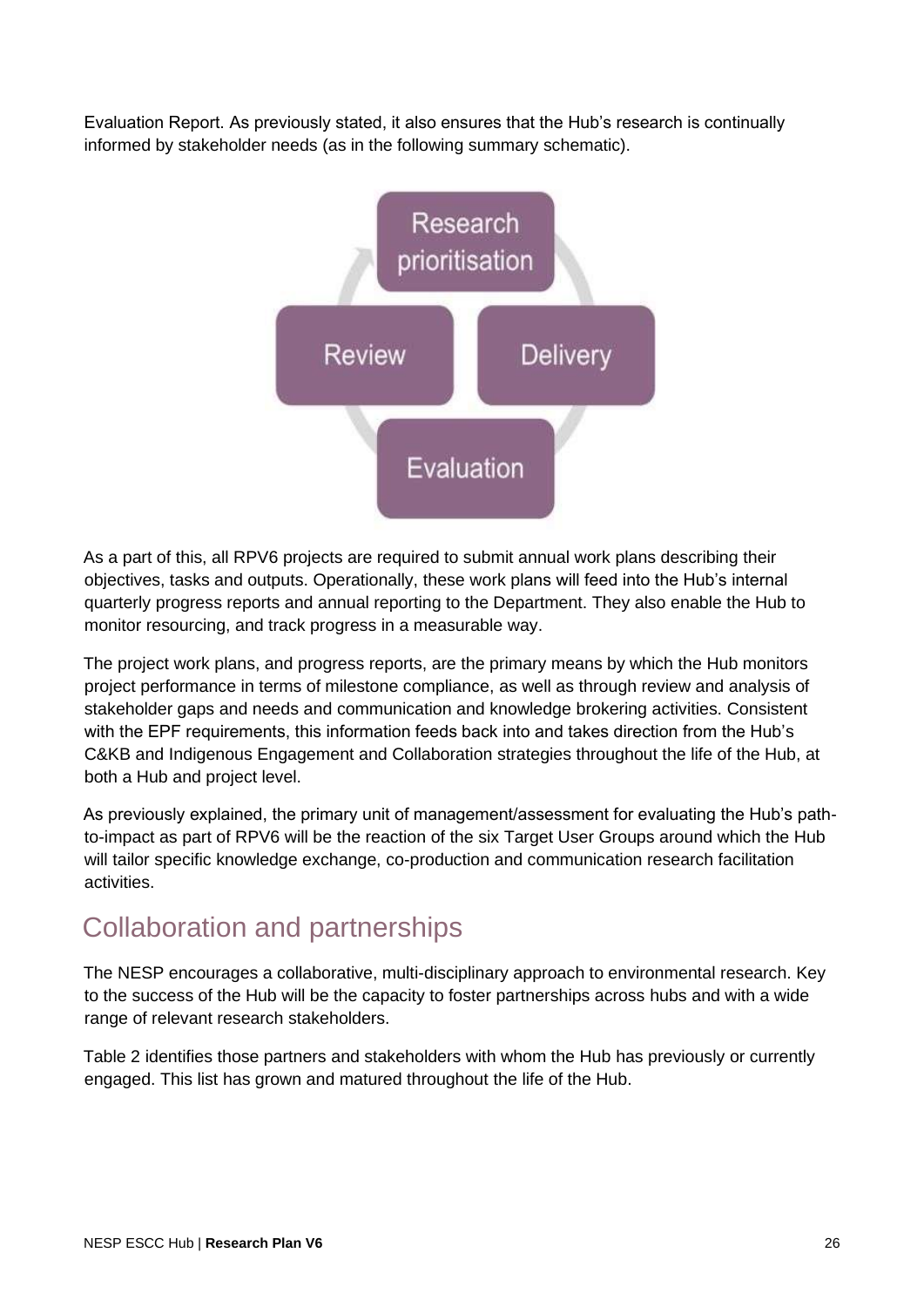Evaluation Report. As previously stated, it also ensures that the Hub's research is continually informed by stakeholder needs (as in the following summary schematic).

Research prioritisation

Review

Delivery

Evaluation

As a part of this, all RPV6 projects are required to submit annual work plans describing their objectives, tasks and outputs. Operationally, these work plans will feed into the Hub's internal quarterly progress reports and annual reporting to the Department. They also enable the Hub to monitor resourcing, and track progress in a measurable way.

The project work plans, and progress reports, are the primary means by which the Hub monitors project performance in terms of milestone compliance, as well as through review and analysis of stakeholder gaps and needs and communication and knowledge brokering activities. Consistent with the EPF requirements, this information feeds back into and takes direction from the Hub's C&KB and Indigenous Engagement and Collaboration strategies throughout the life of the Hub, at both a Hub and project level.

As previously explained, the primary unit of management/assessment for evaluating the Hub's path-to-impact as part of RPV6 will be the reaction of the six Target User Groups around which the Hub will tailor specific knowledge exchange, co-production and communication research facilitation activities.

## Collaboration and partnerships

The NESP encourages a collaborative, multi-disciplinary approach to environmental research. Key to the success of the Hub will be the capacity to foster partnerships across hubs and with a wide range of relevant research stakeholders.

Table 2 identifies those partners and stakeholders with whom the Hub has previously or currently engaged. This list has grown and matured throughout the life of the Hub.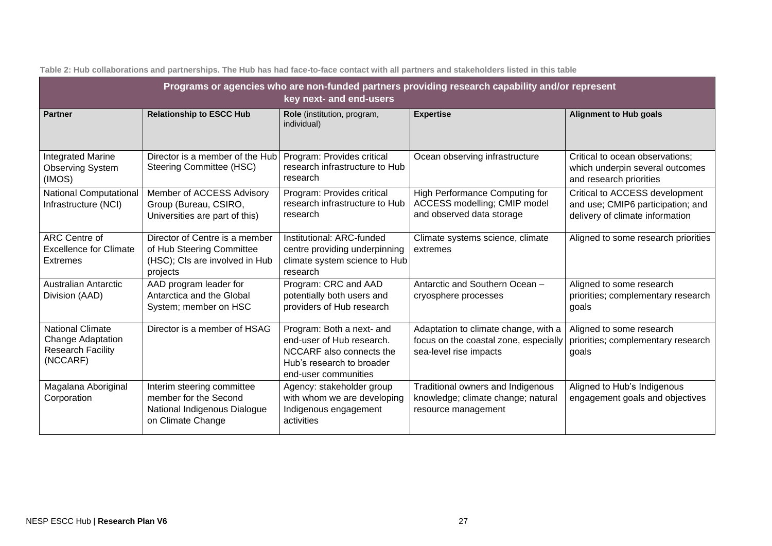**Table 2: Hub collaborations and partnerships. The Hub has had face-to-face contact with all partners and stakeholders listed in this table**

| Programs or agencies who are non-funded partners providing research capability and/or represent key next- and end-users | | | | |
|---|---|---|---|---|
| **Partner** | **Relationship to ESCC Hub** | **Role** (institution, program, individual) | **Expertise** | **Alignment to Hub goals** |
| Integrated Marine Observing System (IMOS) | Director is a member of the Hub Steering Committee (HSC) | Program: Provides critical research infrastructure to Hub research | Ocean observing infrastructure | Critical to ocean observations; which underpin several outcomes and research priorities |
| National Computational Infrastructure (NCI) | Member of ACCESS Advisory Group (Bureau, CSIRO, Universities are part of this) | Program: Provides critical research infrastructure to Hub research | High Performance Computing for ACCESS modelling; CMIP model and observed data storage | Critical to ACCESS development and use; CMIP6 participation; and delivery of climate information |
| ARC Centre of Excellence for Climate Extremes | Director of Centre is a member of Hub Steering Committee (HSC); CIs are involved in Hub projects | Institutional: ARC-funded centre providing underpinning climate system science to Hub research | Climate systems science, climate extremes | Aligned to some research priorities |
| Australian Antarctic Division (AAD) | AAD program leader for Antarctica and the Global System; member on HSC | Program: CRC and AAD potentially both users and providers of Hub research | Antarctic and Southern Ocean – cryosphere processes | Aligned to some research priorities; complementary research goals |
| National Climate Change Adaptation Research Facility (NCCARF) | Director is a member of HSAG | Program: Both a next- and end-user of Hub research. NCCARF also connects the Hub's research to broader end-user communities | Adaptation to climate change, with a focus on the coastal zone, especially sea-level rise impacts | Aligned to some research priorities; complementary research goals |
| Magalana Aboriginal Corporation | Interim steering committee member for the Second National Indigenous Dialogue on Climate Change | Agency: stakeholder group with whom we are developing Indigenous engagement activities | Traditional owners and Indigenous knowledge; climate change; natural resource management | Aligned to Hub's Indigenous engagement goals and objectives |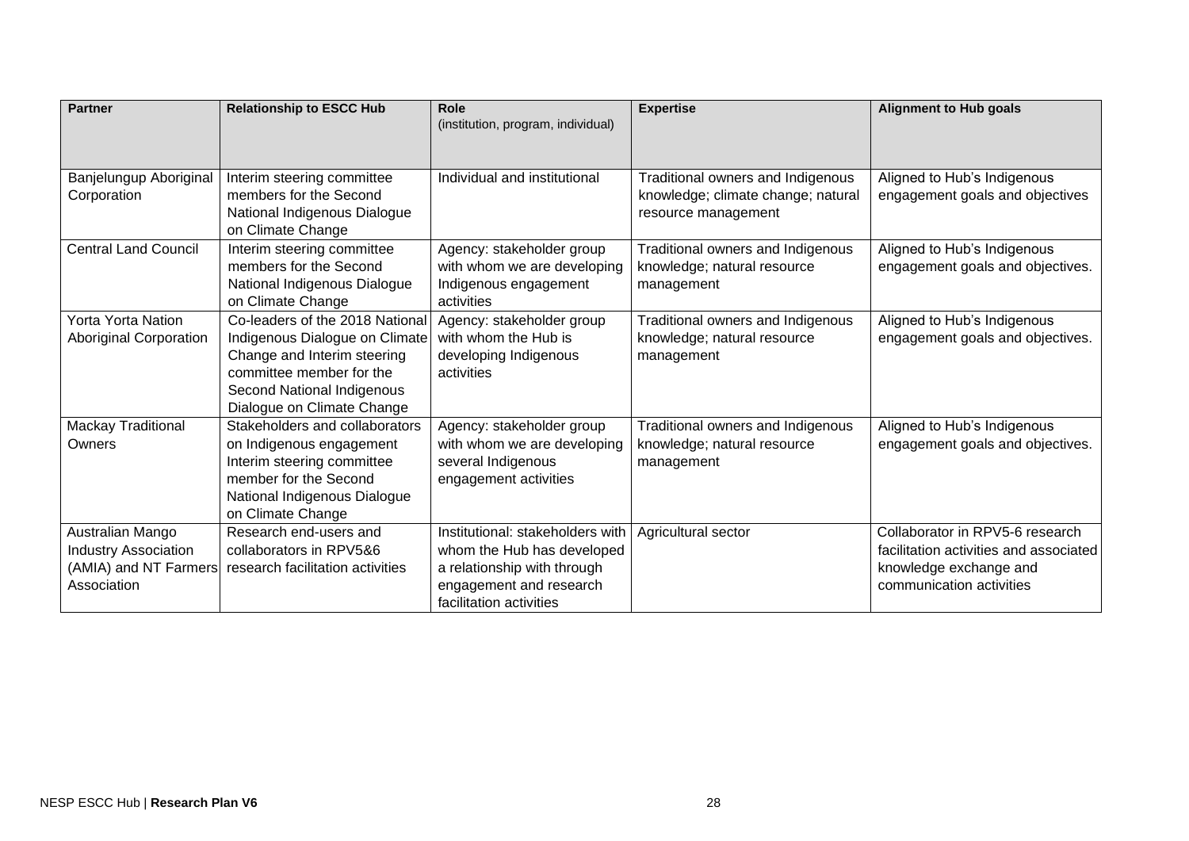| Partner | Relationship to ESCC Hub | Role (institution, program, individual) | Expertise | Alignment to Hub goals |
|---|---|---|---|---|
| Banjelungup Aboriginal Corporation | Interim steering committee members for the Second National Indigenous Dialogue on Climate Change | Individual and institutional | Traditional owners and Indigenous knowledge; climate change; natural resource management | Aligned to Hub's Indigenous engagement goals and objectives |
| Central Land Council | Interim steering committee members for the Second National Indigenous Dialogue on Climate Change | Agency: stakeholder group with whom we are developing Indigenous engagement activities | Traditional owners and Indigenous knowledge; natural resource management | Aligned to Hub's Indigenous engagement goals and objectives. |
| Yorta Yorta Nation Aboriginal Corporation | Co-leaders of the 2018 National Indigenous Dialogue on Climate Change and Interim steering committee member for the Second National Indigenous Dialogue on Climate Change | Agency: stakeholder group with whom the Hub is developing Indigenous activities | Traditional owners and Indigenous knowledge; natural resource management | Aligned to Hub's Indigenous engagement goals and objectives. |
| Mackay Traditional Owners | Stakeholders and collaborators on Indigenous engagement Interim steering committee member for the Second National Indigenous Dialogue on Climate Change | Agency: stakeholder group with whom we are developing several Indigenous engagement activities | Traditional owners and Indigenous knowledge; natural resource management | Aligned to Hub's Indigenous engagement goals and objectives. |
| Australian Mango Industry Association (AMIA) and NT Farmers Association | Research end-users and collaborators in RPV5&6 research facilitation activities | Institutional: stakeholders with whom the Hub has developed a relationship with through engagement and research facilitation activities | Agricultural sector | Collaborator in RPV5-6 research facilitation activities and associated knowledge exchange and communication activities |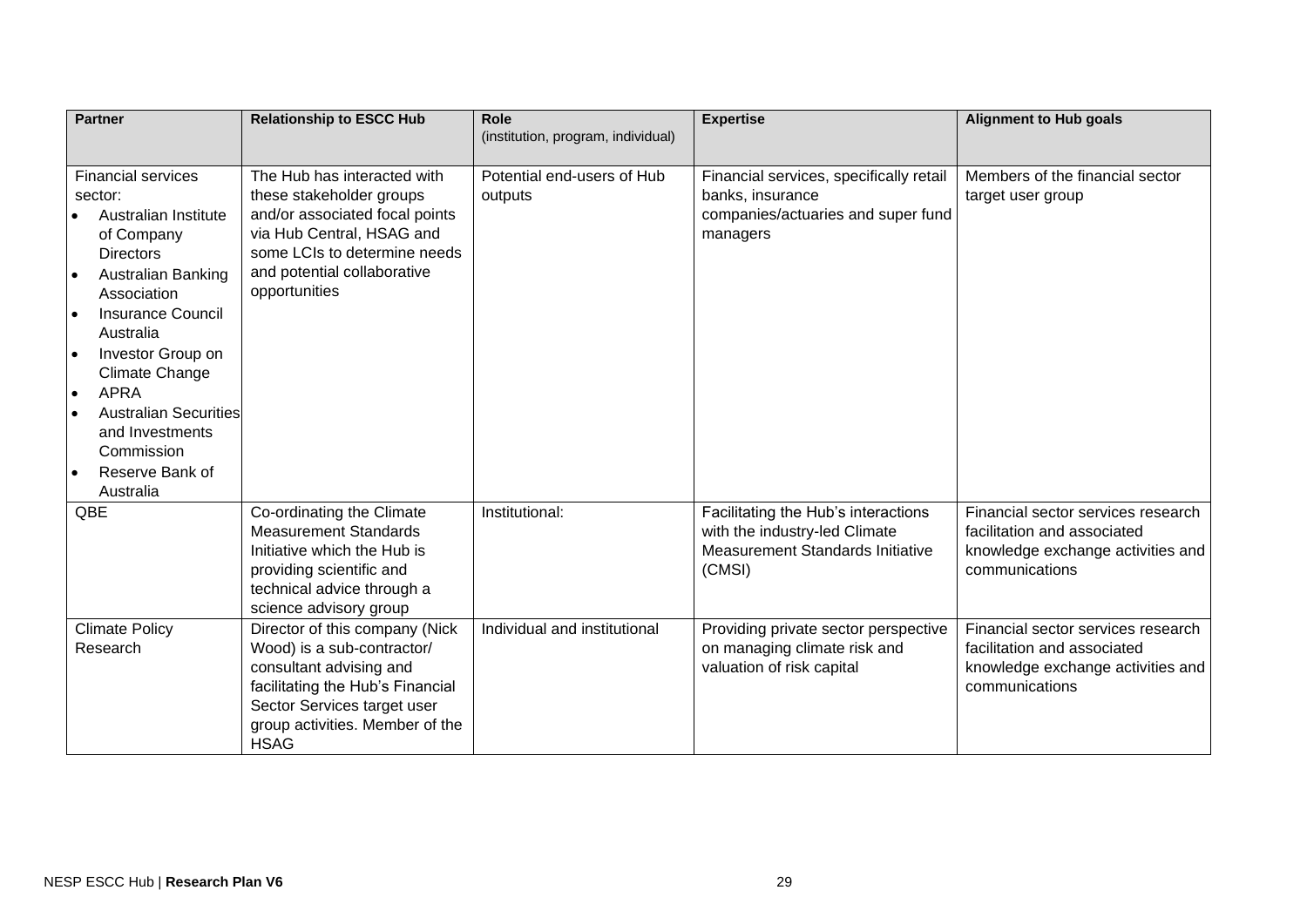| Partner | Relationship to ESCC Hub | Role (institution, program, individual) | Expertise | Alignment to Hub goals |
|---|---|---|---|---|
| Financial services sector:<br>• Australian Institute of Company Directors<br>• Australian Banking Association<br>• Insurance Council Australia<br>• Investor Group on Climate Change<br>• APRA<br>• Australian Securities and Investments Commission<br>• Reserve Bank of Australia | The Hub has interacted with these stakeholder groups and/or associated focal points via Hub Central, HSAG and some LCIs to determine needs and potential collaborative opportunities | Potential end-users of Hub outputs | Financial services, specifically retail banks, insurance companies/actuaries and super fund managers | Members of the financial sector target user group |
| QBE | Co-ordinating the Climate Measurement Standards Initiative which the Hub is providing scientific and technical advice through a science advisory group | Institutional: | Facilitating the Hub's interactions with the industry-led Climate Measurement Standards Initiative (CMSI) | Financial sector services research facilitation and associated knowledge exchange activities and communications |
| Climate Policy Research | Director of this company (Nick Wood) is a sub-contractor/ consultant advising and facilitating the Hub's Financial Sector Services target user group activities. Member of the HSAG | Individual and institutional | Providing private sector perspective on managing climate risk and valuation of risk capital | Financial sector services research facilitation and associated knowledge exchange activities and communications |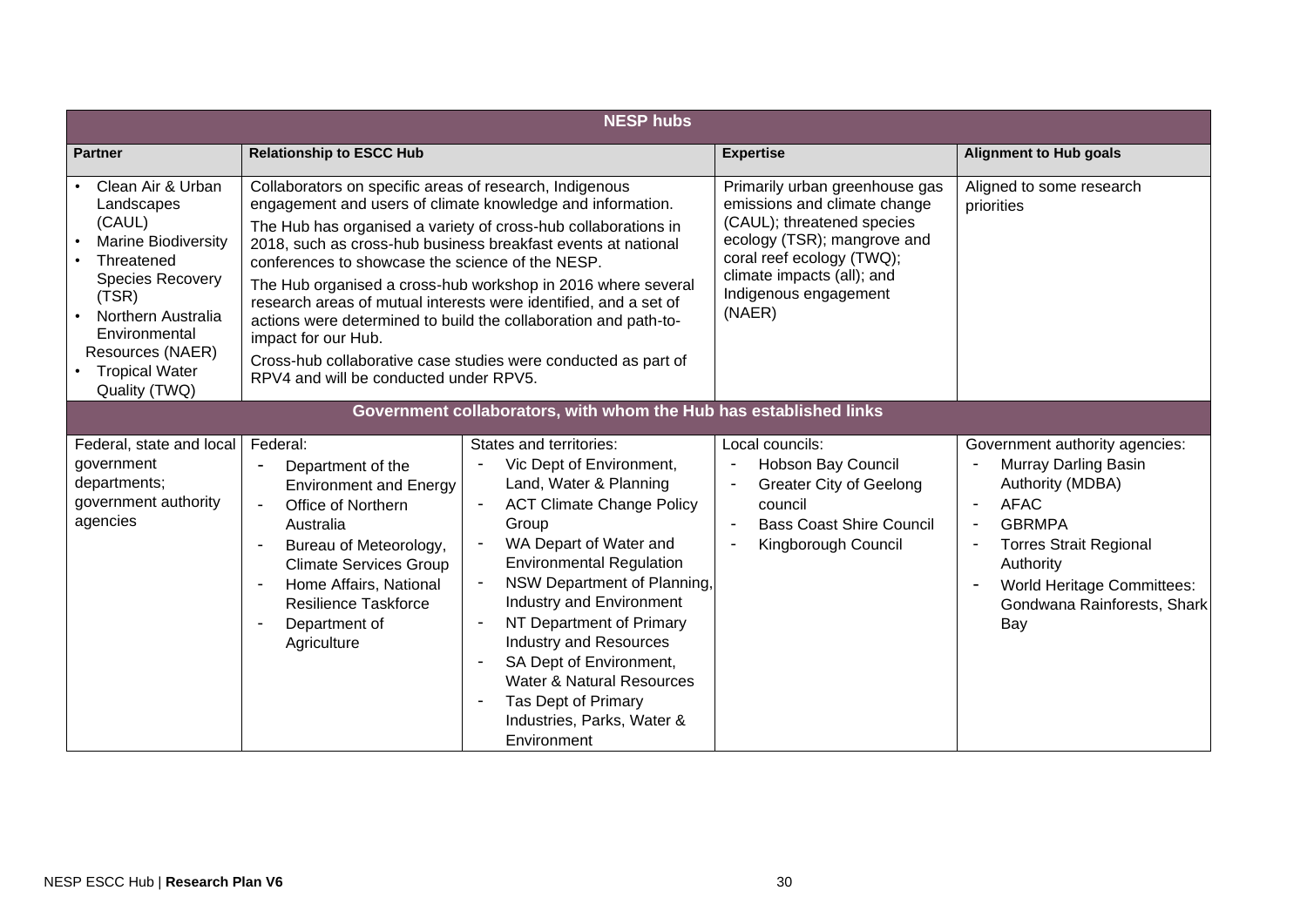| NESP hubs | | | | |
|---|---|---|---|---|
| **Partner** | **Relationship to ESCC Hub** | | **Expertise** | **Alignment to Hub goals** |
| • Clean Air & Urban Landscapes (CAUL)<br>• Marine Biodiversity<br>• Threatened Species Recovery (TSR)<br>• Northern Australia Environmental Resources (NAER)<br>• Tropical Water Quality (TWQ) | Collaborators on specific areas of research, Indigenous engagement and users of climate knowledge and information.<br>The Hub has organised a variety of cross-hub collaborations in 2018, such as cross-hub business breakfast events at national conferences to showcase the science of the NESP.<br>The Hub organised a cross-hub workshop in 2016 where several research areas of mutual interests were identified, and a set of actions were determined to build the collaboration and path-to-impact for our Hub.<br>Cross-hub collaborative case studies were conducted as part of RPV4 and will be conducted under RPV5. | | Primarily urban greenhouse gas emissions and climate change (CAUL); threatened species ecology (TSR); mangrove and coral reef ecology (TWQ); climate impacts (all); and Indigenous engagement (NAER) | Aligned to some research priorities |
| **Government collaborators, with whom the Hub has established links** | | | | |
| Federal, state and local government departments; government authority agencies | Federal:<br>- Department of the Environment and Energy<br>- Office of Northern Australia<br>- Bureau of Meteorology, Climate Services Group<br>- Home Affairs, National Resilience Taskforce<br>- Department of Agriculture | States and territories:<br>- Vic Dept of Environment, Land, Water & Planning<br>- ACT Climate Change Policy Group<br>- WA Depart of Water and Environmental Regulation<br>- NSW Department of Planning, Industry and Environment<br>- NT Department of Primary Industry and Resources<br>- SA Dept of Environment, Water & Natural Resources<br>- Tas Dept of Primary Industries, Parks, Water & Environment | Local councils:<br>- Hobson Bay Council<br>- Greater City of Geelong council<br>- Bass Coast Shire Council<br>- Kingborough Council | Government authority agencies:<br>- Murray Darling Basin Authority (MDBA)<br>- AFAC<br>- GBRMPA<br>- Torres Strait Regional Authority<br>- World Heritage Committees: Gondwana Rainforests, Shark Bay |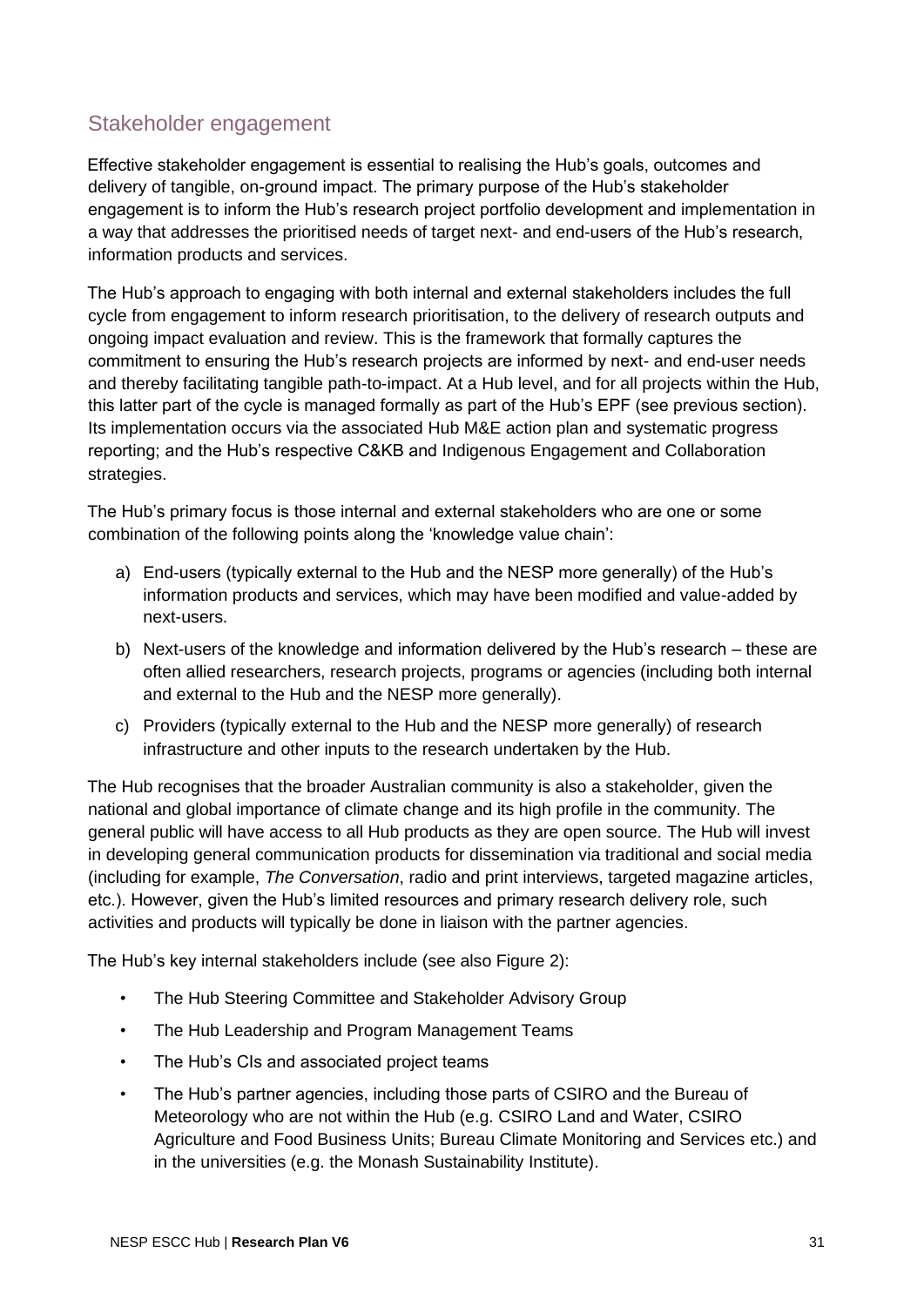## Stakeholder engagement

Effective stakeholder engagement is essential to realising the Hub's goals, outcomes and delivery of tangible, on-ground impact. The primary purpose of the Hub's stakeholder engagement is to inform the Hub's research project portfolio development and implementation in a way that addresses the prioritised needs of target next- and end-users of the Hub's research, information products and services.

The Hub's approach to engaging with both internal and external stakeholders includes the full cycle from engagement to inform research prioritisation, to the delivery of research outputs and ongoing impact evaluation and review. This is the framework that formally captures the commitment to ensuring the Hub's research projects are informed by next- and end-user needs and thereby facilitating tangible path-to-impact. At a Hub level, and for all projects within the Hub, this latter part of the cycle is managed formally as part of the Hub's EPF (see previous section). Its implementation occurs via the associated Hub M&E action plan and systematic progress reporting; and the Hub's respective C&KB and Indigenous Engagement and Collaboration strategies.

The Hub's primary focus is those internal and external stakeholders who are one or some combination of the following points along the 'knowledge value chain':

a) End-users (typically external to the Hub and the NESP more generally) of the Hub's information products and services, which may have been modified and value-added by next-users.
b) Next-users of the knowledge and information delivered by the Hub's research – these are often allied researchers, research projects, programs or agencies (including both internal and external to the Hub and the NESP more generally).
c) Providers (typically external to the Hub and the NESP more generally) of research infrastructure and other inputs to the research undertaken by the Hub.

The Hub recognises that the broader Australian community is also a stakeholder, given the national and global importance of climate change and its high profile in the community. The general public will have access to all Hub products as they are open source. The Hub will invest in developing general communication products for dissemination via traditional and social media (including for example, *The Conversation*, radio and print interviews, targeted magazine articles, etc.). However, given the Hub's limited resources and primary research delivery role, such activities and products will typically be done in liaison with the partner agencies.

The Hub's key internal stakeholders include (see also Figure 2):

- The Hub Steering Committee and Stakeholder Advisory Group
- The Hub Leadership and Program Management Teams
- The Hub's CIs and associated project teams
- The Hub's partner agencies, including those parts of CSIRO and the Bureau of Meteorology who are not within the Hub (e.g. CSIRO Land and Water, CSIRO Agriculture and Food Business Units; Bureau Climate Monitoring and Services etc.) and in the universities (e.g. the Monash Sustainability Institute).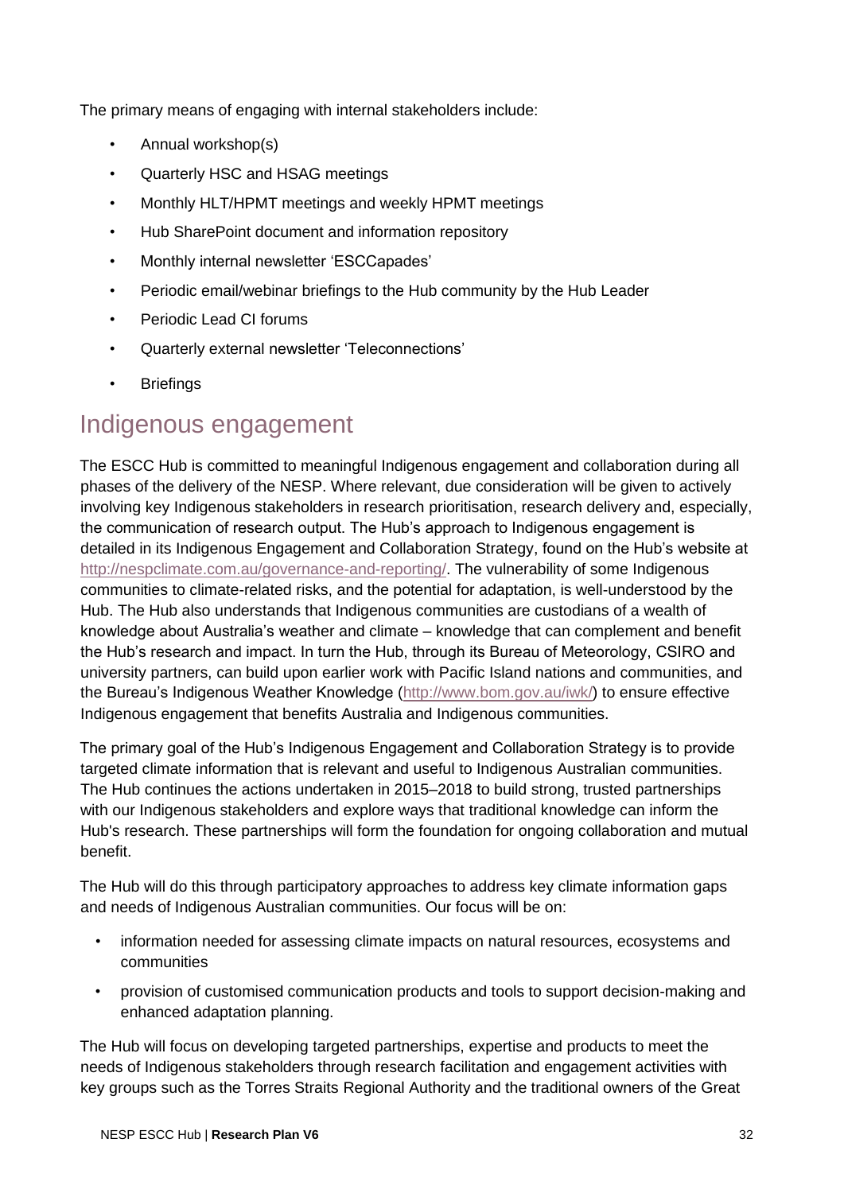The primary means of engaging with internal stakeholders include:

- Annual workshop(s)
- Quarterly HSC and HSAG meetings
- Monthly HLT/HPMT meetings and weekly HPMT meetings
- Hub SharePoint document and information repository
- Monthly internal newsletter 'ESCCapades'
- Periodic email/webinar briefings to the Hub community by the Hub Leader
- Periodic Lead CI forums
- Quarterly external newsletter 'Teleconnections'
- Briefings

## Indigenous engagement

The ESCC Hub is committed to meaningful Indigenous engagement and collaboration during all phases of the delivery of the NESP. Where relevant, due consideration will be given to actively involving key Indigenous stakeholders in research prioritisation, research delivery and, especially, the communication of research output. The Hub's approach to Indigenous engagement is detailed in its Indigenous Engagement and Collaboration Strategy, found on the Hub's website at http://nespclimate.com.au/governance-and-reporting/. The vulnerability of some Indigenous communities to climate-related risks, and the potential for adaptation, is well-understood by the Hub. The Hub also understands that Indigenous communities are custodians of a wealth of knowledge about Australia's weather and climate – knowledge that can complement and benefit the Hub's research and impact. In turn the Hub, through its Bureau of Meteorology, CSIRO and university partners, can build upon earlier work with Pacific Island nations and communities, and the Bureau's Indigenous Weather Knowledge (http://www.bom.gov.au/iwk/) to ensure effective Indigenous engagement that benefits Australia and Indigenous communities.

The primary goal of the Hub's Indigenous Engagement and Collaboration Strategy is to provide targeted climate information that is relevant and useful to Indigenous Australian communities. The Hub continues the actions undertaken in 2015–2018 to build strong, trusted partnerships with our Indigenous stakeholders and explore ways that traditional knowledge can inform the Hub's research. These partnerships will form the foundation for ongoing collaboration and mutual benefit.

The Hub will do this through participatory approaches to address key climate information gaps and needs of Indigenous Australian communities. Our focus will be on:

- information needed for assessing climate impacts on natural resources, ecosystems and communities
- provision of customised communication products and tools to support decision-making and enhanced adaptation planning.

The Hub will focus on developing targeted partnerships, expertise and products to meet the needs of Indigenous stakeholders through research facilitation and engagement activities with key groups such as the Torres Straits Regional Authority and the traditional owners of the Great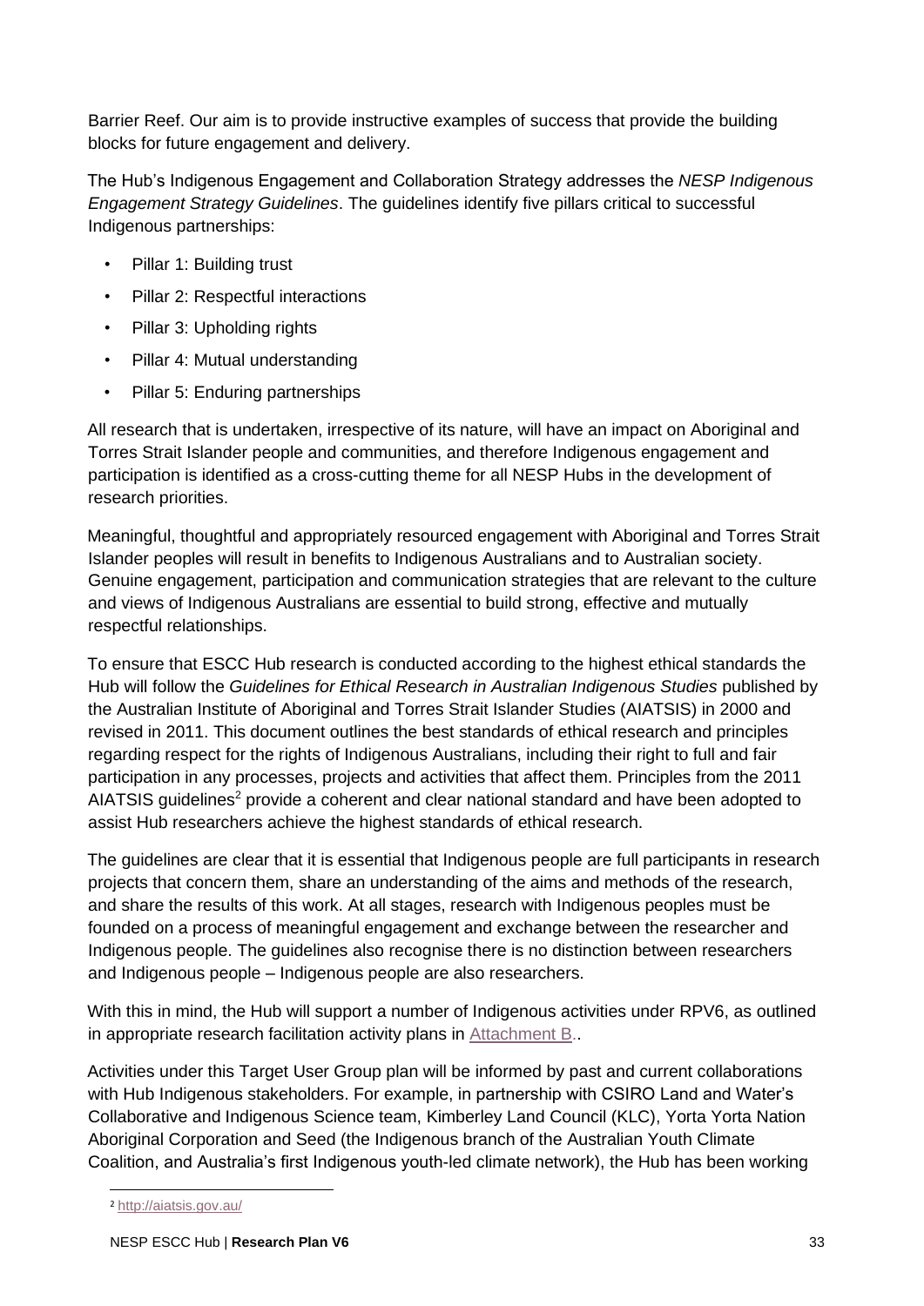Barrier Reef. Our aim is to provide instructive examples of success that provide the building blocks for future engagement and delivery.

The Hub's Indigenous Engagement and Collaboration Strategy addresses the *NESP Indigenous Engagement Strategy Guidelines*. The guidelines identify five pillars critical to successful Indigenous partnerships:

- Pillar 1: Building trust
- Pillar 2: Respectful interactions
- Pillar 3: Upholding rights
- Pillar 4: Mutual understanding
- Pillar 5: Enduring partnerships

All research that is undertaken, irrespective of its nature, will have an impact on Aboriginal and Torres Strait Islander people and communities, and therefore Indigenous engagement and participation is identified as a cross-cutting theme for all NESP Hubs in the development of research priorities.

Meaningful, thoughtful and appropriately resourced engagement with Aboriginal and Torres Strait Islander peoples will result in benefits to Indigenous Australians and to Australian society. Genuine engagement, participation and communication strategies that are relevant to the culture and views of Indigenous Australians are essential to build strong, effective and mutually respectful relationships.

To ensure that ESCC Hub research is conducted according to the highest ethical standards the Hub will follow the *Guidelines for Ethical Research in Australian Indigenous Studies* published by the Australian Institute of Aboriginal and Torres Strait Islander Studies (AIATSIS) in 2000 and revised in 2011. This document outlines the best standards of ethical research and principles regarding respect for the rights of Indigenous Australians, including their right to full and fair participation in any processes, projects and activities that affect them. Principles from the 2011 AIATSIS guidelines[2] provide a coherent and clear national standard and have been adopted to assist Hub researchers achieve the highest standards of ethical research.

The guidelines are clear that it is essential that Indigenous people are full participants in research projects that concern them, share an understanding of the aims and methods of the research, and share the results of this work. At all stages, research with Indigenous peoples must be founded on a process of meaningful engagement and exchange between the researcher and Indigenous people. The guidelines also recognise there is no distinction between researchers and Indigenous people – Indigenous people are also researchers.

With this in mind, the Hub will support a number of Indigenous activities under RPV6, as outlined in appropriate research facilitation activity plans in Attachment B..

Activities under this Target User Group plan will be informed by past and current collaborations with Hub Indigenous stakeholders. For example, in partnership with CSIRO Land and Water's Collaborative and Indigenous Science team, Kimberley Land Council (KLC), Yorta Yorta Nation Aboriginal Corporation and Seed (the Indigenous branch of the Australian Youth Climate Coalition, and Australia's first Indigenous youth-led climate network), the Hub has been working

[2] http://aiatsis.gov.au/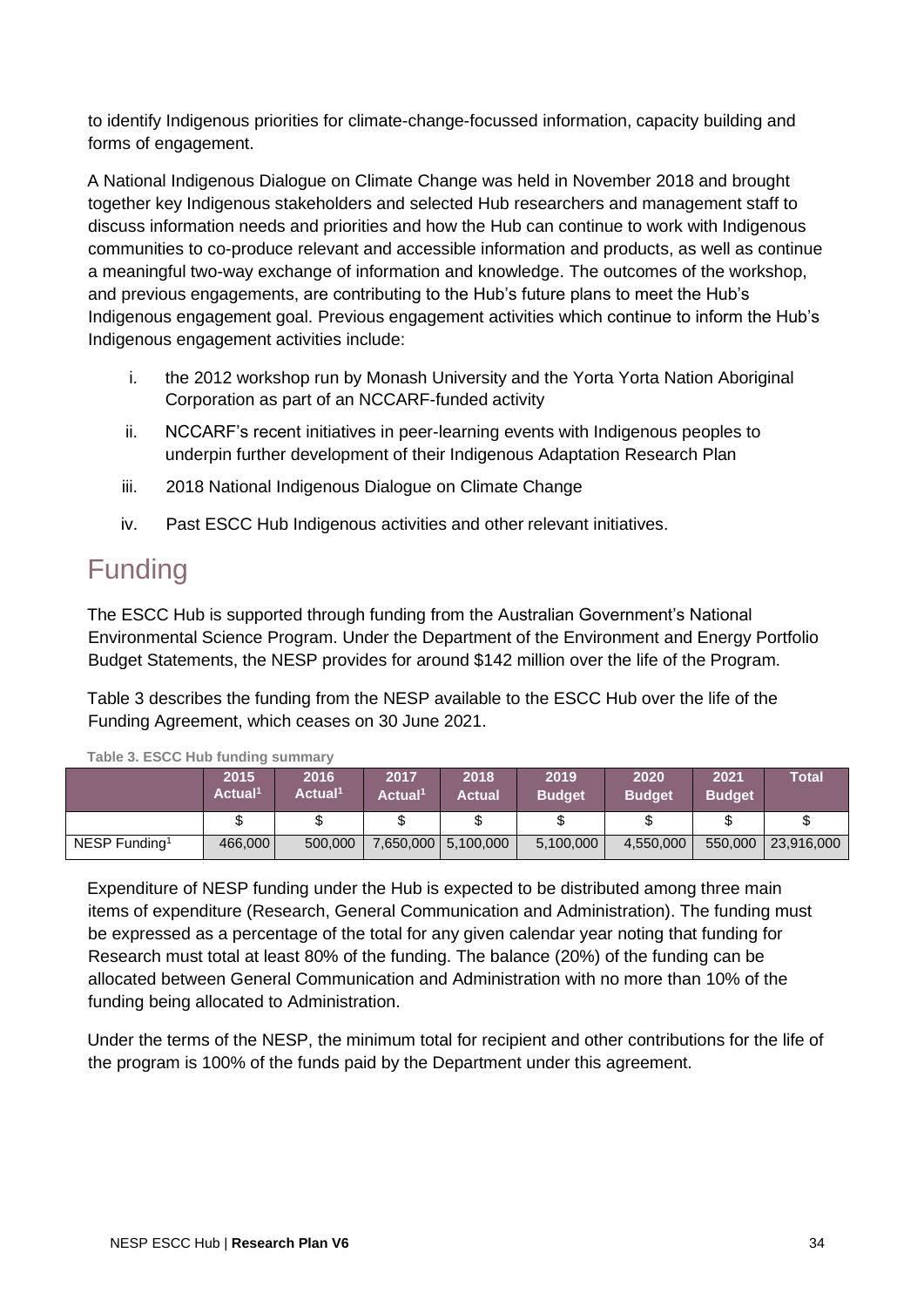to identify Indigenous priorities for climate-change-focussed information, capacity building and forms of engagement.

A National Indigenous Dialogue on Climate Change was held in November 2018 and brought together key Indigenous stakeholders and selected Hub researchers and management staff to discuss information needs and priorities and how the Hub can continue to work with Indigenous communities to co-produce relevant and accessible information and products, as well as continue a meaningful two-way exchange of information and knowledge. The outcomes of the workshop, and previous engagements, are contributing to the Hub's future plans to meet the Hub's Indigenous engagement goal. Previous engagement activities which continue to inform the Hub's Indigenous engagement activities include:

i. the 2012 workshop run by Monash University and the Yorta Yorta Nation Aboriginal Corporation as part of an NCCARF-funded activity
ii. NCCARF's recent initiatives in peer-learning events with Indigenous peoples to underpin further development of their Indigenous Adaptation Research Plan
iii. 2018 National Indigenous Dialogue on Climate Change
iv. Past ESCC Hub Indigenous activities and other relevant initiatives.

# Funding

The ESCC Hub is supported through funding from the Australian Government's National Environmental Science Program. Under the Department of the Environment and Energy Portfolio Budget Statements, the NESP provides for around $142 million over the life of the Program.

Table 3 describes the funding from the NESP available to the ESCC Hub over the life of the Funding Agreement, which ceases on 30 June 2021.

**Table 3. ESCC Hub funding summary**

| | 2015 Actual[1] | 2016 Actual[1] | 2017 Actual[1] | 2018 Actual | 2019 Budget | 2020 Budget | 2021 Budget | Total |
|---|---|---|---|---|---|---|---|---|
| | $ | $ | $ | $ | $ | $ | $ | $ |
| NESP Funding[1] | 466,000 | 500,000 | 7,650,000 | 5,100,000 | 5,100,000 | 4,550,000 | 550,000 | 23,916,000 |

Expenditure of NESP funding under the Hub is expected to be distributed among three main items of expenditure (Research, General Communication and Administration). The funding must be expressed as a percentage of the total for any given calendar year noting that funding for Research must total at least 80% of the funding. The balance (20%) of the funding can be allocated between General Communication and Administration with no more than 10% of the funding being allocated to Administration.

Under the terms of the NESP, the minimum total for recipient and other contributions for the life of the program is 100% of the funds paid by the Department under this agreement.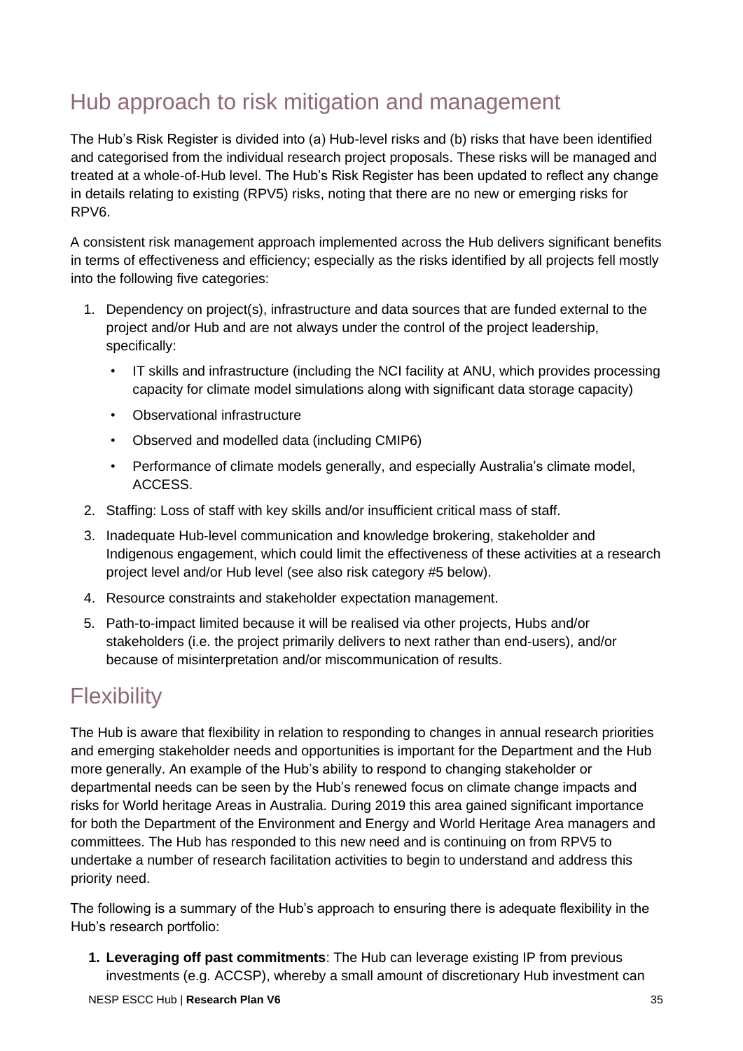## Hub approach to risk mitigation and management

The Hub's Risk Register is divided into (a) Hub-level risks and (b) risks that have been identified and categorised from the individual research project proposals. These risks will be managed and treated at a whole-of-Hub level. The Hub's Risk Register has been updated to reflect any change in details relating to existing (RPV5) risks, noting that there are no new or emerging risks for RPV6.

A consistent risk management approach implemented across the Hub delivers significant benefits in terms of effectiveness and efficiency; especially as the risks identified by all projects fell mostly into the following five categories:

1. Dependency on project(s), infrastructure and data sources that are funded external to the project and/or Hub and are not always under the control of the project leadership, specifically:
   - IT skills and infrastructure (including the NCI facility at ANU, which provides processing capacity for climate model simulations along with significant data storage capacity)
   - Observational infrastructure
   - Observed and modelled data (including CMIP6)
   - Performance of climate models generally, and especially Australia's climate model, ACCESS.
2. Staffing: Loss of staff with key skills and/or insufficient critical mass of staff.
3. Inadequate Hub-level communication and knowledge brokering, stakeholder and Indigenous engagement, which could limit the effectiveness of these activities at a research project level and/or Hub level (see also risk category #5 below).
4. Resource constraints and stakeholder expectation management.
5. Path-to-impact limited because it will be realised via other projects, Hubs and/or stakeholders (i.e. the project primarily delivers to next rather than end-users), and/or because of misinterpretation and/or miscommunication of results.

## Flexibility

The Hub is aware that flexibility in relation to responding to changes in annual research priorities and emerging stakeholder needs and opportunities is important for the Department and the Hub more generally. An example of the Hub's ability to respond to changing stakeholder or departmental needs can be seen by the Hub's renewed focus on climate change impacts and risks for World heritage Areas in Australia. During 2019 this area gained significant importance for both the Department of the Environment and Energy and World Heritage Area managers and committees. The Hub has responded to this new need and is continuing on from RPV5 to undertake a number of research facilitation activities to begin to understand and address this priority need.

The following is a summary of the Hub's approach to ensuring there is adequate flexibility in the Hub's research portfolio:

1. **Leveraging off past commitments**: The Hub can leverage existing IP from previous investments (e.g. ACCSP), whereby a small amount of discretionary Hub investment can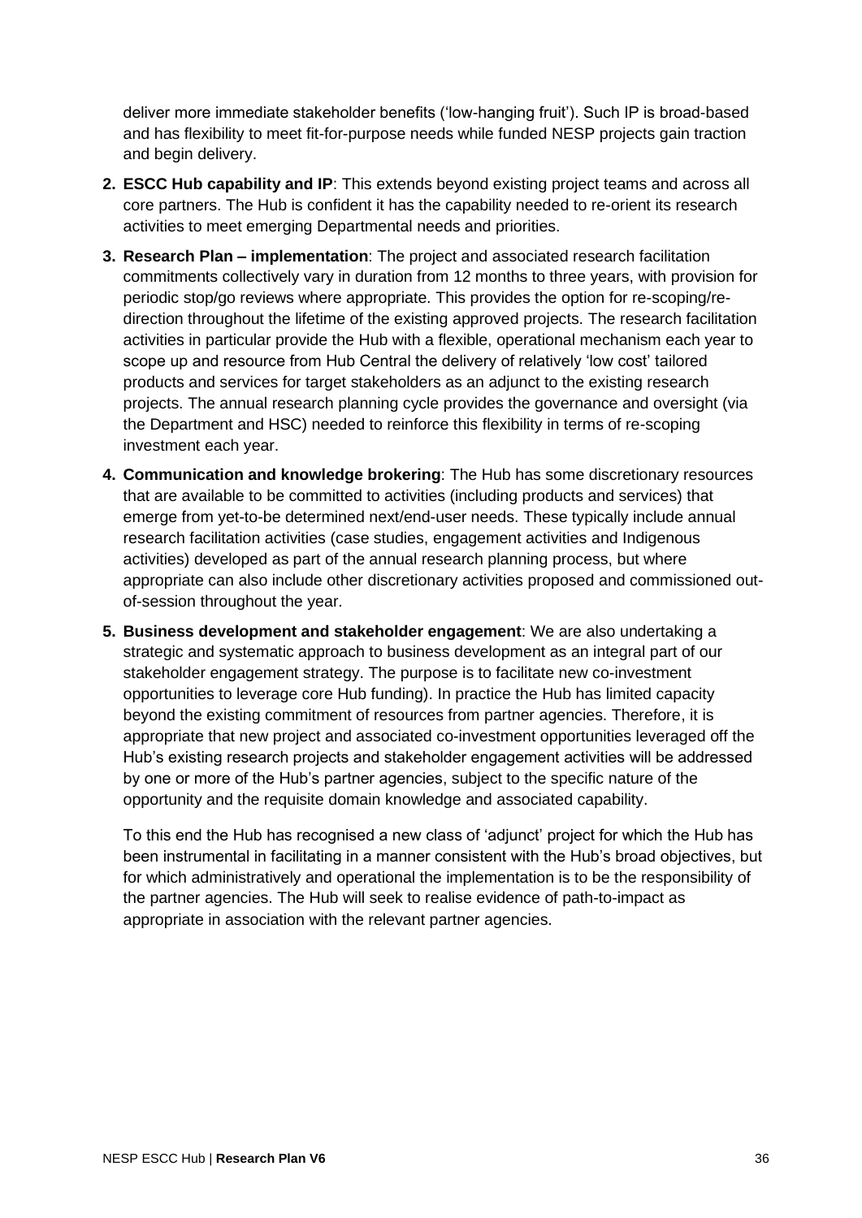deliver more immediate stakeholder benefits ('low-hanging fruit'). Such IP is broad-based and has flexibility to meet fit-for-purpose needs while funded NESP projects gain traction and begin delivery.

2. **ESCC Hub capability and IP**: This extends beyond existing project teams and across all core partners. The Hub is confident it has the capability needed to re-orient its research activities to meet emerging Departmental needs and priorities.
3. **Research Plan – implementation**: The project and associated research facilitation commitments collectively vary in duration from 12 months to three years, with provision for periodic stop/go reviews where appropriate. This provides the option for re-scoping/re-direction throughout the lifetime of the existing approved projects. The research facilitation activities in particular provide the Hub with a flexible, operational mechanism each year to scope up and resource from Hub Central the delivery of relatively 'low cost' tailored products and services for target stakeholders as an adjunct to the existing research projects. The annual research planning cycle provides the governance and oversight (via the Department and HSC) needed to reinforce this flexibility in terms of re-scoping investment each year.
4. **Communication and knowledge brokering**: The Hub has some discretionary resources that are available to be committed to activities (including products and services) that emerge from yet-to-be determined next/end-user needs. These typically include annual research facilitation activities (case studies, engagement activities and Indigenous activities) developed as part of the annual research planning process, but where appropriate can also include other discretionary activities proposed and commissioned out-of-session throughout the year.
5. **Business development and stakeholder engagement**: We are also undertaking a strategic and systematic approach to business development as an integral part of our stakeholder engagement strategy. The purpose is to facilitate new co-investment opportunities to leverage core Hub funding). In practice the Hub has limited capacity beyond the existing commitment of resources from partner agencies. Therefore, it is appropriate that new project and associated co-investment opportunities leveraged off the Hub's existing research projects and stakeholder engagement activities will be addressed by one or more of the Hub's partner agencies, subject to the specific nature of the opportunity and the requisite domain knowledge and associated capability.

   To this end the Hub has recognised a new class of 'adjunct' project for which the Hub has been instrumental in facilitating in a manner consistent with the Hub's broad objectives, but for which administratively and operational the implementation is to be the responsibility of the partner agencies. The Hub will seek to realise evidence of path-to-impact as appropriate in association with the relevant partner agencies.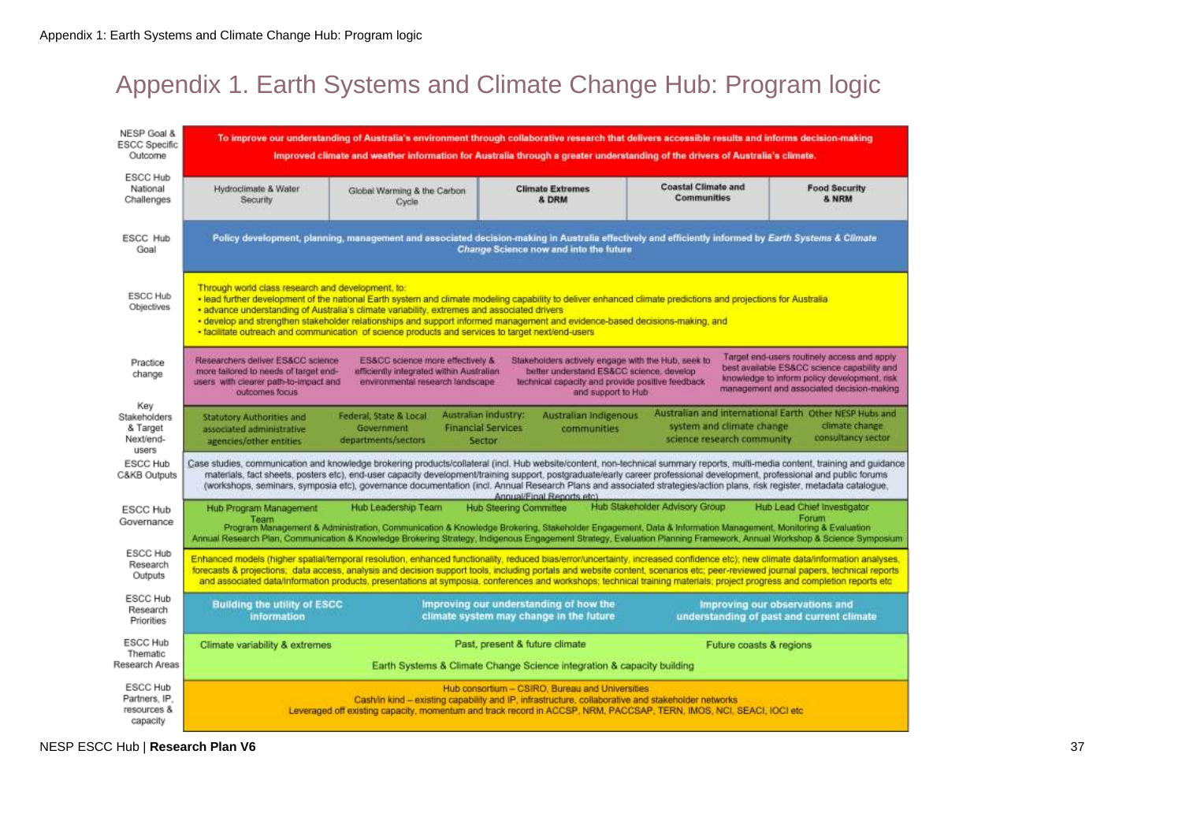# Appendix 1. Earth Systems and Climate Change Hub: Program logic

| | |
|---|---|
| NESP Goal & ESCC Specific Outcome | To improve our understanding of Australia's environment through collaborative research that delivers accessible results and informs decision-making<br>Improved climate and weather information for Australia through a greater understanding of the drivers of Australia's climate. |
| ESCC Hub National Challenges | Hydroclimate & Water Security; Global Warming & the Carbon Cycle; **Climate Extremes & DRM**; **Coastal Climate and Communities**; **Food Security & NRM** |
| ESCC Hub Goal | Policy development, planning, management and associated decision-making in Australia effectively and efficiently informed by *Earth Systems & Climate Change* Science now and into the future |
| ESCC Hub Objectives | Through world class research and development, to:<br>• lead further development of the national Earth system and climate modeling capability to deliver enhanced climate predictions and projections for Australia<br>• advance understanding of Australia's climate variability, extremes and associated drivers<br>• develop and strengthen stakeholder relationships and support informed management and evidence-based decisions-making, and<br>• facilitate outreach and communication of science products and services to target next/end-users |
| Practice change | Researchers deliver ES&CC science more tailored to needs of target end-users with clearer path-to-impact and outcomes focus; ES&CC science more effectively & efficiently integrated within Australian environmental research landscape; Stakeholders actively engage with the Hub, seek to better understand ES&CC science, develop technical capacity and provide positive feedback and support to Hub; Target end-users routinely access and apply best available ES&CC science capability and knowledge to inform policy development, risk management and associated decision-making |
| Key Stakeholders & Target Next/end-users | Statutory Authorities and associated administrative agencies/other entities; Federal, State & Local Government departments/sectors; Australian industry: Financial Services Sector; Australian Indigenous communities; Australian and international Earth system and climate change science research community; Other NESP Hubs and climate change consultancy sector |
| ESCC Hub C&KB Outputs | Case studies, communication and knowledge brokering products/collateral (incl. Hub website/content, non-technical summary reports, multi-media content, training and guidance materials, fact sheets, posters etc), end-user capacity development/training support, postgraduate/early career professional development, professional and public forums (workshops, seminars, symposia etc), governance documentation (incl. Annual Research Plans and associated strategies/action plans, risk register, metadata catalogue, Annual/Final Reports etc) |
| ESCC Hub Governance | Hub Program Management Team; Hub Leadership Team; Hub Steering Committee; Hub Stakeholder Advisory Group; Hub Lead Chief Investigator Forum<br>Program Management & Administration, Communication & Knowledge Brokering, Stakeholder Engagement, Data & Information Management, Monitoring & Evaluation<br>Annual Research Plan, Communication & Knowledge Brokering Strategy, Indigenous Engagement Strategy, Evaluation Planning Framework, Annual Workshop & Science Symposium |
| ESCC Hub Research Outputs | Enhanced models (higher spatial/temporal resolution, enhanced functionality, reduced bias/error/uncertainty, increased confidence etc); new climate data/information analyses, forecasts & projections; data access, analysis and decision support tools, including portals and website content, scenarios etc; peer-reviewed journal papers, technical reports and associated data/information products, presentations at symposia, conferences and workshops; technical training materials; project progress and completion reports etc |
| ESCC Hub Research Priorities | Building the utility of ESCC information; Improving our understanding of how the climate system may change in the future; Improving our observations and understanding of past and current climate |
| ESCC Hub Thematic Research Areas | Climate variability & extremes; Past, present & future climate; Future coasts & regions<br>Earth Systems & Climate Change Science integration & capacity building |
| ESCC Hub Partners, IP, resources & capacity | Hub consortium – CSIRO, Bureau and Universities<br>Cash/in kind – existing capability and IP, infrastructure, collaborative and stakeholder networks<br>Leveraged off existing capacity, momentum and track record in ACCSP, NRM, PACCSAP, TERN, IMOS, NCI, SEACI, IOCI etc |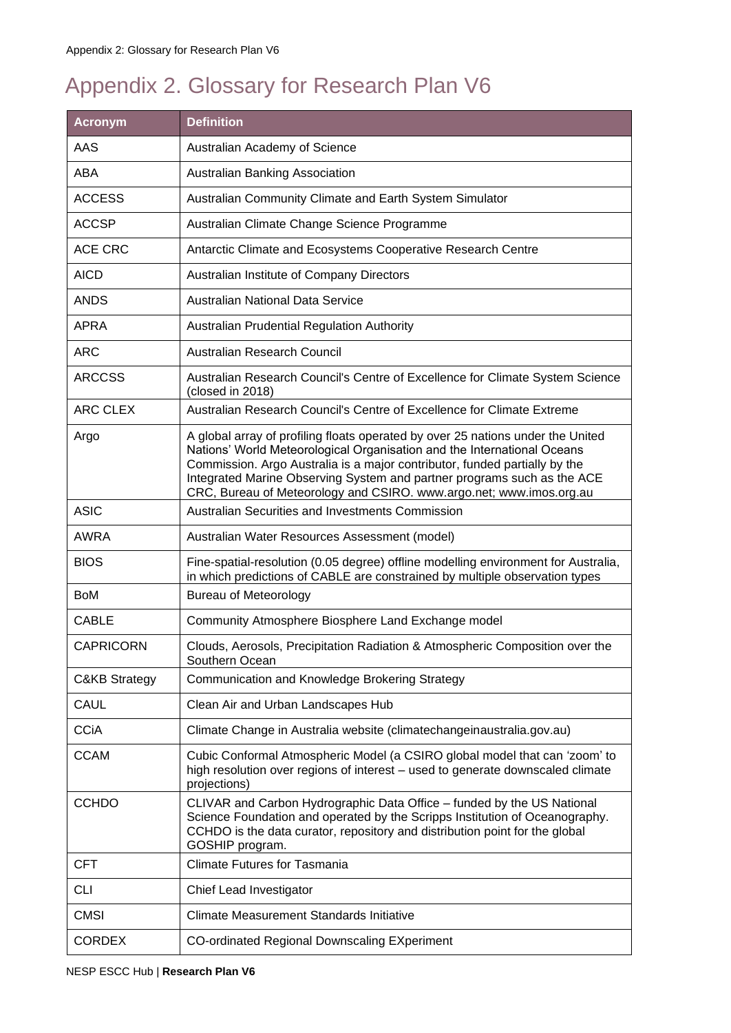# Appendix 2. Glossary for Research Plan V6

| Acronym | Definition |
|---|---|
| AAS | Australian Academy of Science |
| ABA | Australian Banking Association |
| ACCESS | Australian Community Climate and Earth System Simulator |
| ACCSP | Australian Climate Change Science Programme |
| ACE CRC | Antarctic Climate and Ecosystems Cooperative Research Centre |
| AICD | Australian Institute of Company Directors |
| ANDS | Australian National Data Service |
| APRA | Australian Prudential Regulation Authority |
| ARC | Australian Research Council |
| ARCCSS | Australian Research Council's Centre of Excellence for Climate System Science (closed in 2018) |
| ARC CLEX | Australian Research Council's Centre of Excellence for Climate Extreme |
| Argo | A global array of profiling floats operated by over 25 nations under the United Nations' World Meteorological Organisation and the International Oceans Commission. Argo Australia is a major contributor, funded partially by the Integrated Marine Observing System and partner programs such as the ACE CRC, Bureau of Meteorology and CSIRO. www.argo.net; www.imos.org.au |
| ASIC | Australian Securities and Investments Commission |
| AWRA | Australian Water Resources Assessment (model) |
| BIOS | Fine-spatial-resolution (0.05 degree) offline modelling environment for Australia, in which predictions of CABLE are constrained by multiple observation types |
| BoM | Bureau of Meteorology |
| CABLE | Community Atmosphere Biosphere Land Exchange model |
| CAPRICORN | Clouds, Aerosols, Precipitation Radiation & Atmospheric Composition over the Southern Ocean |
| C&KB Strategy | Communication and Knowledge Brokering Strategy |
| CAUL | Clean Air and Urban Landscapes Hub |
| CCiA | Climate Change in Australia website (climatechangeinaustralia.gov.au) |
| CCAM | Cubic Conformal Atmospheric Model (a CSIRO global model that can 'zoom' to high resolution over regions of interest – used to generate downscaled climate projections) |
| CCHDO | CLIVAR and Carbon Hydrographic Data Office – funded by the US National Science Foundation and operated by the Scripps Institution of Oceanography. CCHDO is the data curator, repository and distribution point for the global GOSHIP program. |
| CFT | Climate Futures for Tasmania |
| CLI | Chief Lead Investigator |
| CMSI | Climate Measurement Standards Initiative |
| CORDEX | CO-ordinated Regional Downscaling EXperiment |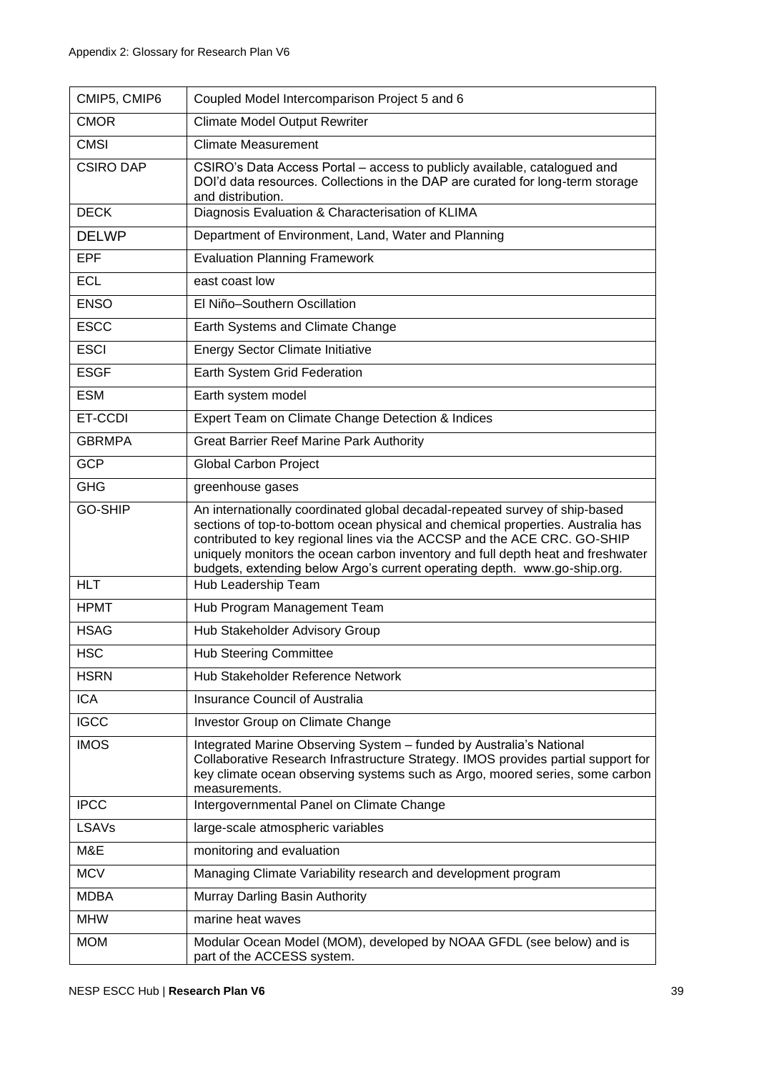| | |
|---|---|
| CMIP5, CMIP6 | Coupled Model Intercomparison Project 5 and 6 |
| CMOR | Climate Model Output Rewriter |
| CMSI | Climate Measurement |
| CSIRO DAP | CSIRO's Data Access Portal – access to publicly available, catalogued and DOI'd data resources. Collections in the DAP are curated for long-term storage and distribution. |
| DECK | Diagnosis Evaluation & Characterisation of KLIMA |
| DELWP | Department of Environment, Land, Water and Planning |
| EPF | Evaluation Planning Framework |
| ECL | east coast low |
| ENSO | El Niño–Southern Oscillation |
| ESCC | Earth Systems and Climate Change |
| ESCI | Energy Sector Climate Initiative |
| ESGF | Earth System Grid Federation |
| ESM | Earth system model |
| ET-CCDI | Expert Team on Climate Change Detection & Indices |
| GBRMPA | Great Barrier Reef Marine Park Authority |
| GCP | Global Carbon Project |
| GHG | greenhouse gases |
| GO-SHIP | An internationally coordinated global decadal-repeated survey of ship-based sections of top-to-bottom ocean physical and chemical properties. Australia has contributed to key regional lines via the ACCSP and the ACE CRC. GO-SHIP uniquely monitors the ocean carbon inventory and full depth heat and freshwater budgets, extending below Argo's current operating depth. www.go-ship.org. |
| HLT | Hub Leadership Team |
| HPMT | Hub Program Management Team |
| HSAG | Hub Stakeholder Advisory Group |
| HSC | Hub Steering Committee |
| HSRN | Hub Stakeholder Reference Network |
| ICA | Insurance Council of Australia |
| IGCC | Investor Group on Climate Change |
| IMOS | Integrated Marine Observing System – funded by Australia's National Collaborative Research Infrastructure Strategy. IMOS provides partial support for key climate ocean observing systems such as Argo, moored series, some carbon measurements. |
| IPCC | Intergovernmental Panel on Climate Change |
| LSAVs | large-scale atmospheric variables |
| M&E | monitoring and evaluation |
| MCV | Managing Climate Variability research and development program |
| MDBA | Murray Darling Basin Authority |
| MHW | marine heat waves |
| MOM | Modular Ocean Model (MOM), developed by NOAA GFDL (see below) and is part of the ACCESS system. |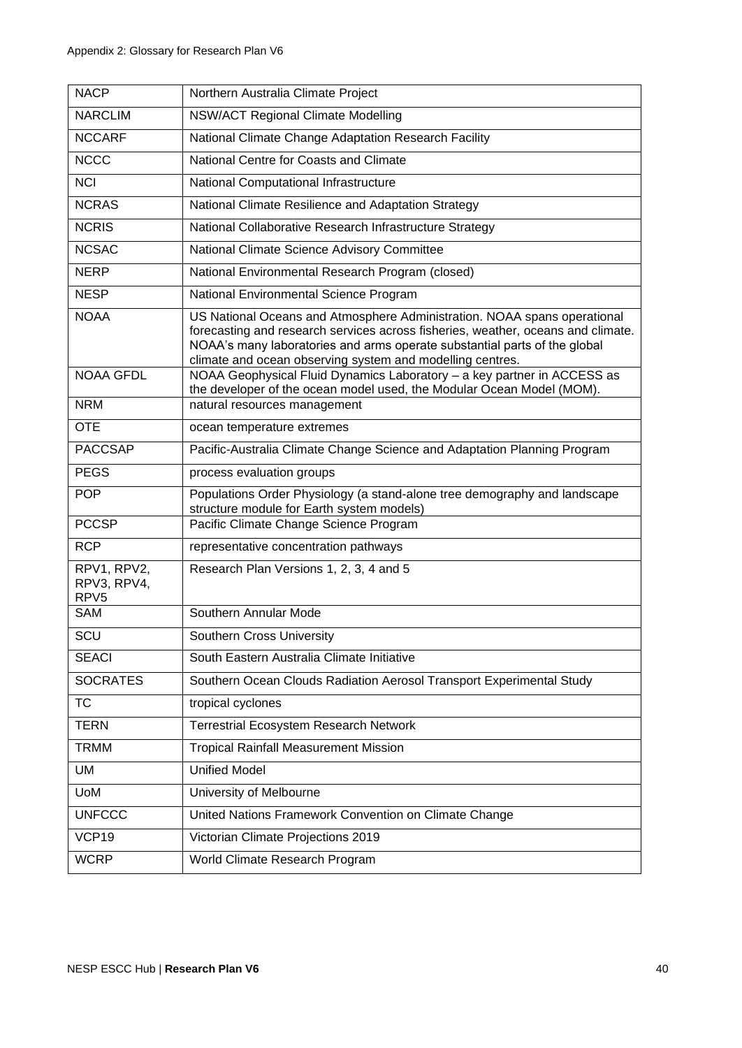| NACP | Northern Australia Climate Project |
|---|---|
| NARCLIM | NSW/ACT Regional Climate Modelling |
| NCCARF | National Climate Change Adaptation Research Facility |
| NCCC | National Centre for Coasts and Climate |
| NCI | National Computational Infrastructure |
| NCRAS | National Climate Resilience and Adaptation Strategy |
| NCRIS | National Collaborative Research Infrastructure Strategy |
| NCSAC | National Climate Science Advisory Committee |
| NERP | National Environmental Research Program (closed) |
| NESP | National Environmental Science Program |
| NOAA | US National Oceans and Atmosphere Administration. NOAA spans operational forecasting and research services across fisheries, weather, oceans and climate. NOAA's many laboratories and arms operate substantial parts of the global climate and ocean observing system and modelling centres. |
| NOAA GFDL | NOAA Geophysical Fluid Dynamics Laboratory – a key partner in ACCESS as the developer of the ocean model used, the Modular Ocean Model (MOM). |
| NRM | natural resources management |
| OTE | ocean temperature extremes |
| PACCSAP | Pacific-Australia Climate Change Science and Adaptation Planning Program |
| PEGS | process evaluation groups |
| POP | Populations Order Physiology (a stand-alone tree demography and landscape structure module for Earth system models) |
| PCCSP | Pacific Climate Change Science Program |
| RCP | representative concentration pathways |
| RPV1, RPV2, RPV3, RPV4, RPV5 | Research Plan Versions 1, 2, 3, 4 and 5 |
| SAM | Southern Annular Mode |
| SCU | Southern Cross University |
| SEACI | South Eastern Australia Climate Initiative |
| SOCRATES | Southern Ocean Clouds Radiation Aerosol Transport Experimental Study |
| TC | tropical cyclones |
| TERN | Terrestrial Ecosystem Research Network |
| TRMM | Tropical Rainfall Measurement Mission |
| UM | Unified Model |
| UoM | University of Melbourne |
| UNFCCC | United Nations Framework Convention on Climate Change |
| VCP19 | Victorian Climate Projections 2019 |
| WCRP | World Climate Research Program |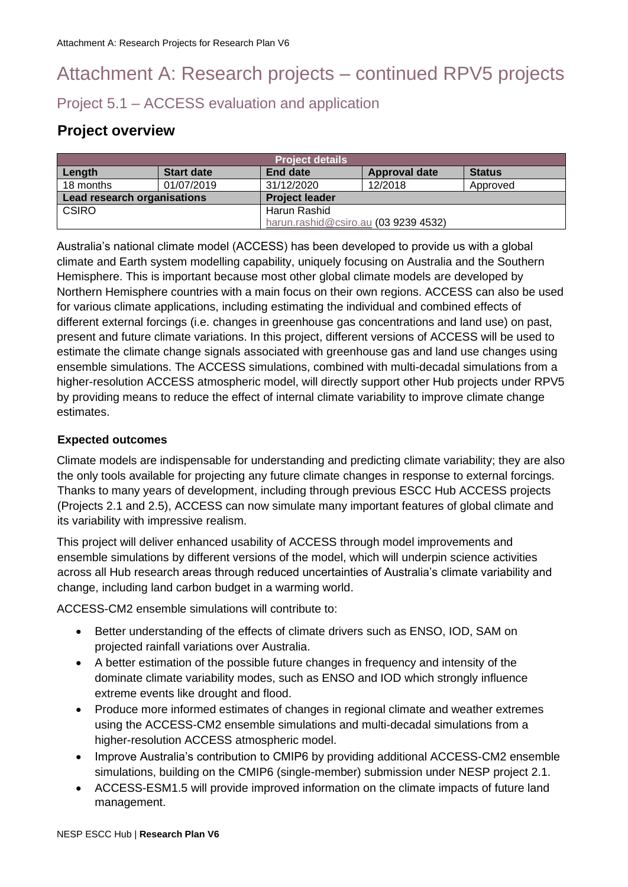# Attachment A: Research projects – continued RPV5 projects

## Project 5.1 – ACCESS evaluation and application

### Project overview

| Project details | | | | |
|---|---|---|---|---|
| **Length** | **Start date** | **End date** | **Approval date** | **Status** |
| 18 months | 01/07/2019 | 31/12/2020 | 12/2018 | Approved |
| **Lead research organisations** | | **Project leader** | | |
| CSIRO | | Harun Rashid<br>harun.rashid@csiro.au (03 9239 4532) | | |

Australia's national climate model (ACCESS) has been developed to provide us with a global climate and Earth system modelling capability, uniquely focusing on Australia and the Southern Hemisphere. This is important because most other global climate models are developed by Northern Hemisphere countries with a main focus on their own regions. ACCESS can also be used for various climate applications, including estimating the individual and combined effects of different external forcings (i.e. changes in greenhouse gas concentrations and land use) on past, present and future climate variations. In this project, different versions of ACCESS will be used to estimate the climate change signals associated with greenhouse gas and land use changes using ensemble simulations. The ACCESS simulations, combined with multi-decadal simulations from a higher-resolution ACCESS atmospheric model, will directly support other Hub projects under RPV5 by providing means to reduce the effect of internal climate variability to improve climate change estimates.

#### Expected outcomes

Climate models are indispensable for understanding and predicting climate variability; they are also the only tools available for projecting any future climate changes in response to external forcings. Thanks to many years of development, including through previous ESCC Hub ACCESS projects (Projects 2.1 and 2.5), ACCESS can now simulate many important features of global climate and its variability with impressive realism.

This project will deliver enhanced usability of ACCESS through model improvements and ensemble simulations by different versions of the model, which will underpin science activities across all Hub research areas through reduced uncertainties of Australia's climate variability and change, including land carbon budget in a warming world.

ACCESS-CM2 ensemble simulations will contribute to:

- Better understanding of the effects of climate drivers such as ENSO, IOD, SAM on projected rainfall variations over Australia.
- A better estimation of the possible future changes in frequency and intensity of the dominate climate variability modes, such as ENSO and IOD which strongly influence extreme events like drought and flood.
- Produce more informed estimates of changes in regional climate and weather extremes using the ACCESS-CM2 ensemble simulations and multi-decadal simulations from a higher-resolution ACCESS atmospheric model.
- Improve Australia's contribution to CMIP6 by providing additional ACCESS-CM2 ensemble simulations, building on the CMIP6 (single-member) submission under NESP project 2.1.
- ACCESS-ESM1.5 will provide improved information on the climate impacts of future land management.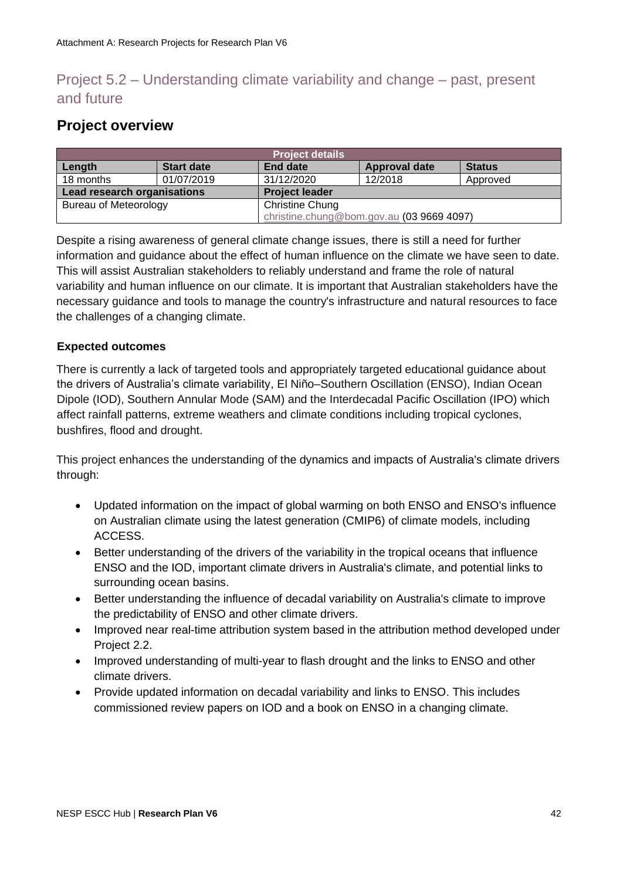## Project 5.2 – Understanding climate variability and change – past, present and future

### Project overview

| Project details | | | | |
|---|---|---|---|---|
| **Length** | **Start date** | **End date** | **Approval date** | **Status** |
| 18 months | 01/07/2019 | 31/12/2020 | 12/2018 | Approved |
| **Lead research organisations** | | **Project leader** | | |
| Bureau of Meteorology | | Christine Chung<br>christine.chung@bom.gov.au (03 9669 4097) | | |

Despite a rising awareness of general climate change issues, there is still a need for further information and guidance about the effect of human influence on the climate we have seen to date. This will assist Australian stakeholders to reliably understand and frame the role of natural variability and human influence on our climate. It is important that Australian stakeholders have the necessary guidance and tools to manage the country's infrastructure and natural resources to face the challenges of a changing climate.

#### Expected outcomes

There is currently a lack of targeted tools and appropriately targeted educational guidance about the drivers of Australia's climate variability, El Niño–Southern Oscillation (ENSO), Indian Ocean Dipole (IOD), Southern Annular Mode (SAM) and the Interdecadal Pacific Oscillation (IPO) which affect rainfall patterns, extreme weathers and climate conditions including tropical cyclones, bushfires, flood and drought.

This project enhances the understanding of the dynamics and impacts of Australia's climate drivers through:

- Updated information on the impact of global warming on both ENSO and ENSO's influence on Australian climate using the latest generation (CMIP6) of climate models, including ACCESS.
- Better understanding of the drivers of the variability in the tropical oceans that influence ENSO and the IOD, important climate drivers in Australia's climate, and potential links to surrounding ocean basins.
- Better understanding the influence of decadal variability on Australia's climate to improve the predictability of ENSO and other climate drivers.
- Improved near real-time attribution system based in the attribution method developed under Project 2.2.
- Improved understanding of multi-year to flash drought and the links to ENSO and other climate drivers.
- Provide updated information on decadal variability and links to ENSO. This includes commissioned review papers on IOD and a book on ENSO in a changing climate.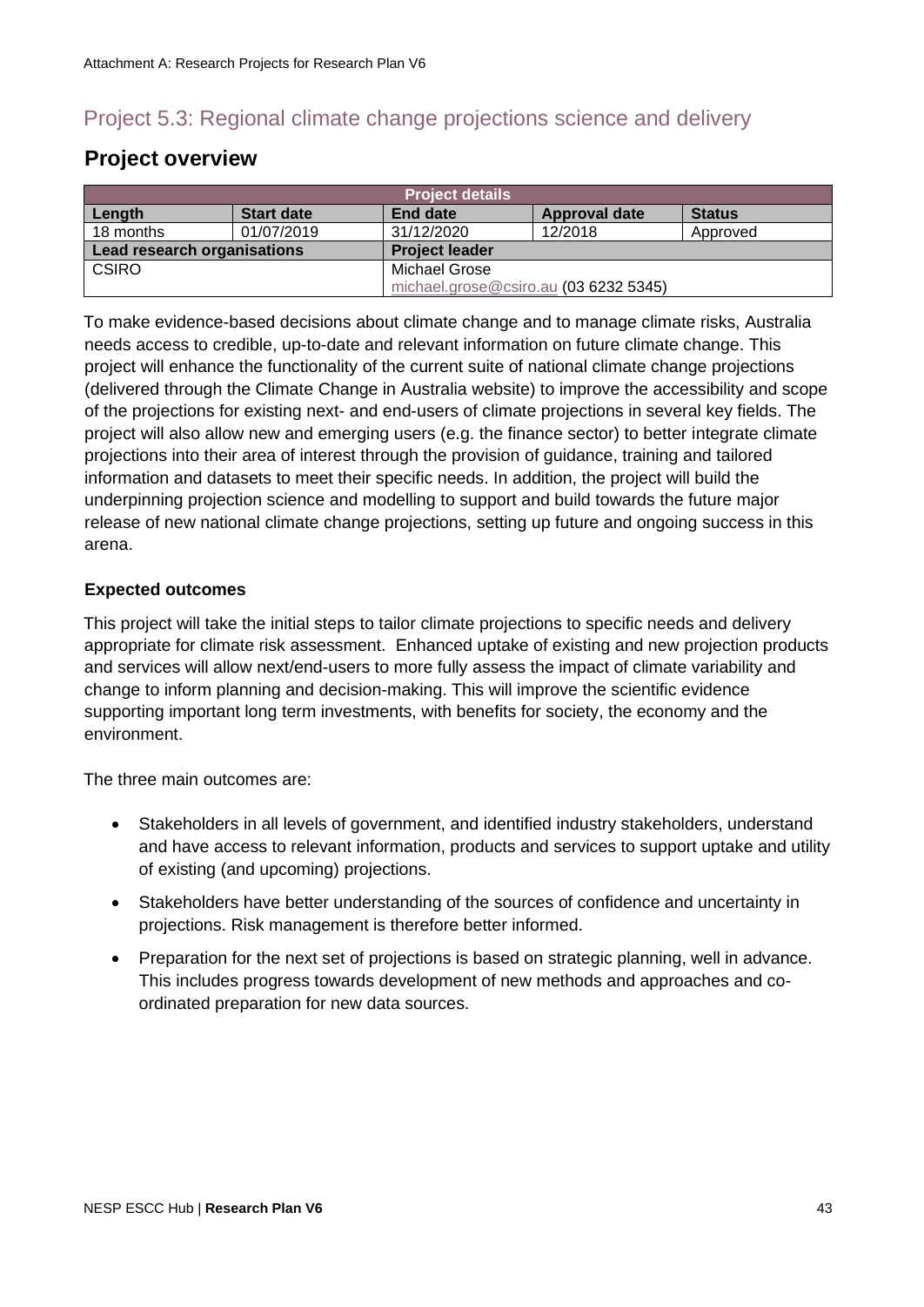# Project 5.3: Regional climate change projections science and delivery

## Project overview

| Project details | | | | |
|---|---|---|---|---|
| **Length** | **Start date** | **End date** | **Approval date** | **Status** |
| 18 months | 01/07/2019 | 31/12/2020 | 12/2018 | Approved |
| **Lead research organisations** | | **Project leader** | | |
| CSIRO | | Michael Grose<br>michael.grose@csiro.au (03 6232 5345) | | |

To make evidence-based decisions about climate change and to manage climate risks, Australia needs access to credible, up-to-date and relevant information on future climate change. This project will enhance the functionality of the current suite of national climate change projections (delivered through the Climate Change in Australia website) to improve the accessibility and scope of the projections for existing next- and end-users of climate projections in several key fields. The project will also allow new and emerging users (e.g. the finance sector) to better integrate climate projections into their area of interest through the provision of guidance, training and tailored information and datasets to meet their specific needs. In addition, the project will build the underpinning projection science and modelling to support and build towards the future major release of new national climate change projections, setting up future and ongoing success in this arena.

### Expected outcomes

This project will take the initial steps to tailor climate projections to specific needs and delivery appropriate for climate risk assessment. Enhanced uptake of existing and new projection products and services will allow next/end-users to more fully assess the impact of climate variability and change to inform planning and decision-making. This will improve the scientific evidence supporting important long term investments, with benefits for society, the economy and the environment.

The three main outcomes are:

- Stakeholders in all levels of government, and identified industry stakeholders, understand and have access to relevant information, products and services to support uptake and utility of existing (and upcoming) projections.
- Stakeholders have better understanding of the sources of confidence and uncertainty in projections. Risk management is therefore better informed.
- Preparation for the next set of projections is based on strategic planning, well in advance. This includes progress towards development of new methods and approaches and co-ordinated preparation for new data sources.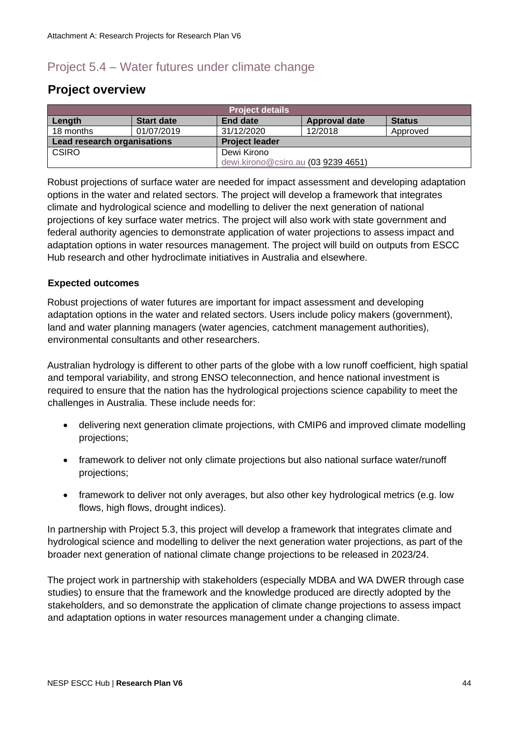## Project 5.4 – Water futures under climate change

### Project overview

| Project details | | | | |
|---|---|---|---|---|
| **Length** | **Start date** | **End date** | **Approval date** | **Status** |
| 18 months | 01/07/2019 | 31/12/2020 | 12/2018 | Approved |
| **Lead research organisations** | | **Project leader** | | |
| CSIRO | | Dewi Kirono<br>dewi.kirono@csiro.au (03 9239 4651) | | |

Robust projections of surface water are needed for impact assessment and developing adaptation options in the water and related sectors. The project will develop a framework that integrates climate and hydrological science and modelling to deliver the next generation of national projections of key surface water metrics. The project will also work with state government and federal authority agencies to demonstrate application of water projections to assess impact and adaptation options in water resources management. The project will build on outputs from ESCC Hub research and other hydroclimate initiatives in Australia and elsewhere.

#### Expected outcomes

Robust projections of water futures are important for impact assessment and developing adaptation options in the water and related sectors. Users include policy makers (government), land and water planning managers (water agencies, catchment management authorities), environmental consultants and other researchers.

Australian hydrology is different to other parts of the globe with a low runoff coefficient, high spatial and temporal variability, and strong ENSO teleconnection, and hence national investment is required to ensure that the nation has the hydrological projections science capability to meet the challenges in Australia. These include needs for:

- delivering next generation climate projections, with CMIP6 and improved climate modelling projections;
- framework to deliver not only climate projections but also national surface water/runoff projections;
- framework to deliver not only averages, but also other key hydrological metrics (e.g. low flows, high flows, drought indices).

In partnership with Project 5.3, this project will develop a framework that integrates climate and hydrological science and modelling to deliver the next generation water projections, as part of the broader next generation of national climate change projections to be released in 2023/24.

The project work in partnership with stakeholders (especially MDBA and WA DWER through case studies) to ensure that the framework and the knowledge produced are directly adopted by the stakeholders, and so demonstrate the application of climate change projections to assess impact and adaptation options in water resources management under a changing climate.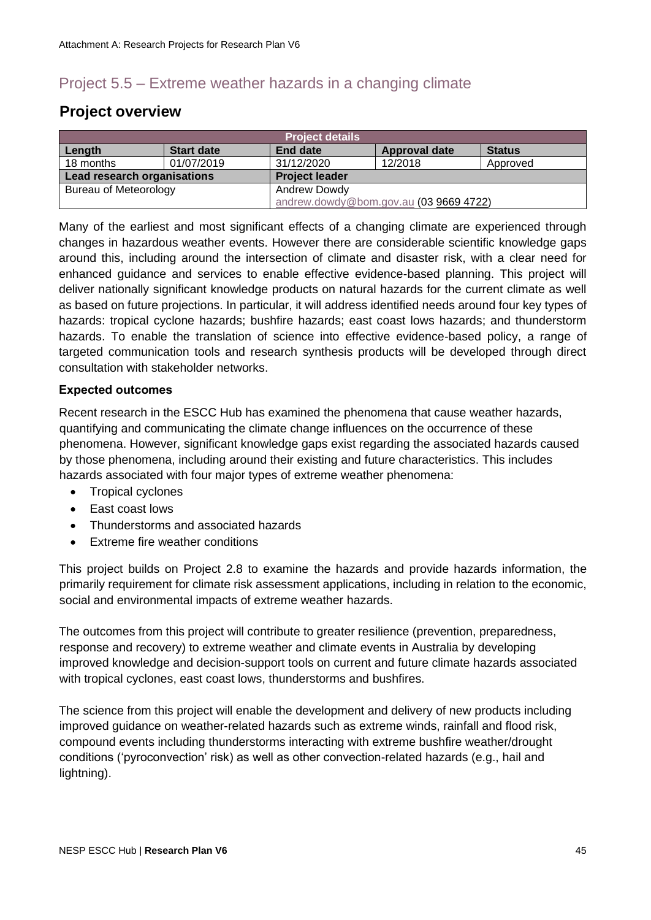## Project 5.5 – Extreme weather hazards in a changing climate

# Project overview

| Project details | | | | |
|---|---|---|---|---|
| **Length** | **Start date** | **End date** | **Approval date** | **Status** |
| 18 months | 01/07/2019 | 31/12/2020 | 12/2018 | Approved |
| **Lead research organisations** | | **Project leader** | | |
| Bureau of Meteorology | | Andrew Dowdy<br>andrew.dowdy@bom.gov.au (03 9669 4722) | | |

Many of the earliest and most significant effects of a changing climate are experienced through changes in hazardous weather events. However there are considerable scientific knowledge gaps around this, including around the intersection of climate and disaster risk, with a clear need for enhanced guidance and services to enable effective evidence-based planning. This project will deliver nationally significant knowledge products on natural hazards for the current climate as well as based on future projections. In particular, it will address identified needs around four key types of hazards: tropical cyclone hazards; bushfire hazards; east coast lows hazards; and thunderstorm hazards. To enable the translation of science into effective evidence-based policy, a range of targeted communication tools and research synthesis products will be developed through direct consultation with stakeholder networks.

**Expected outcomes**

Recent research in the ESCC Hub has examined the phenomena that cause weather hazards, quantifying and communicating the climate change influences on the occurrence of these phenomena. However, significant knowledge gaps exist regarding the associated hazards caused by those phenomena, including around their existing and future characteristics. This includes hazards associated with four major types of extreme weather phenomena:

- Tropical cyclones
- East coast lows
- Thunderstorms and associated hazards
- Extreme fire weather conditions

This project builds on Project 2.8 to examine the hazards and provide hazards information, the primarily requirement for climate risk assessment applications, including in relation to the economic, social and environmental impacts of extreme weather hazards.

The outcomes from this project will contribute to greater resilience (prevention, preparedness, response and recovery) to extreme weather and climate events in Australia by developing improved knowledge and decision-support tools on current and future climate hazards associated with tropical cyclones, east coast lows, thunderstorms and bushfires.

The science from this project will enable the development and delivery of new products including improved guidance on weather-related hazards such as extreme winds, rainfall and flood risk, compound events including thunderstorms interacting with extreme bushfire weather/drought conditions ('pyroconvection' risk) as well as other convection-related hazards (e.g., hail and lightning).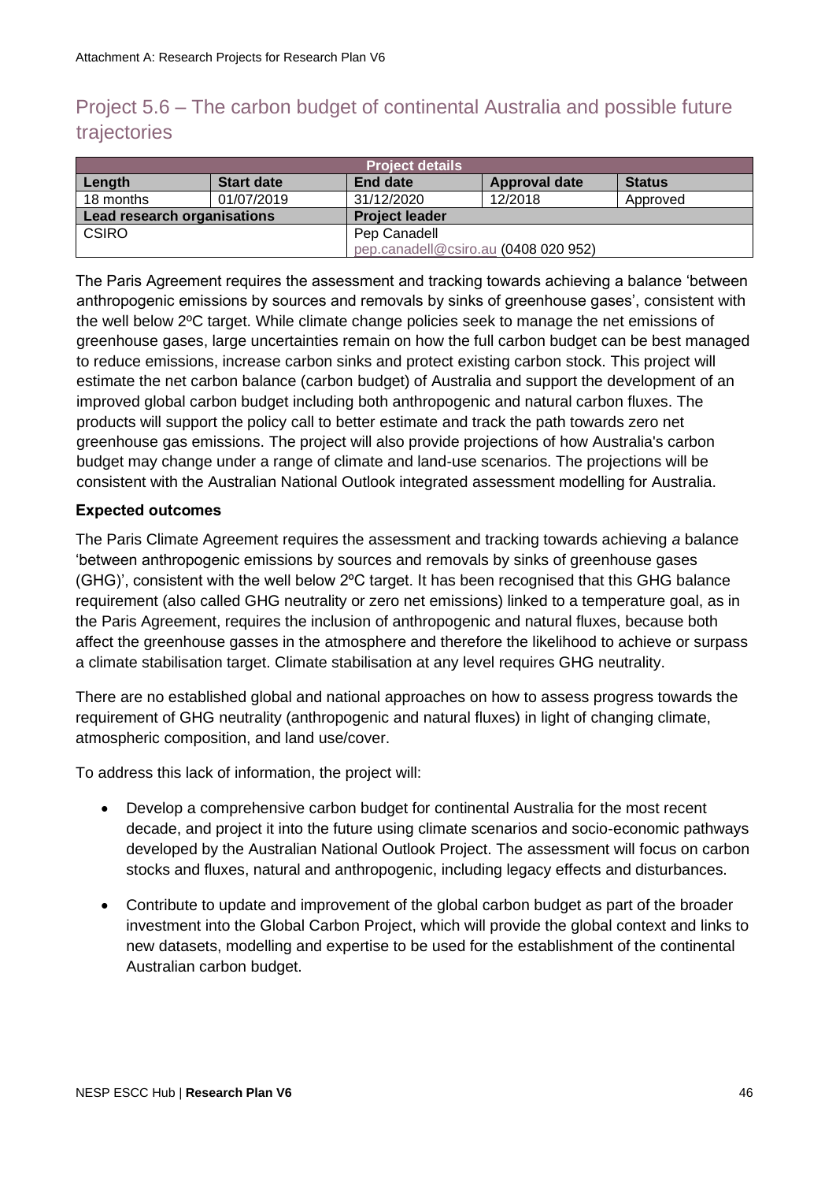## Project 5.6 – The carbon budget of continental Australia and possible future trajectories

| Project details | | | | |
|---|---|---|---|---|
| **Length** | **Start date** | **End date** | **Approval date** | **Status** |
| 18 months | 01/07/2019 | 31/12/2020 | 12/2018 | Approved |
| **Lead research organisations** | | **Project leader** | | |
| CSIRO | | Pep Canadell<br>pep.canadell@csiro.au (0408 020 952) | | |

The Paris Agreement requires the assessment and tracking towards achieving a balance 'between anthropogenic emissions by sources and removals by sinks of greenhouse gases', consistent with the well below 2ºC target. While climate change policies seek to manage the net emissions of greenhouse gases, large uncertainties remain on how the full carbon budget can be best managed to reduce emissions, increase carbon sinks and protect existing carbon stock. This project will estimate the net carbon balance (carbon budget) of Australia and support the development of an improved global carbon budget including both anthropogenic and natural carbon fluxes. The products will support the policy call to better estimate and track the path towards zero net greenhouse gas emissions. The project will also provide projections of how Australia's carbon budget may change under a range of climate and land-use scenarios. The projections will be consistent with the Australian National Outlook integrated assessment modelling for Australia.

### Expected outcomes

The Paris Climate Agreement requires the assessment and tracking towards achieving *a* balance 'between anthropogenic emissions by sources and removals by sinks of greenhouse gases (GHG)', consistent with the well below 2ºC target. It has been recognised that this GHG balance requirement (also called GHG neutrality or zero net emissions) linked to a temperature goal, as in the Paris Agreement, requires the inclusion of anthropogenic and natural fluxes, because both affect the greenhouse gasses in the atmosphere and therefore the likelihood to achieve or surpass a climate stabilisation target. Climate stabilisation at any level requires GHG neutrality.

There are no established global and national approaches on how to assess progress towards the requirement of GHG neutrality (anthropogenic and natural fluxes) in light of changing climate, atmospheric composition, and land use/cover.

To address this lack of information, the project will:

- Develop a comprehensive carbon budget for continental Australia for the most recent decade, and project it into the future using climate scenarios and socio-economic pathways developed by the Australian National Outlook Project. The assessment will focus on carbon stocks and fluxes, natural and anthropogenic, including legacy effects and disturbances.
- Contribute to update and improvement of the global carbon budget as part of the broader investment into the Global Carbon Project, which will provide the global context and links to new datasets, modelling and expertise to be used for the establishment of the continental Australian carbon budget.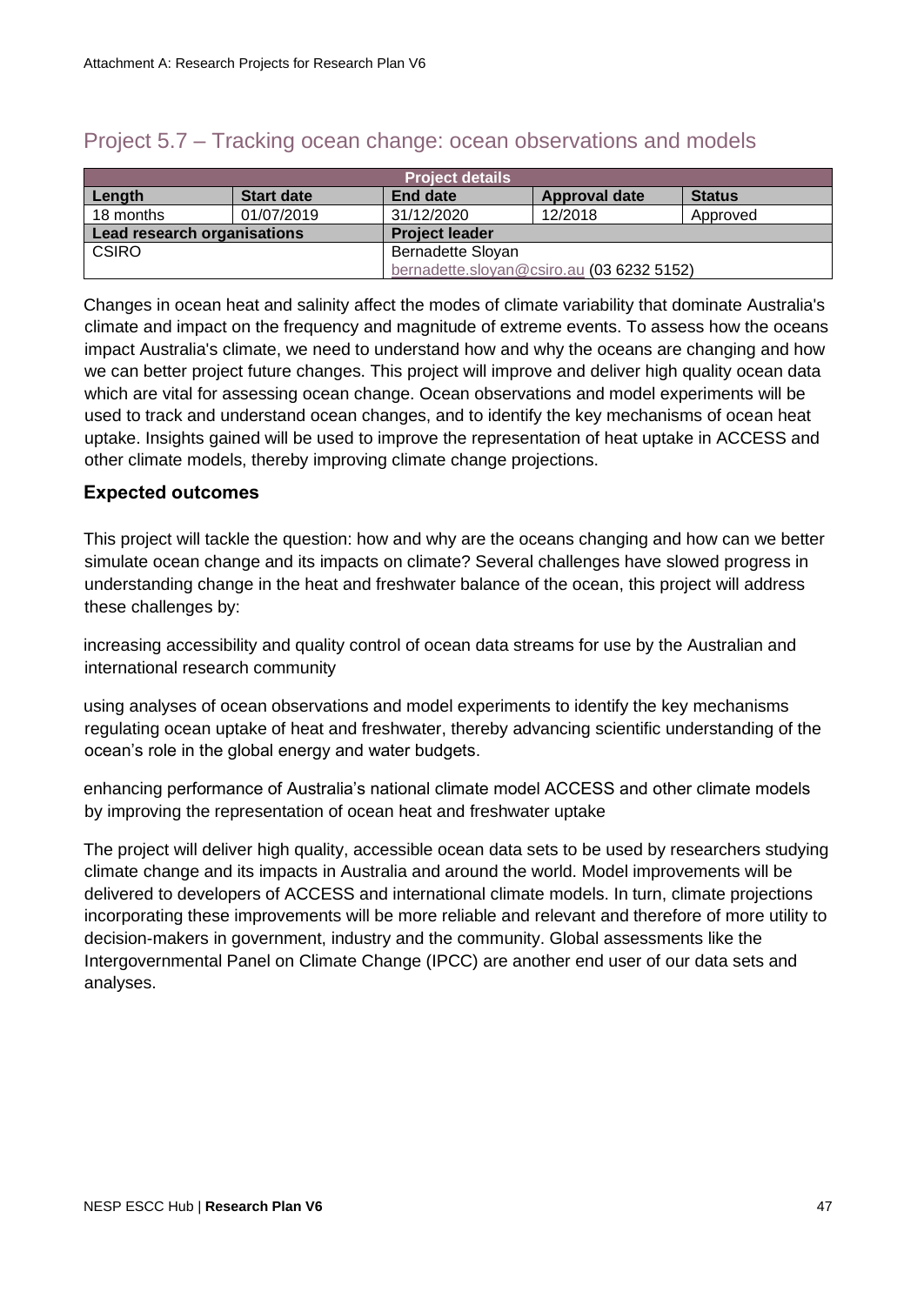## Project 5.7 – Tracking ocean change: ocean observations and models

| Project details | | | | |
|---|---|---|---|---|
| **Length** | **Start date** | **End date** | **Approval date** | **Status** |
| 18 months | 01/07/2019 | 31/12/2020 | 12/2018 | Approved |
| **Lead research organisations** | | **Project leader** | | |
| CSIRO | | Bernadette Sloyan bernadette.sloyan@csiro.au (03 6232 5152) | | |

Changes in ocean heat and salinity affect the modes of climate variability that dominate Australia's climate and impact on the frequency and magnitude of extreme events. To assess how the oceans impact Australia's climate, we need to understand how and why the oceans are changing and how we can better project future changes. This project will improve and deliver high quality ocean data which are vital for assessing ocean change. Ocean observations and model experiments will be used to track and understand ocean changes, and to identify the key mechanisms of ocean heat uptake. Insights gained will be used to improve the representation of heat uptake in ACCESS and other climate models, thereby improving climate change projections.

### Expected outcomes

This project will tackle the question: how and why are the oceans changing and how can we better simulate ocean change and its impacts on climate? Several challenges have slowed progress in understanding change in the heat and freshwater balance of the ocean, this project will address these challenges by:

increasing accessibility and quality control of ocean data streams for use by the Australian and international research community

using analyses of ocean observations and model experiments to identify the key mechanisms regulating ocean uptake of heat and freshwater, thereby advancing scientific understanding of the ocean's role in the global energy and water budgets.

enhancing performance of Australia's national climate model ACCESS and other climate models by improving the representation of ocean heat and freshwater uptake

The project will deliver high quality, accessible ocean data sets to be used by researchers studying climate change and its impacts in Australia and around the world. Model improvements will be delivered to developers of ACCESS and international climate models. In turn, climate projections incorporating these improvements will be more reliable and relevant and therefore of more utility to decision-makers in government, industry and the community. Global assessments like the Intergovernmental Panel on Climate Change (IPCC) are another end user of our data sets and analyses.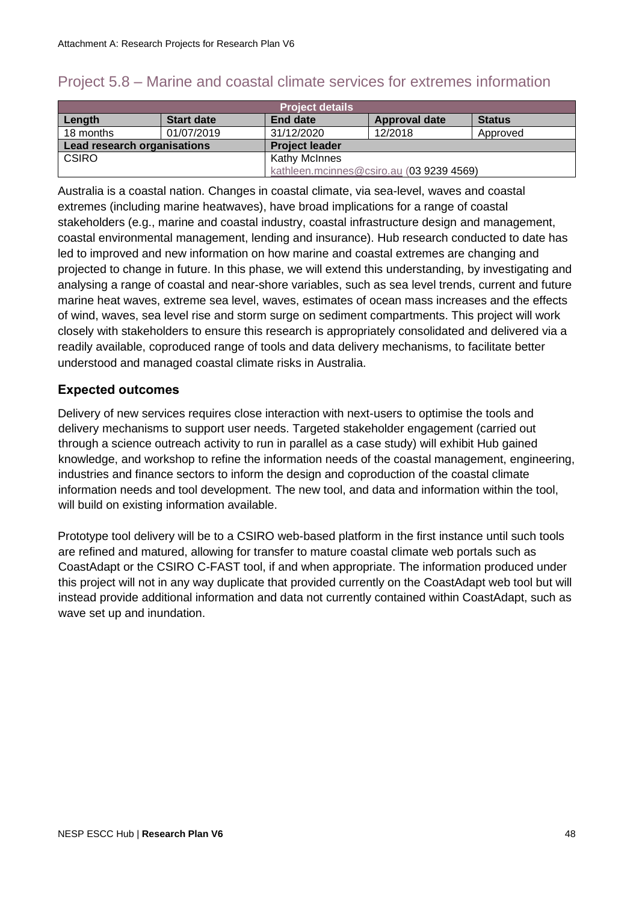## Project 5.8 – Marine and coastal climate services for extremes information

| Project details | | | | |
|---|---|---|---|---|
| **Length** | **Start date** | **End date** | **Approval date** | **Status** |
| 18 months | 01/07/2019 | 31/12/2020 | 12/2018 | Approved |
| **Lead research organisations** | | **Project leader** | | |
| CSIRO | | Kathy McInnes<br>kathleen.mcinnes@csiro.au (03 9239 4569) | | |

Australia is a coastal nation. Changes in coastal climate, via sea-level, waves and coastal extremes (including marine heatwaves), have broad implications for a range of coastal stakeholders (e.g., marine and coastal industry, coastal infrastructure design and management, coastal environmental management, lending and insurance). Hub research conducted to date has led to improved and new information on how marine and coastal extremes are changing and projected to change in future. In this phase, we will extend this understanding, by investigating and analysing a range of coastal and near-shore variables, such as sea level trends, current and future marine heat waves, extreme sea level, waves, estimates of ocean mass increases and the effects of wind, waves, sea level rise and storm surge on sediment compartments. This project will work closely with stakeholders to ensure this research is appropriately consolidated and delivered via a readily available, coproduced range of tools and data delivery mechanisms, to facilitate better understood and managed coastal climate risks in Australia.

### Expected outcomes

Delivery of new services requires close interaction with next-users to optimise the tools and delivery mechanisms to support user needs. Targeted stakeholder engagement (carried out through a science outreach activity to run in parallel as a case study) will exhibit Hub gained knowledge, and workshop to refine the information needs of the coastal management, engineering, industries and finance sectors to inform the design and coproduction of the coastal climate information needs and tool development. The new tool, and data and information within the tool, will build on existing information available.

Prototype tool delivery will be to a CSIRO web-based platform in the first instance until such tools are refined and matured, allowing for transfer to mature coastal climate web portals such as CoastAdapt or the CSIRO C-FAST tool, if and when appropriate. The information produced under this project will not in any way duplicate that provided currently on the CoastAdapt web tool but will instead provide additional information and data not currently contained within CoastAdapt, such as wave set up and inundation.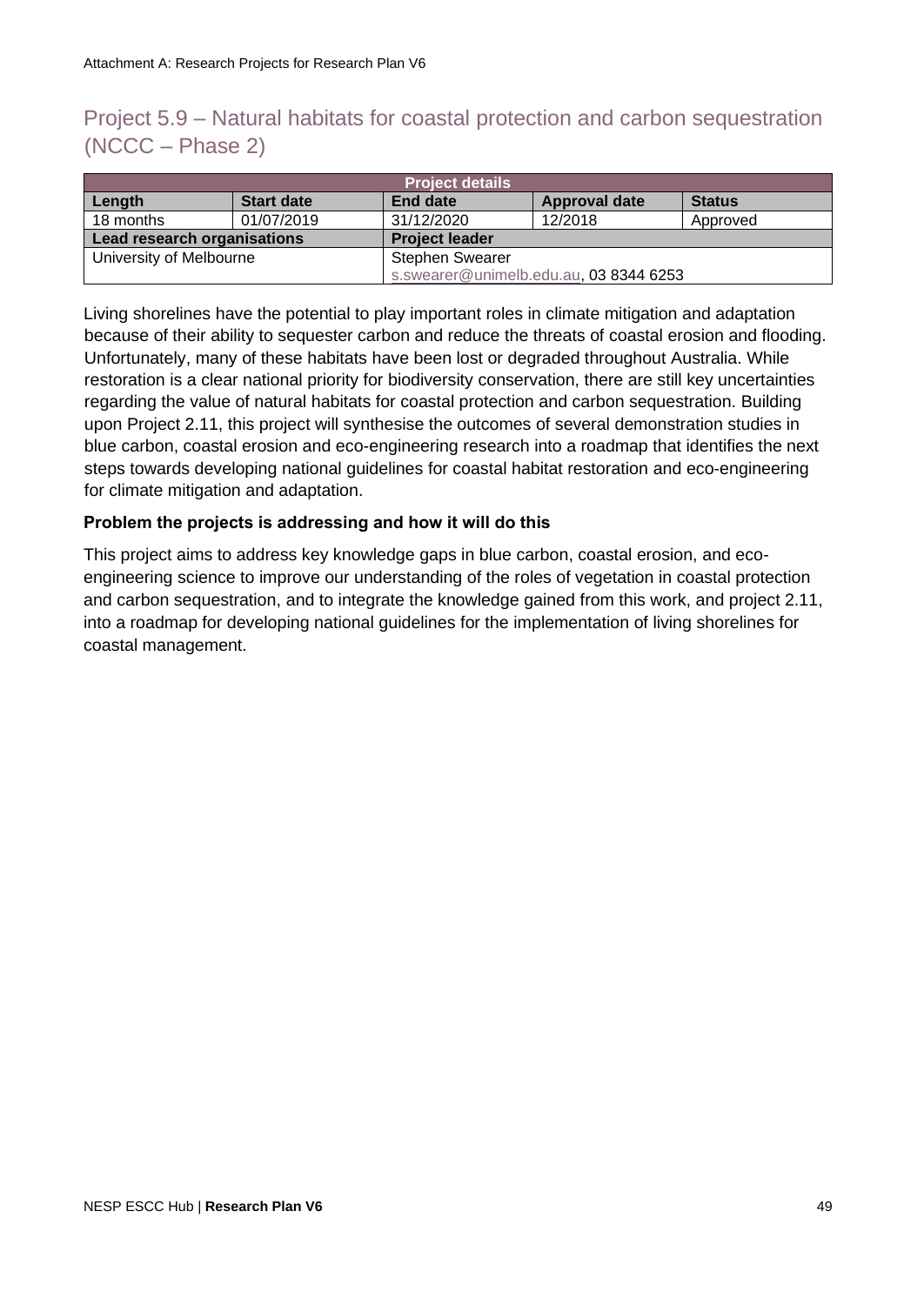## Project 5.9 – Natural habitats for coastal protection and carbon sequestration (NCCC – Phase 2)

| Project details | | | | |
|---|---|---|---|---|
| **Length** | **Start date** | **End date** | **Approval date** | **Status** |
| 18 months | 01/07/2019 | 31/12/2020 | 12/2018 | Approved |
| **Lead research organisations** | | **Project leader** | | |
| University of Melbourne | | Stephen Swearer<br>s.swearer@unimelb.edu.au, 03 8344 6253 | | |

Living shorelines have the potential to play important roles in climate mitigation and adaptation because of their ability to sequester carbon and reduce the threats of coastal erosion and flooding. Unfortunately, many of these habitats have been lost or degraded throughout Australia. While restoration is a clear national priority for biodiversity conservation, there are still key uncertainties regarding the value of natural habitats for coastal protection and carbon sequestration. Building upon Project 2.11, this project will synthesise the outcomes of several demonstration studies in blue carbon, coastal erosion and eco-engineering research into a roadmap that identifies the next steps towards developing national guidelines for coastal habitat restoration and eco-engineering for climate mitigation and adaptation.

**Problem the projects is addressing and how it will do this**

This project aims to address key knowledge gaps in blue carbon, coastal erosion, and eco-engineering science to improve our understanding of the roles of vegetation in coastal protection and carbon sequestration, and to integrate the knowledge gained from this work, and project 2.11, into a roadmap for developing national guidelines for the implementation of living shorelines for coastal management.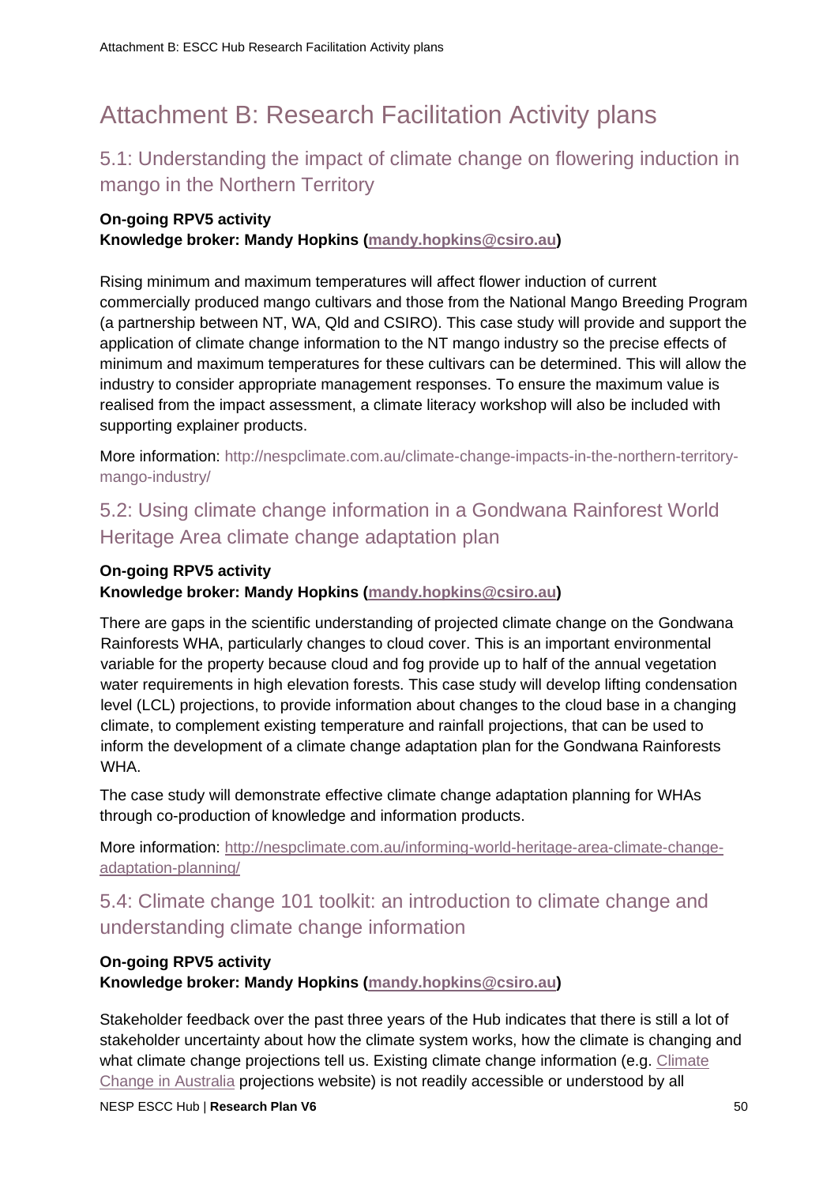# Attachment B: Research Facilitation Activity plans

## 5.1: Understanding the impact of climate change on flowering induction in mango in the Northern Territory

**On-going RPV5 activity**
**Knowledge broker: Mandy Hopkins (mandy.hopkins@csiro.au)**

Rising minimum and maximum temperatures will affect flower induction of current commercially produced mango cultivars and those from the National Mango Breeding Program (a partnership between NT, WA, Qld and CSIRO). This case study will provide and support the application of climate change information to the NT mango industry so the precise effects of minimum and maximum temperatures for these cultivars can be determined. This will allow the industry to consider appropriate management responses. To ensure the maximum value is realised from the impact assessment, a climate literacy workshop will also be included with supporting explainer products.

More information: http://nespclimate.com.au/climate-change-impacts-in-the-northern-territory-mango-industry/

## 5.2: Using climate change information in a Gondwana Rainforest World Heritage Area climate change adaptation plan

**On-going RPV5 activity**
**Knowledge broker: Mandy Hopkins (mandy.hopkins@csiro.au)**

There are gaps in the scientific understanding of projected climate change on the Gondwana Rainforests WHA, particularly changes to cloud cover. This is an important environmental variable for the property because cloud and fog provide up to half of the annual vegetation water requirements in high elevation forests. This case study will develop lifting condensation level (LCL) projections, to provide information about changes to the cloud base in a changing climate, to complement existing temperature and rainfall projections, that can be used to inform the development of a climate change adaptation plan for the Gondwana Rainforests WHA.

The case study will demonstrate effective climate change adaptation planning for WHAs through co-production of knowledge and information products.

More information: http://nespclimate.com.au/informing-world-heritage-area-climate-change-adaptation-planning/

## 5.4: Climate change 101 toolkit: an introduction to climate change and understanding climate change information

**On-going RPV5 activity**
**Knowledge broker: Mandy Hopkins (mandy.hopkins@csiro.au)**

Stakeholder feedback over the past three years of the Hub indicates that there is still a lot of stakeholder uncertainty about how the climate system works, how the climate is changing and what climate change projections tell us. Existing climate change information (e.g. Climate Change in Australia projections website) is not readily accessible or understood by all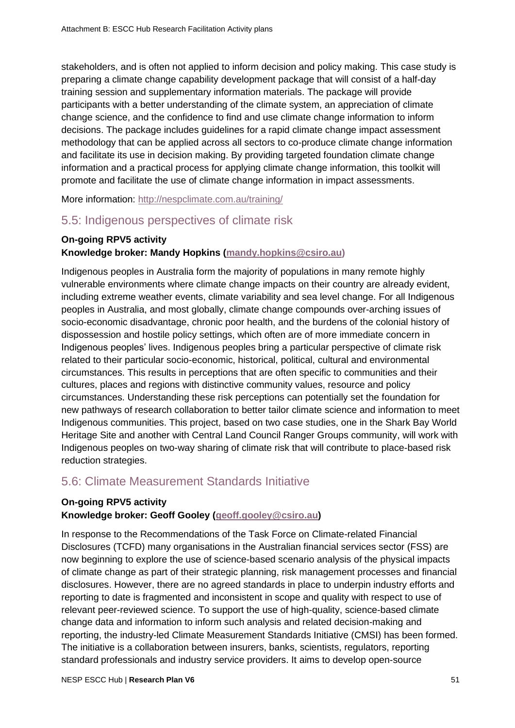stakeholders, and is often not applied to inform decision and policy making. This case study is preparing a climate change capability development package that will consist of a half-day training session and supplementary information materials. The package will provide participants with a better understanding of the climate system, an appreciation of climate change science, and the confidence to find and use climate change information to inform decisions. The package includes guidelines for a rapid climate change impact assessment methodology that can be applied across all sectors to co-produce climate change information and facilitate its use in decision making. By providing targeted foundation climate change information and a practical process for applying climate change information, this toolkit will promote and facilitate the use of climate change information in impact assessments.

More information: http://nespclimate.com.au/training/

## 5.5: Indigenous perspectives of climate risk

**On-going RPV5 activity**
**Knowledge broker: Mandy Hopkins (mandy.hopkins@csiro.au)**

Indigenous peoples in Australia form the majority of populations in many remote highly vulnerable environments where climate change impacts on their country are already evident, including extreme weather events, climate variability and sea level change. For all Indigenous peoples in Australia, and most globally, climate change compounds over-arching issues of socio-economic disadvantage, chronic poor health, and the burdens of the colonial history of dispossession and hostile policy settings, which often are of more immediate concern in Indigenous peoples' lives. Indigenous peoples bring a particular perspective of climate risk related to their particular socio-economic, historical, political, cultural and environmental circumstances. This results in perceptions that are often specific to communities and their cultures, places and regions with distinctive community values, resource and policy circumstances. Understanding these risk perceptions can potentially set the foundation for new pathways of research collaboration to better tailor climate science and information to meet Indigenous communities. This project, based on two case studies, one in the Shark Bay World Heritage Site and another with Central Land Council Ranger Groups community, will work with Indigenous peoples on two-way sharing of climate risk that will contribute to place-based risk reduction strategies.

## 5.6: Climate Measurement Standards Initiative

**On-going RPV5 activity**
**Knowledge broker: Geoff Gooley (geoff.gooley@csiro.au)**

In response to the Recommendations of the Task Force on Climate-related Financial Disclosures (TCFD) many organisations in the Australian financial services sector (FSS) are now beginning to explore the use of science-based scenario analysis of the physical impacts of climate change as part of their strategic planning, risk management processes and financial disclosures. However, there are no agreed standards in place to underpin industry efforts and reporting to date is fragmented and inconsistent in scope and quality with respect to use of relevant peer-reviewed science. To support the use of high-quality, science-based climate change data and information to inform such analysis and related decision-making and reporting, the industry-led Climate Measurement Standards Initiative (CMSI) has been formed. The initiative is a collaboration between insurers, banks, scientists, regulators, reporting standard professionals and industry service providers. It aims to develop open-source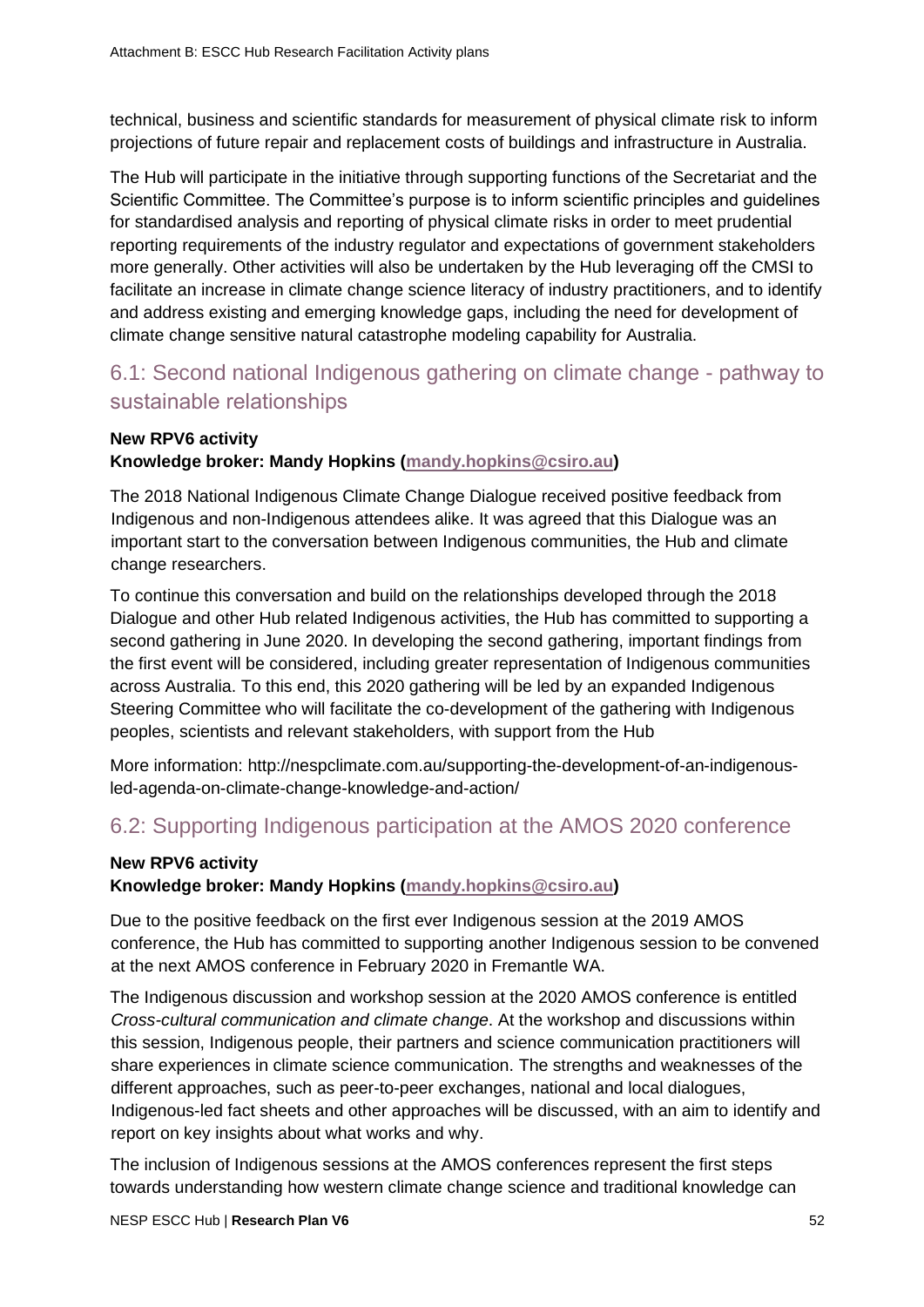technical, business and scientific standards for measurement of physical climate risk to inform projections of future repair and replacement costs of buildings and infrastructure in Australia.

The Hub will participate in the initiative through supporting functions of the Secretariat and the Scientific Committee. The Committee's purpose is to inform scientific principles and guidelines for standardised analysis and reporting of physical climate risks in order to meet prudential reporting requirements of the industry regulator and expectations of government stakeholders more generally. Other activities will also be undertaken by the Hub leveraging off the CMSI to facilitate an increase in climate change science literacy of industry practitioners, and to identify and address existing and emerging knowledge gaps, including the need for development of climate change sensitive natural catastrophe modeling capability for Australia.

## 6.1: Second national Indigenous gathering on climate change - pathway to sustainable relationships

**New RPV6 activity**
**Knowledge broker: Mandy Hopkins (mandy.hopkins@csiro.au)**

The 2018 National Indigenous Climate Change Dialogue received positive feedback from Indigenous and non-Indigenous attendees alike. It was agreed that this Dialogue was an important start to the conversation between Indigenous communities, the Hub and climate change researchers.

To continue this conversation and build on the relationships developed through the 2018 Dialogue and other Hub related Indigenous activities, the Hub has committed to supporting a second gathering in June 2020. In developing the second gathering, important findings from the first event will be considered, including greater representation of Indigenous communities across Australia. To this end, this 2020 gathering will be led by an expanded Indigenous Steering Committee who will facilitate the co-development of the gathering with Indigenous peoples, scientists and relevant stakeholders, with support from the Hub

More information: http://nespclimate.com.au/supporting-the-development-of-an-indigenous-led-agenda-on-climate-change-knowledge-and-action/

## 6.2: Supporting Indigenous participation at the AMOS 2020 conference

**New RPV6 activity**
**Knowledge broker: Mandy Hopkins (mandy.hopkins@csiro.au)**

Due to the positive feedback on the first ever Indigenous session at the 2019 AMOS conference, the Hub has committed to supporting another Indigenous session to be convened at the next AMOS conference in February 2020 in Fremantle WA.

The Indigenous discussion and workshop session at the 2020 AMOS conference is entitled *Cross-cultural communication and climate change*. At the workshop and discussions within this session, Indigenous people, their partners and science communication practitioners will share experiences in climate science communication. The strengths and weaknesses of the different approaches, such as peer-to-peer exchanges, national and local dialogues, Indigenous-led fact sheets and other approaches will be discussed, with an aim to identify and report on key insights about what works and why.

The inclusion of Indigenous sessions at the AMOS conferences represent the first steps towards understanding how western climate change science and traditional knowledge can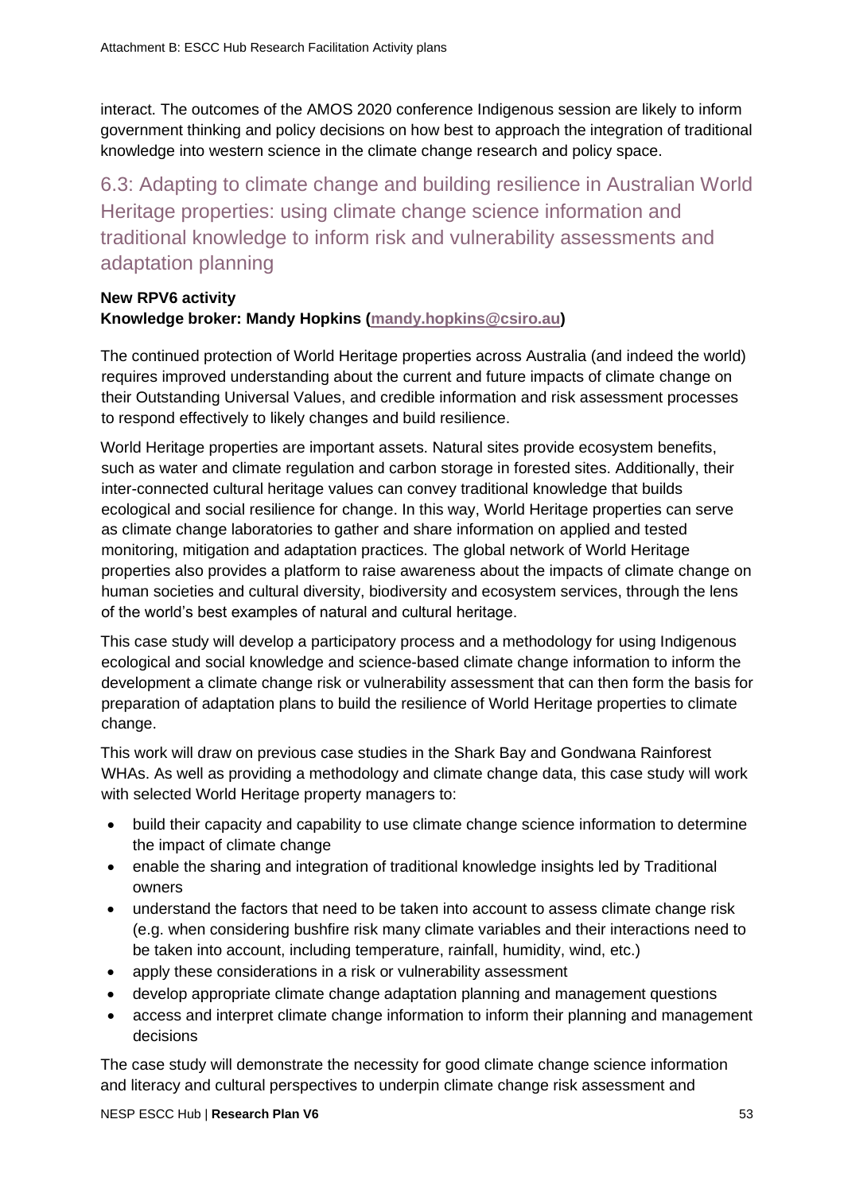interact. The outcomes of the AMOS 2020 conference Indigenous session are likely to inform government thinking and policy decisions on how best to approach the integration of traditional knowledge into western science in the climate change research and policy space.

## 6.3: Adapting to climate change and building resilience in Australian World Heritage properties: using climate change science information and traditional knowledge to inform risk and vulnerability assessments and adaptation planning

**New RPV6 activity**
**Knowledge broker: Mandy Hopkins (mandy.hopkins@csiro.au)**

The continued protection of World Heritage properties across Australia (and indeed the world) requires improved understanding about the current and future impacts of climate change on their Outstanding Universal Values, and credible information and risk assessment processes to respond effectively to likely changes and build resilience.

World Heritage properties are important assets. Natural sites provide ecosystem benefits, such as water and climate regulation and carbon storage in forested sites. Additionally, their inter-connected cultural heritage values can convey traditional knowledge that builds ecological and social resilience for change. In this way, World Heritage properties can serve as climate change laboratories to gather and share information on applied and tested monitoring, mitigation and adaptation practices. The global network of World Heritage properties also provides a platform to raise awareness about the impacts of climate change on human societies and cultural diversity, biodiversity and ecosystem services, through the lens of the world's best examples of natural and cultural heritage.

This case study will develop a participatory process and a methodology for using Indigenous ecological and social knowledge and science-based climate change information to inform the development a climate change risk or vulnerability assessment that can then form the basis for preparation of adaptation plans to build the resilience of World Heritage properties to climate change.

This work will draw on previous case studies in the Shark Bay and Gondwana Rainforest WHAs. As well as providing a methodology and climate change data, this case study will work with selected World Heritage property managers to:

- build their capacity and capability to use climate change science information to determine the impact of climate change
- enable the sharing and integration of traditional knowledge insights led by Traditional owners
- understand the factors that need to be taken into account to assess climate change risk (e.g. when considering bushfire risk many climate variables and their interactions need to be taken into account, including temperature, rainfall, humidity, wind, etc.)
- apply these considerations in a risk or vulnerability assessment
- develop appropriate climate change adaptation planning and management questions
- access and interpret climate change information to inform their planning and management decisions

The case study will demonstrate the necessity for good climate change science information and literacy and cultural perspectives to underpin climate change risk assessment and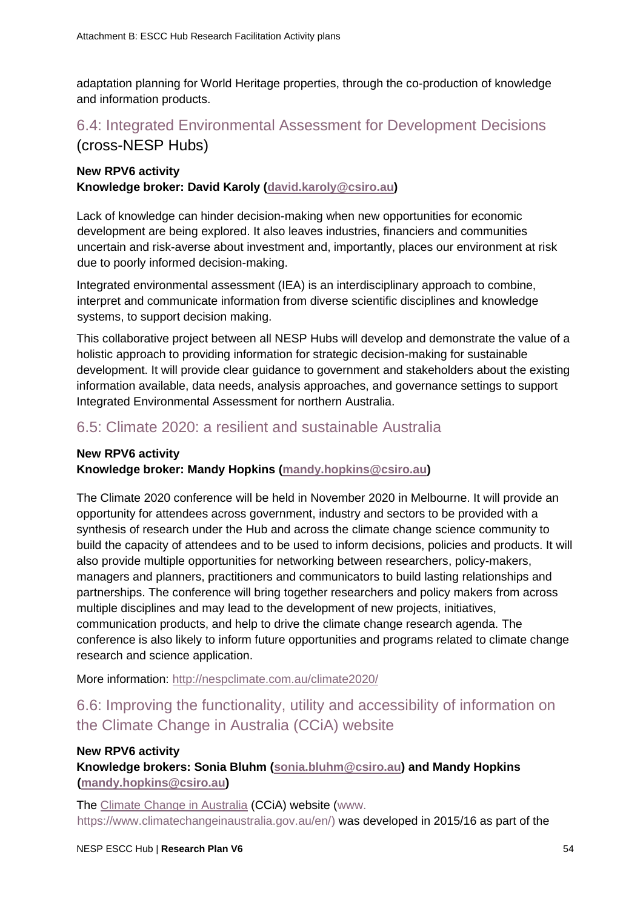adaptation planning for World Heritage properties, through the co-production of knowledge and information products.

## 6.4: Integrated Environmental Assessment for Development Decisions (cross-NESP Hubs)

**New RPV6 activity**
**Knowledge broker: David Karoly (david.karoly@csiro.au)**

Lack of knowledge can hinder decision-making when new opportunities for economic development are being explored. It also leaves industries, financiers and communities uncertain and risk-averse about investment and, importantly, places our environment at risk due to poorly informed decision-making.

Integrated environmental assessment (IEA) is an interdisciplinary approach to combine, interpret and communicate information from diverse scientific disciplines and knowledge systems, to support decision making.

This collaborative project between all NESP Hubs will develop and demonstrate the value of a holistic approach to providing information for strategic decision-making for sustainable development. It will provide clear guidance to government and stakeholders about the existing information available, data needs, analysis approaches, and governance settings to support Integrated Environmental Assessment for northern Australia.

## 6.5: Climate 2020: a resilient and sustainable Australia

**New RPV6 activity**
**Knowledge broker: Mandy Hopkins (mandy.hopkins@csiro.au)**

The Climate 2020 conference will be held in November 2020 in Melbourne. It will provide an opportunity for attendees across government, industry and sectors to be provided with a synthesis of research under the Hub and across the climate change science community to build the capacity of attendees and to be used to inform decisions, policies and products. It will also provide multiple opportunities for networking between researchers, policy-makers, managers and planners, practitioners and communicators to build lasting relationships and partnerships. The conference will bring together researchers and policy makers from across multiple disciplines and may lead to the development of new projects, initiatives, communication products, and help to drive the climate change research agenda. The conference is also likely to inform future opportunities and programs related to climate change research and science application.

More information: http://nespclimate.com.au/climate2020/

## 6.6: Improving the functionality, utility and accessibility of information on the Climate Change in Australia (CCiA) website

**New RPV6 activity**
**Knowledge brokers: Sonia Bluhm (sonia.bluhm@csiro.au) and Mandy Hopkins (mandy.hopkins@csiro.au)**

The Climate Change in Australia (CCiA) website (www. https://www.climatechangeinaustralia.gov.au/en/) was developed in 2015/16 as part of the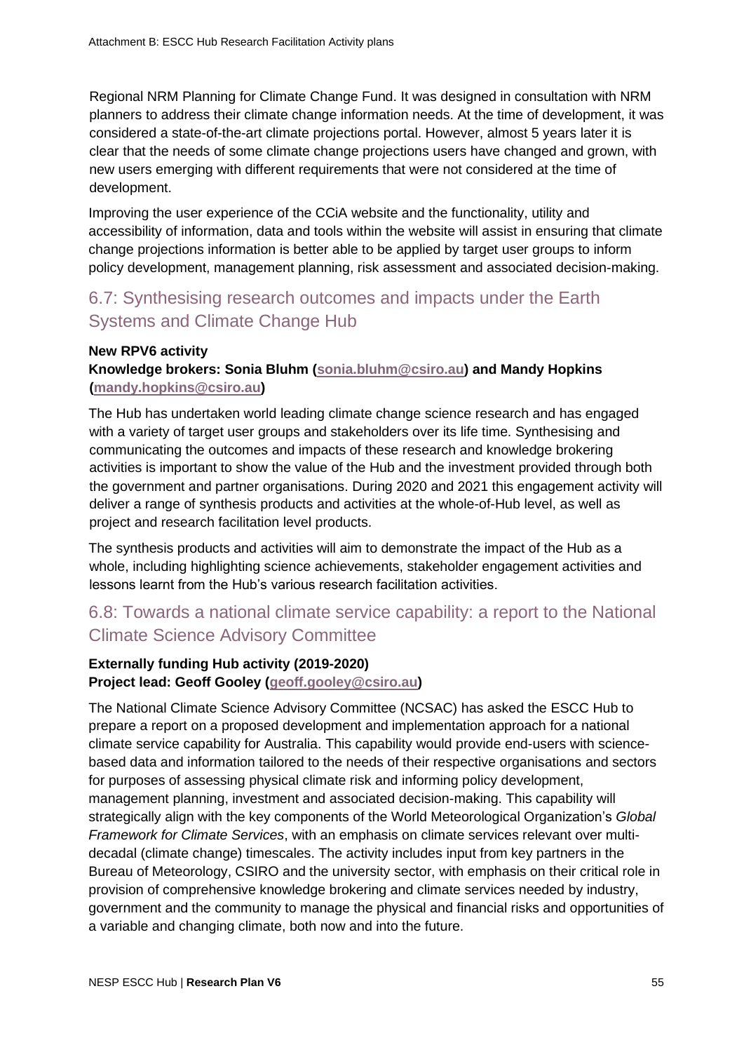Regional NRM Planning for Climate Change Fund. It was designed in consultation with NRM planners to address their climate change information needs. At the time of development, it was considered a state-of-the-art climate projections portal. However, almost 5 years later it is clear that the needs of some climate change projections users have changed and grown, with new users emerging with different requirements that were not considered at the time of development.

Improving the user experience of the CCiA website and the functionality, utility and accessibility of information, data and tools within the website will assist in ensuring that climate change projections information is better able to be applied by target user groups to inform policy development, management planning, risk assessment and associated decision-making.

## 6.7: Synthesising research outcomes and impacts under the Earth Systems and Climate Change Hub

**New RPV6 activity**
**Knowledge brokers: Sonia Bluhm (sonia.bluhm@csiro.au) and Mandy Hopkins (mandy.hopkins@csiro.au)**

The Hub has undertaken world leading climate change science research and has engaged with a variety of target user groups and stakeholders over its life time. Synthesising and communicating the outcomes and impacts of these research and knowledge brokering activities is important to show the value of the Hub and the investment provided through both the government and partner organisations. During 2020 and 2021 this engagement activity will deliver a range of synthesis products and activities at the whole-of-Hub level, as well as project and research facilitation level products.

The synthesis products and activities will aim to demonstrate the impact of the Hub as a whole, including highlighting science achievements, stakeholder engagement activities and lessons learnt from the Hub's various research facilitation activities.

## 6.8: Towards a national climate service capability: a report to the National Climate Science Advisory Committee

**Externally funding Hub activity (2019-2020)**
**Project lead: Geoff Gooley (geoff.gooley@csiro.au)**

The National Climate Science Advisory Committee (NCSAC) has asked the ESCC Hub to prepare a report on a proposed development and implementation approach for a national climate service capability for Australia. This capability would provide end-users with science-based data and information tailored to the needs of their respective organisations and sectors for purposes of assessing physical climate risk and informing policy development, management planning, investment and associated decision-making. This capability will strategically align with the key components of the World Meteorological Organization's *Global Framework for Climate Services*, with an emphasis on climate services relevant over multi-decadal (climate change) timescales. The activity includes input from key partners in the Bureau of Meteorology, CSIRO and the university sector, with emphasis on their critical role in provision of comprehensive knowledge brokering and climate services needed by industry, government and the community to manage the physical and financial risks and opportunities of a variable and changing climate, both now and into the future.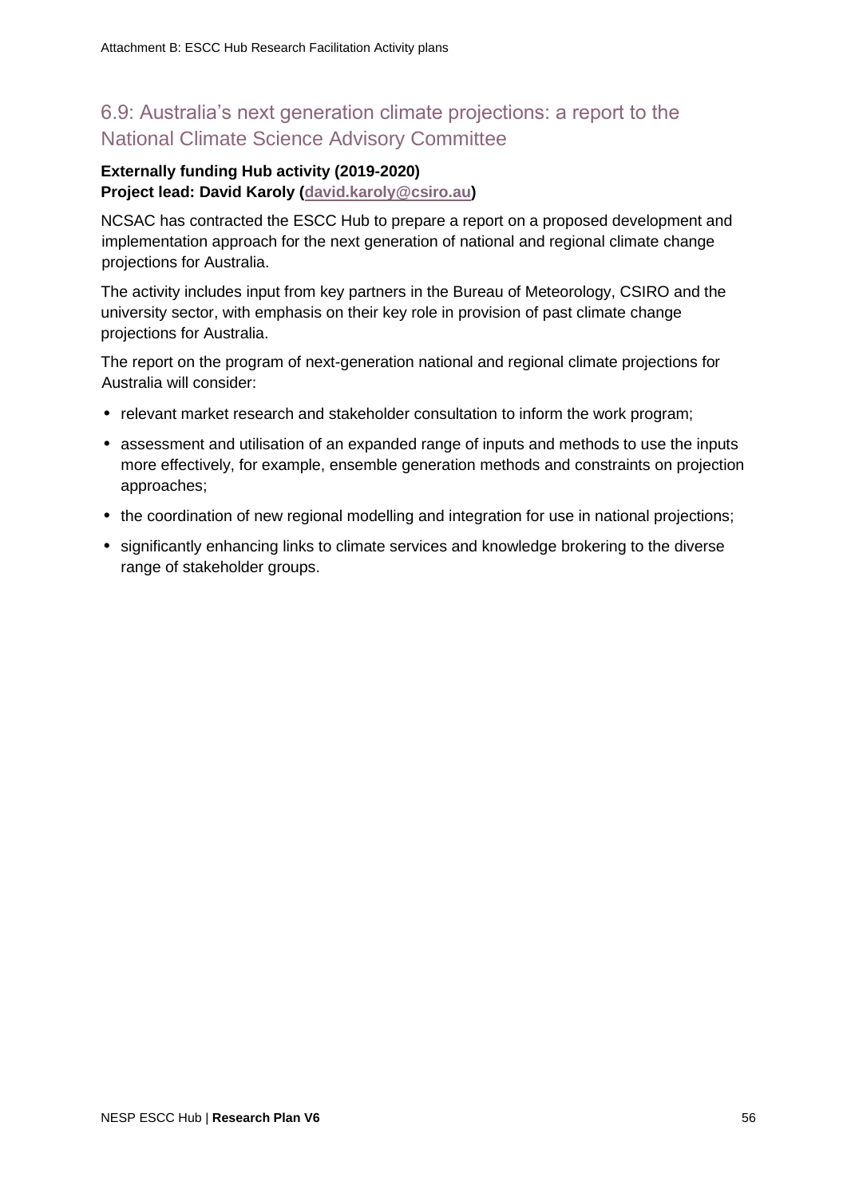## 6.9: Australia's next generation climate projections: a report to the National Climate Science Advisory Committee

**Externally funding Hub activity (2019-2020)**
**Project lead: David Karoly (david.karoly@csiro.au)**

NCSAC has contracted the ESCC Hub to prepare a report on a proposed development and implementation approach for the next generation of national and regional climate change projections for Australia.

The activity includes input from key partners in the Bureau of Meteorology, CSIRO and the university sector, with emphasis on their key role in provision of past climate change projections for Australia.

The report on the program of next-generation national and regional climate projections for Australia will consider:

- relevant market research and stakeholder consultation to inform the work program;
- assessment and utilisation of an expanded range of inputs and methods to use the inputs more effectively, for example, ensemble generation methods and constraints on projection approaches;
- the coordination of new regional modelling and integration for use in national projections;
- significantly enhancing links to climate services and knowledge brokering to the diverse range of stakeholder groups.